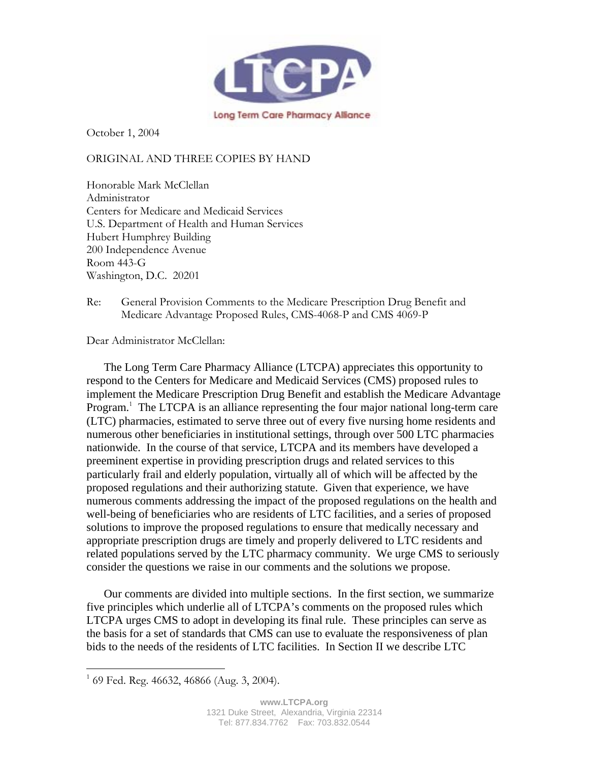Long Term Care Pharmacy Alliance

October 1, 2004

ORIGINAL AND THREE COPIES BY HAND

Honorable Mark McClellan
Administrator
Centers for Medicare and Medicaid Services
U.S. Department of Health and Human Services
Hubert Humphrey Building
200 Independence Avenue
Room 443-G
Washington, D.C. 20201

Re: General Provision Comments to the Medicare Prescription Drug Benefit and Medicare Advantage Proposed Rules, CMS-4068-P and CMS 4069-P

Dear Administrator McClellan:

The Long Term Care Pharmacy Alliance (LTCPA) appreciates this opportunity to respond to the Centers for Medicare and Medicaid Services (CMS) proposed rules to implement the Medicare Prescription Drug Benefit and establish the Medicare Advantage Program.[1] The LTCPA is an alliance representing the four major national long-term care (LTC) pharmacies, estimated to serve three out of every five nursing home residents and numerous other beneficiaries in institutional settings, through over 500 LTC pharmacies nationwide. In the course of that service, LTCPA and its members have developed a preeminent expertise in providing prescription drugs and related services to this particularly frail and elderly population, virtually all of which will be affected by the proposed regulations and their authorizing statute. Given that experience, we have numerous comments addressing the impact of the proposed regulations on the health and well-being of beneficiaries who are residents of LTC facilities, and a series of proposed solutions to improve the proposed regulations to ensure that medically necessary and appropriate prescription drugs are timely and properly delivered to LTC residents and related populations served by the LTC pharmacy community. We urge CMS to seriously consider the questions we raise in our comments and the solutions we propose.

Our comments are divided into multiple sections. In the first section, we summarize five principles which underlie all of LTCPA's comments on the proposed rules which LTCPA urges CMS to adopt in developing its final rule. These principles can serve as the basis for a set of standards that CMS can use to evaluate the responsiveness of plan bids to the needs of the residents of LTC facilities. In Section II we describe LTC

---

[1] 69 Fed. Reg. 46632, 46866 (Aug. 3, 2004).

www.LTCPA.org
1321 Duke Street, Alexandria, Virginia 22314
Tel: 877.834.7762 Fax: 703.832.0544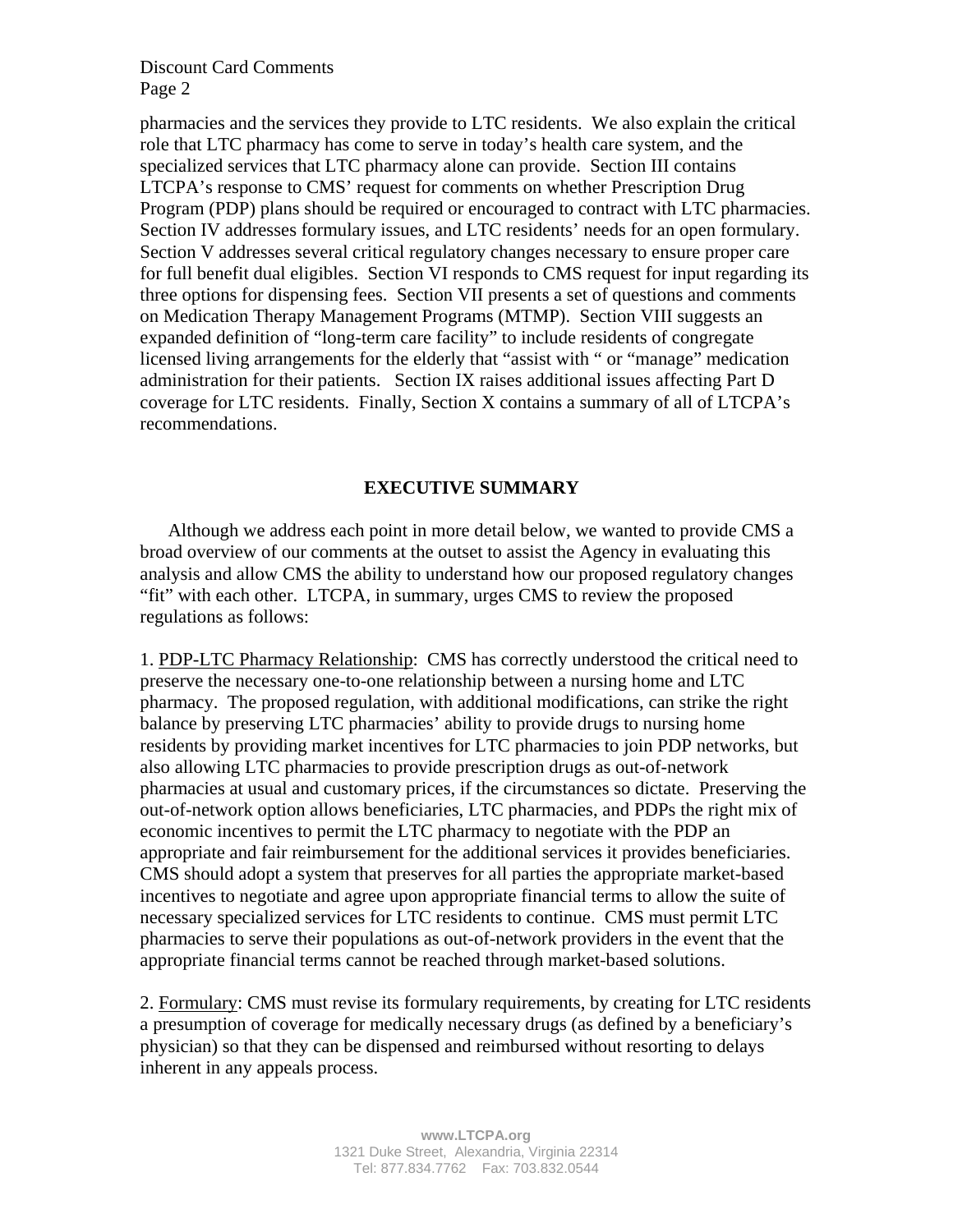pharmacies and the services they provide to LTC residents. We also explain the critical role that LTC pharmacy has come to serve in today's health care system, and the specialized services that LTC pharmacy alone can provide. Section III contains LTCPA's response to CMS' request for comments on whether Prescription Drug Program (PDP) plans should be required or encouraged to contract with LTC pharmacies. Section IV addresses formulary issues, and LTC residents' needs for an open formulary. Section V addresses several critical regulatory changes necessary to ensure proper care for full benefit dual eligibles. Section VI responds to CMS request for input regarding its three options for dispensing fees. Section VII presents a set of questions and comments on Medication Therapy Management Programs (MTMP). Section VIII suggests an expanded definition of "long-term care facility" to include residents of congregate licensed living arrangements for the elderly that "assist with " or "manage" medication administration for their patients. Section IX raises additional issues affecting Part D coverage for LTC residents. Finally, Section X contains a summary of all of LTCPA's recommendations.

## EXECUTIVE SUMMARY

Although we address each point in more detail below, we wanted to provide CMS a broad overview of our comments at the outset to assist the Agency in evaluating this analysis and allow CMS the ability to understand how our proposed regulatory changes "fit" with each other. LTCPA, in summary, urges CMS to review the proposed regulations as follows:

1. PDP-LTC Pharmacy Relationship: CMS has correctly understood the critical need to preserve the necessary one-to-one relationship between a nursing home and LTC pharmacy. The proposed regulation, with additional modifications, can strike the right balance by preserving LTC pharmacies' ability to provide drugs to nursing home residents by providing market incentives for LTC pharmacies to join PDP networks, but also allowing LTC pharmacies to provide prescription drugs as out-of-network pharmacies at usual and customary prices, if the circumstances so dictate. Preserving the out-of-network option allows beneficiaries, LTC pharmacies, and PDPs the right mix of economic incentives to permit the LTC pharmacy to negotiate with the PDP an appropriate and fair reimbursement for the additional services it provides beneficiaries. CMS should adopt a system that preserves for all parties the appropriate market-based incentives to negotiate and agree upon appropriate financial terms to allow the suite of necessary specialized services for LTC residents to continue. CMS must permit LTC pharmacies to serve their populations as out-of-network providers in the event that the appropriate financial terms cannot be reached through market-based solutions.

2. Formulary: CMS must revise its formulary requirements, by creating for LTC residents a presumption of coverage for medically necessary drugs (as defined by a beneficiary's physician) so that they can be dispensed and reimbursed without resorting to delays inherent in any appeals process.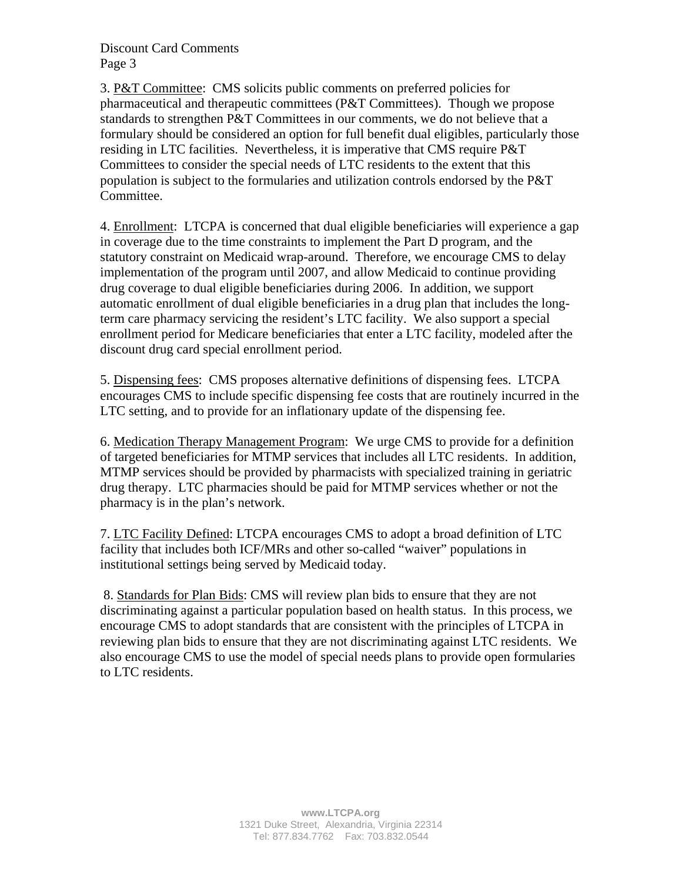3. P&T Committee: CMS solicits public comments on preferred policies for pharmaceutical and therapeutic committees (P&T Committees). Though we propose standards to strengthen P&T Committees in our comments, we do not believe that a formulary should be considered an option for full benefit dual eligibles, particularly those residing in LTC facilities. Nevertheless, it is imperative that CMS require P&T Committees to consider the special needs of LTC residents to the extent that this population is subject to the formularies and utilization controls endorsed by the P&T Committee.

4. Enrollment: LTCPA is concerned that dual eligible beneficiaries will experience a gap in coverage due to the time constraints to implement the Part D program, and the statutory constraint on Medicaid wrap-around. Therefore, we encourage CMS to delay implementation of the program until 2007, and allow Medicaid to continue providing drug coverage to dual eligible beneficiaries during 2006. In addition, we support automatic enrollment of dual eligible beneficiaries in a drug plan that includes the long-term care pharmacy servicing the resident's LTC facility. We also support a special enrollment period for Medicare beneficiaries that enter a LTC facility, modeled after the discount drug card special enrollment period.

5. Dispensing fees: CMS proposes alternative definitions of dispensing fees. LTCPA encourages CMS to include specific dispensing fee costs that are routinely incurred in the LTC setting, and to provide for an inflationary update of the dispensing fee.

6. Medication Therapy Management Program: We urge CMS to provide for a definition of targeted beneficiaries for MTMP services that includes all LTC residents. In addition, MTMP services should be provided by pharmacists with specialized training in geriatric drug therapy. LTC pharmacies should be paid for MTMP services whether or not the pharmacy is in the plan's network.

7. LTC Facility Defined: LTCPA encourages CMS to adopt a broad definition of LTC facility that includes both ICF/MRs and other so-called "waiver" populations in institutional settings being served by Medicaid today.

8. Standards for Plan Bids: CMS will review plan bids to ensure that they are not discriminating against a particular population based on health status. In this process, we encourage CMS to adopt standards that are consistent with the principles of LTCPA in reviewing plan bids to ensure that they are not discriminating against LTC residents. We also encourage CMS to use the model of special needs plans to provide open formularies to LTC residents.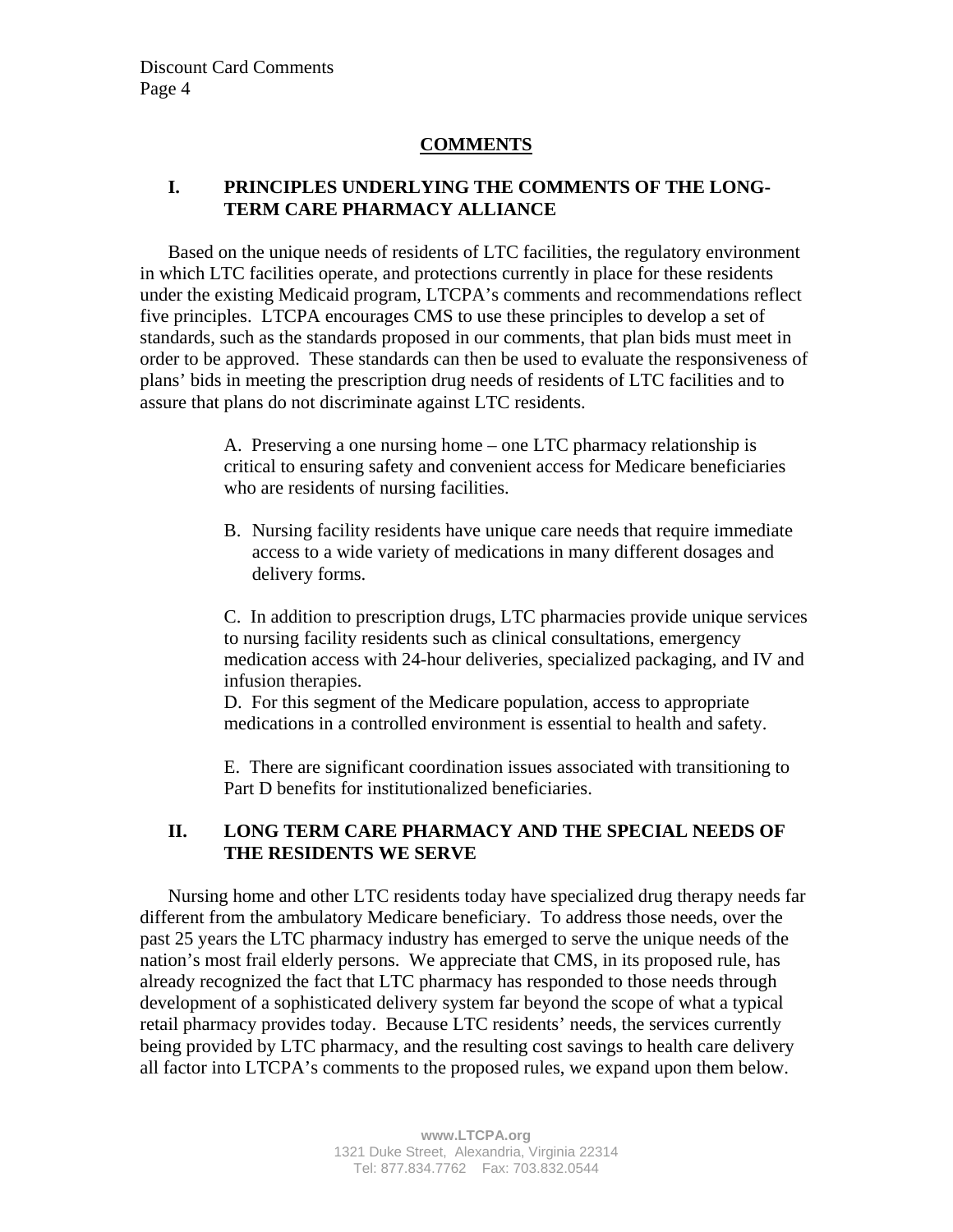## COMMENTS

### I. PRINCIPLES UNDERLYING THE COMMENTS OF THE LONG-TERM CARE PHARMACY ALLIANCE

Based on the unique needs of residents of LTC facilities, the regulatory environment in which LTC facilities operate, and protections currently in place for these residents under the existing Medicaid program, LTCPA's comments and recommendations reflect five principles. LTCPA encourages CMS to use these principles to develop a set of standards, such as the standards proposed in our comments, that plan bids must meet in order to be approved. These standards can then be used to evaluate the responsiveness of plans' bids in meeting the prescription drug needs of residents of LTC facilities and to assure that plans do not discriminate against LTC residents.

A. Preserving a one nursing home – one LTC pharmacy relationship is critical to ensuring safety and convenient access for Medicare beneficiaries who are residents of nursing facilities.

B. Nursing facility residents have unique care needs that require immediate access to a wide variety of medications in many different dosages and delivery forms.

C. In addition to prescription drugs, LTC pharmacies provide unique services to nursing facility residents such as clinical consultations, emergency medication access with 24-hour deliveries, specialized packaging, and IV and infusion therapies.

D. For this segment of the Medicare population, access to appropriate medications in a controlled environment is essential to health and safety.

E. There are significant coordination issues associated with transitioning to Part D benefits for institutionalized beneficiaries.

### II. LONG TERM CARE PHARMACY AND THE SPECIAL NEEDS OF THE RESIDENTS WE SERVE

Nursing home and other LTC residents today have specialized drug therapy needs far different from the ambulatory Medicare beneficiary. To address those needs, over the past 25 years the LTC pharmacy industry has emerged to serve the unique needs of the nation's most frail elderly persons. We appreciate that CMS, in its proposed rule, has already recognized the fact that LTC pharmacy has responded to those needs through development of a sophisticated delivery system far beyond the scope of what a typical retail pharmacy provides today. Because LTC residents' needs, the services currently being provided by LTC pharmacy, and the resulting cost savings to health care delivery all factor into LTCPA's comments to the proposed rules, we expand upon them below.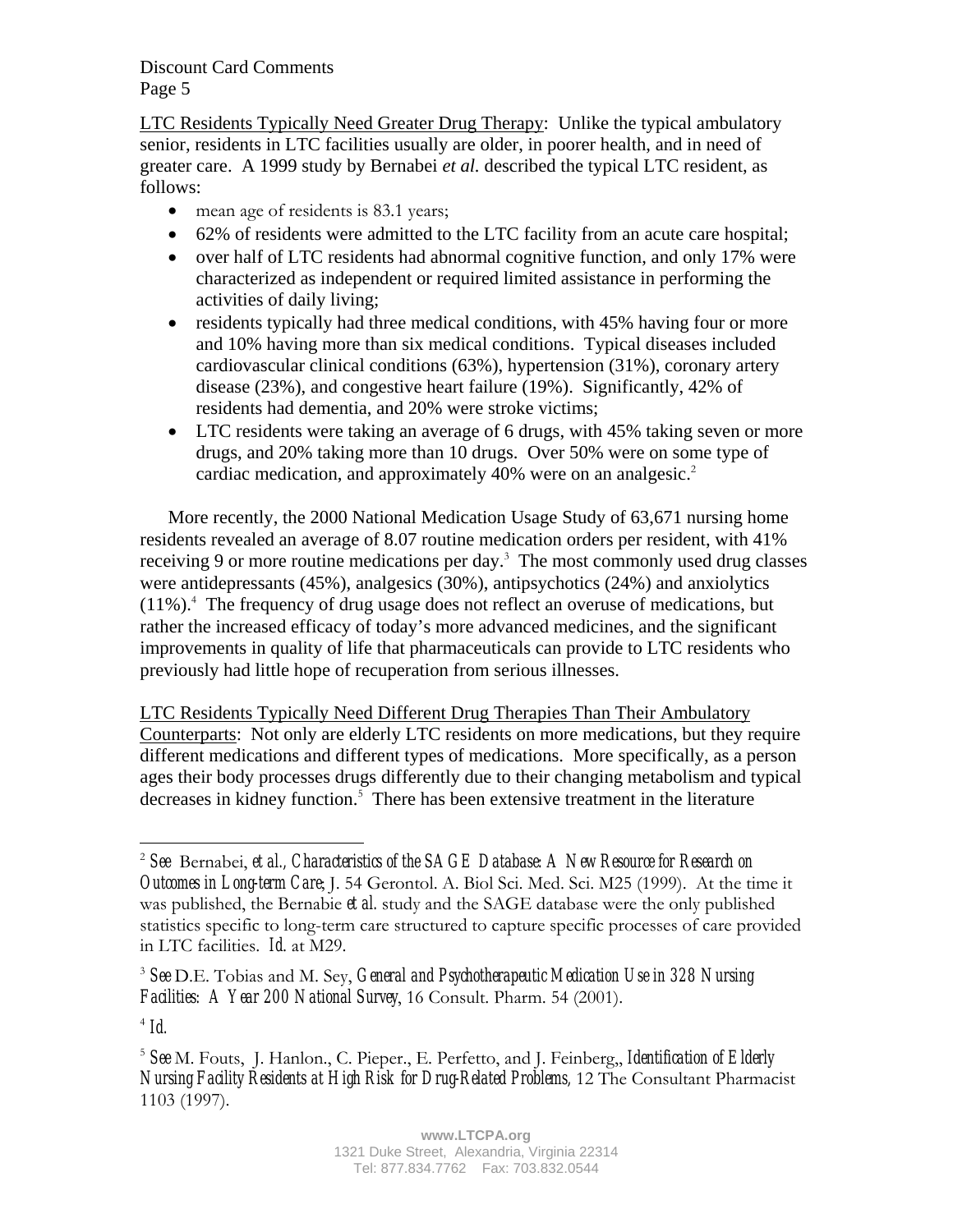<u>LTC Residents Typically Need Greater Drug Therapy</u>: Unlike the typical ambulatory senior, residents in LTC facilities usually are older, in poorer health, and in need of greater care. A 1999 study by Bernabei *et al.* described the typical LTC resident, as follows:

- mean age of residents is 83.1 years;
- 62% of residents were admitted to the LTC facility from an acute care hospital;
- over half of LTC residents had abnormal cognitive function, and only 17% were characterized as independent or required limited assistance in performing the activities of daily living;
- residents typically had three medical conditions, with 45% having four or more and 10% having more than six medical conditions. Typical diseases included cardiovascular clinical conditions (63%), hypertension (31%), coronary artery disease (23%), and congestive heart failure (19%). Significantly, 42% of residents had dementia, and 20% were stroke victims;
- LTC residents were taking an average of 6 drugs, with 45% taking seven or more drugs, and 20% taking more than 10 drugs. Over 50% were on some type of cardiac medication, and approximately 40% were on an analgesic.[2]

More recently, the 2000 National Medication Usage Study of 63,671 nursing home residents revealed an average of 8.07 routine medication orders per resident, with 41% receiving 9 or more routine medications per day.[3] The most commonly used drug classes were antidepressants (45%), analgesics (30%), antipsychotics (24%) and anxiolytics (11%).[4] The frequency of drug usage does not reflect an overuse of medications, but rather the increased efficacy of today's more advanced medicines, and the significant improvements in quality of life that pharmaceuticals can provide to LTC residents who previously had little hope of recuperation from serious illnesses.

<u>LTC Residents Typically Need Different Drug Therapies Than Their Ambulatory Counterparts</u>: Not only are elderly LTC residents on more medications, but they require different medications and different types of medications. More specifically, as a person ages their body processes drugs differently due to their changing metabolism and typical decreases in kidney function.[5] There has been extensive treatment in the literature

---

[2] *See* Bernabei, *et al.*, *Characteristics of the SAGE Database: A New Resource for Research on Outcomes in Long-term Care*, J. 54 Gerontol. A. Biol Sci. Med. Sci. M25 (1999). At the time it was published, the Bernabie *et al.* study and the SAGE database were the only published statistics specific to long-term care structured to capture specific processes of care provided in LTC facilities. *Id.* at M29.

[3] *See* D.E. Tobias and M. Sey, *General and Psychotherapeutic Medication Use in 328 Nursing Facilities: A Year 200 National Survey*, 16 Consult. Pharm. 54 (2001).

[4] *Id.*

[5] *See* M. Fouts, J. Hanlon., C. Pieper., E. Perfetto, and J. Feinberg,, *Identification of Elderly Nursing Facility Residents at High Risk for Drug-Related Problems*, 12 The Consultant Pharmacist 1103 (1997).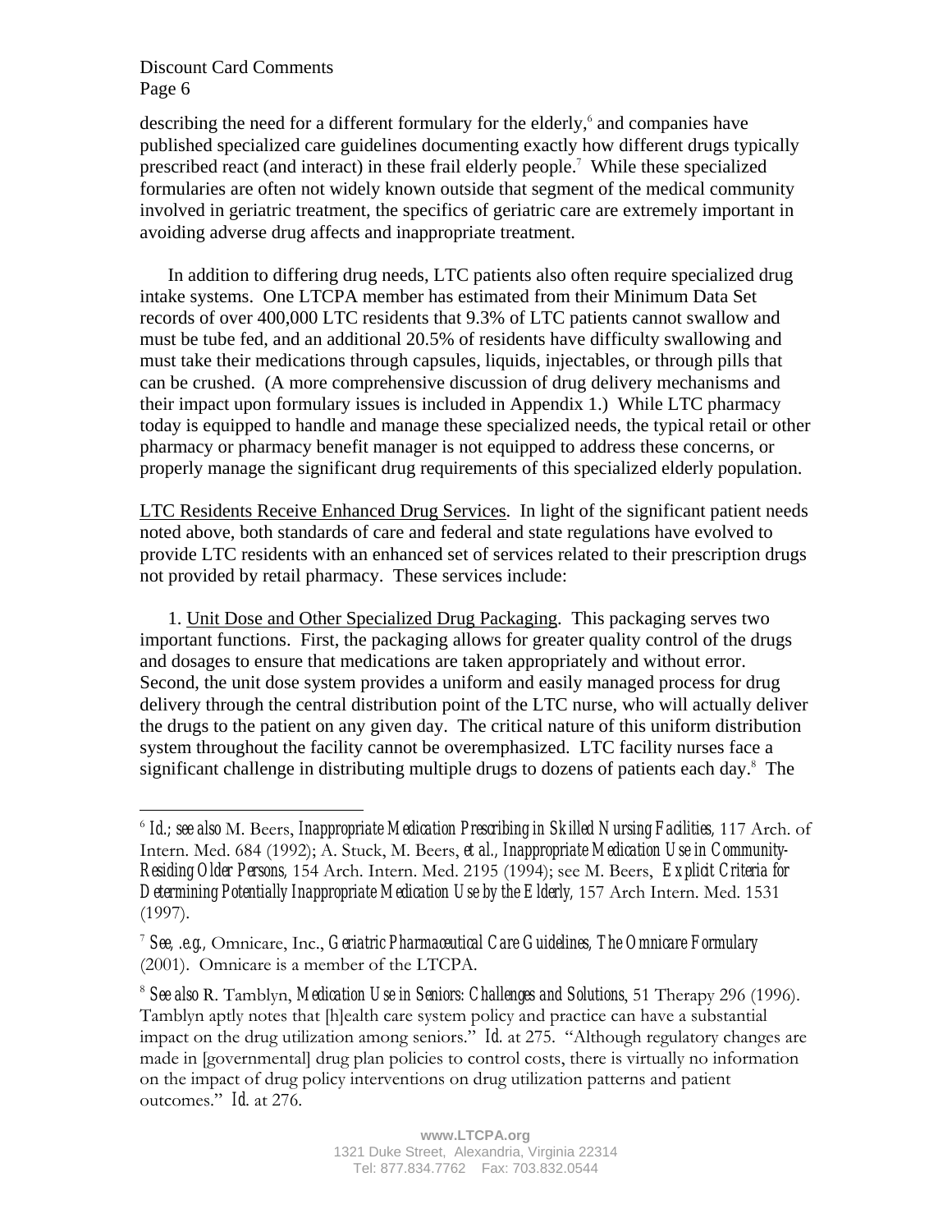describing the need for a different formulary for the elderly,[6] and companies have published specialized care guidelines documenting exactly how different drugs typically prescribed react (and interact) in these frail elderly people.[7] While these specialized formularies are often not widely known outside that segment of the medical community involved in geriatric treatment, the specifics of geriatric care are extremely important in avoiding adverse drug affects and inappropriate treatment.

In addition to differing drug needs, LTC patients also often require specialized drug intake systems. One LTCPA member has estimated from their Minimum Data Set records of over 400,000 LTC residents that 9.3% of LTC patients cannot swallow and must be tube fed, and an additional 20.5% of residents have difficulty swallowing and must take their medications through capsules, liquids, injectables, or through pills that can be crushed. (A more comprehensive discussion of drug delivery mechanisms and their impact upon formulary issues is included in Appendix 1.) While LTC pharmacy today is equipped to handle and manage these specialized needs, the typical retail or other pharmacy or pharmacy benefit manager is not equipped to address these concerns, or properly manage the significant drug requirements of this specialized elderly population.

<u>LTC Residents Receive Enhanced Drug Services</u>. In light of the significant patient needs noted above, both standards of care and federal and state regulations have evolved to provide LTC residents with an enhanced set of services related to their prescription drugs not provided by retail pharmacy. These services include:

1. <u>Unit Dose and Other Specialized Drug Packaging</u>. This packaging serves two important functions. First, the packaging allows for greater quality control of the drugs and dosages to ensure that medications are taken appropriately and without error. Second, the unit dose system provides a uniform and easily managed process for drug delivery through the central distribution point of the LTC nurse, who will actually deliver the drugs to the patient on any given day. The critical nature of this uniform distribution system throughout the facility cannot be overemphasized. LTC facility nurses face a significant challenge in distributing multiple drugs to dozens of patients each day.[8] The

---

[6] *Id.*; *see also* M. Beers, *Inappropriate Medication Prescribing in Skilled Nursing Facilities*, 117 Arch. of Intern. Med. 684 (1992); A. Stuck, M. Beers, *et al.*, *Inappropriate Medication Use in Community-Residing Older Persons*, 154 Arch. Intern. Med. 2195 (1994); see M. Beers, *Explicit Criteria for Determining Potentially Inappropriate Medication Use by the Elderly*, 157 Arch Intern. Med. 1531 (1997).

[7] *See, .e.g.*, Omnicare, Inc., *Geriatric Pharmaceutical Care Guidelines, The Omnicare Formulary* (2001). Omnicare is a member of the LTCPA.

[8] *See also* R. Tamblyn, *Medication Use in Seniors: Challenges and Solutions*, 51 Therapy 296 (1996). Tamblyn aptly notes that [h]ealth care system policy and practice can have a substantial impact on the drug utilization among seniors." *Id.* at 275. "Although regulatory changes are made in [governmental] drug plan policies to control costs, there is virtually no information on the impact of drug policy interventions on drug utilization patterns and patient outcomes." *Id.* at 276.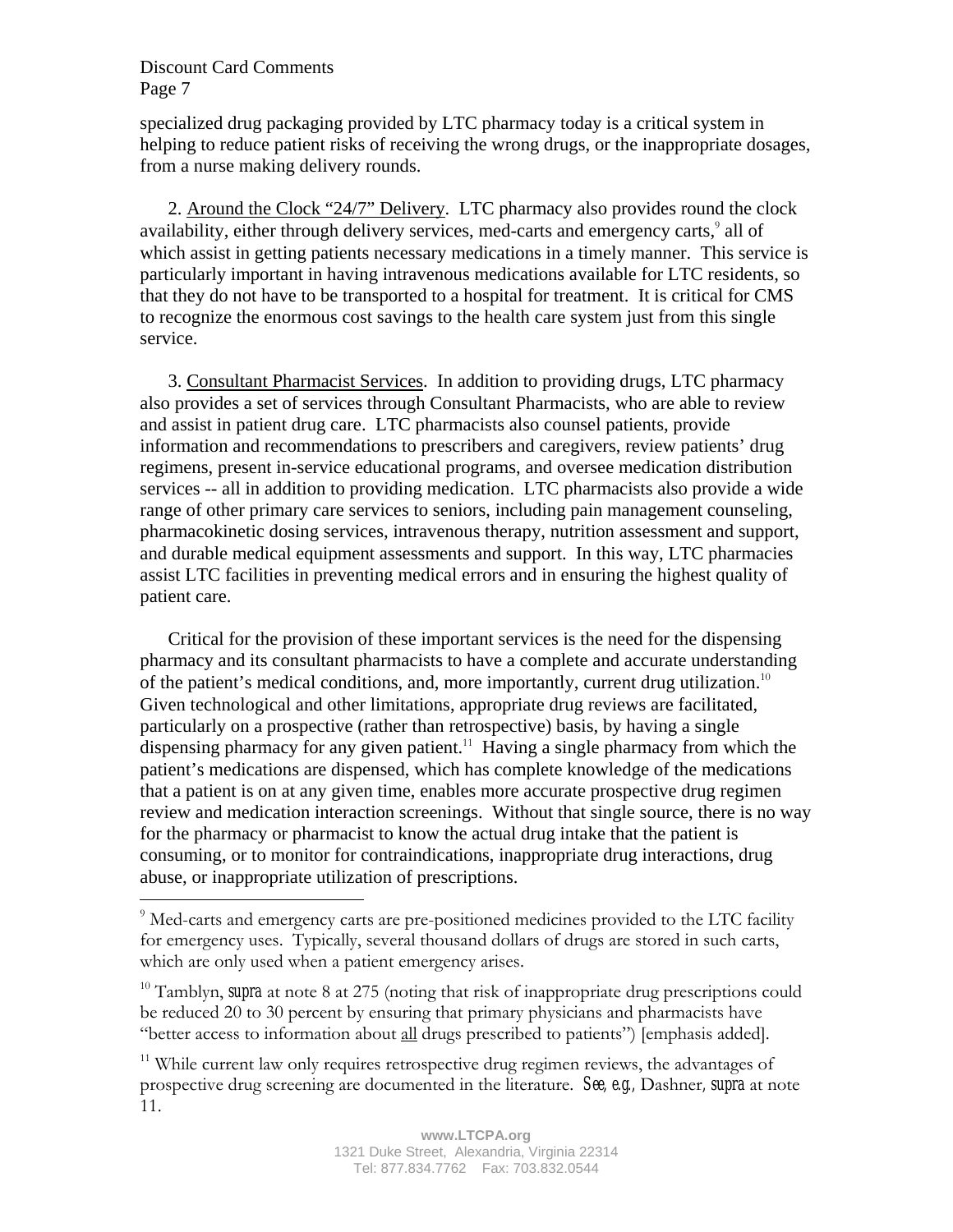specialized drug packaging provided by LTC pharmacy today is a critical system in helping to reduce patient risks of receiving the wrong drugs, or the inappropriate dosages, from a nurse making delivery rounds.

2. Around the Clock "24/7" Delivery. LTC pharmacy also provides round the clock availability, either through delivery services, med-carts and emergency carts,[9] all of which assist in getting patients necessary medications in a timely manner. This service is particularly important in having intravenous medications available for LTC residents, so that they do not have to be transported to a hospital for treatment. It is critical for CMS to recognize the enormous cost savings to the health care system just from this single service.

3. Consultant Pharmacist Services. In addition to providing drugs, LTC pharmacy also provides a set of services through Consultant Pharmacists, who are able to review and assist in patient drug care. LTC pharmacists also counsel patients, provide information and recommendations to prescribers and caregivers, review patients' drug regimens, present in-service educational programs, and oversee medication distribution services -- all in addition to providing medication. LTC pharmacists also provide a wide range of other primary care services to seniors, including pain management counseling, pharmacokinetic dosing services, intravenous therapy, nutrition assessment and support, and durable medical equipment assessments and support. In this way, LTC pharmacies assist LTC facilities in preventing medical errors and in ensuring the highest quality of patient care.

Critical for the provision of these important services is the need for the dispensing pharmacy and its consultant pharmacists to have a complete and accurate understanding of the patient's medical conditions, and, more importantly, current drug utilization.[10] Given technological and other limitations, appropriate drug reviews are facilitated, particularly on a prospective (rather than retrospective) basis, by having a single dispensing pharmacy for any given patient.[11] Having a single pharmacy from which the patient's medications are dispensed, which has complete knowledge of the medications that a patient is on at any given time, enables more accurate prospective drug regimen review and medication interaction screenings. Without that single source, there is no way for the pharmacy or pharmacist to know the actual drug intake that the patient is consuming, or to monitor for contraindications, inappropriate drug interactions, drug abuse, or inappropriate utilization of prescriptions.

---

[9] Med-carts and emergency carts are pre-positioned medicines provided to the LTC facility for emergency uses. Typically, several thousand dollars of drugs are stored in such carts, which are only used when a patient emergency arises.

[10] Tamblyn, *supra* at note 8 at 275 (noting that risk of inappropriate drug prescriptions could be reduced 20 to 30 percent by ensuring that primary physicians and pharmacists have "better access to information about all drugs prescribed to patients") [emphasis added].

[11] While current law only requires retrospective drug regimen reviews, the advantages of prospective drug screening are documented in the literature. *See, e.g.*, Dashner, *supra* at note 11.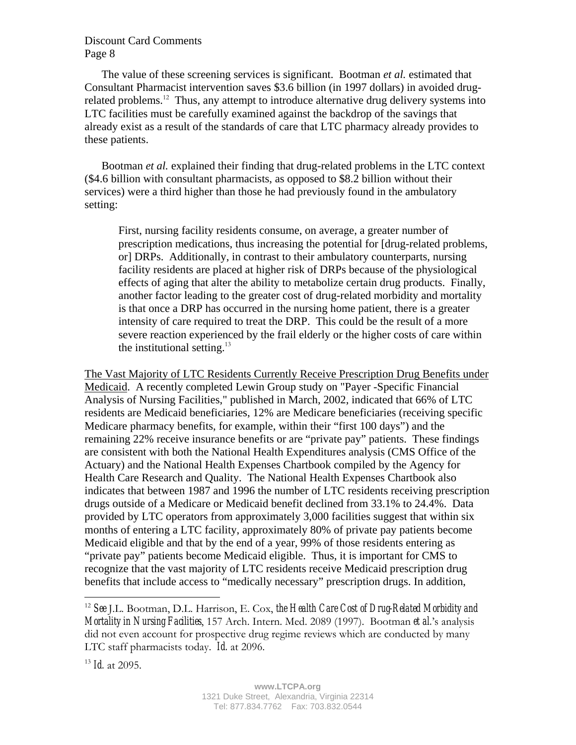The value of these screening services is significant. Bootman *et al.* estimated that Consultant Pharmacist intervention saves $3.6 billion (in 1997 dollars) in avoided drug-related problems.[12] Thus, any attempt to introduce alternative drug delivery systems into LTC facilities must be carefully examined against the backdrop of the savings that already exist as a result of the standards of care that LTC pharmacy already provides to these patients.

Bootman *et al.* explained their finding that drug-related problems in the LTC context ($4.6 billion with consultant pharmacists, as opposed to $8.2 billion without their services) were a third higher than those he had previously found in the ambulatory setting:

> First, nursing facility residents consume, on average, a greater number of prescription medications, thus increasing the potential for [drug-related problems, or] DRPs. Additionally, in contrast to their ambulatory counterparts, nursing facility residents are placed at higher risk of DRPs because of the physiological effects of aging that alter the ability to metabolize certain drug products. Finally, another factor leading to the greater cost of drug-related morbidity and mortality is that once a DRP has occurred in the nursing home patient, there is a greater intensity of care required to treat the DRP. This could be the result of a more severe reaction experienced by the frail elderly or the higher costs of care within the institutional setting.[13]

<u>The Vast Majority of LTC Residents Currently Receive Prescription Drug Benefits under Medicaid</u>. A recently completed Lewin Group study on "Payer -Specific Financial Analysis of Nursing Facilities," published in March, 2002, indicated that 66% of LTC residents are Medicaid beneficiaries, 12% are Medicare beneficiaries (receiving specific Medicare pharmacy benefits, for example, within their "first 100 days") and the remaining 22% receive insurance benefits or are "private pay" patients. These findings are consistent with both the National Health Expenditures analysis (CMS Office of the Actuary) and the National Health Expenses Chartbook compiled by the Agency for Health Care Research and Quality. The National Health Expenses Chartbook also indicates that between 1987 and 1996 the number of LTC residents receiving prescription drugs outside of a Medicare or Medicaid benefit declined from 33.1% to 24.4%. Data provided by LTC operators from approximately 3,000 facilities suggest that within six months of entering a LTC facility, approximately 80% of private pay patients become Medicaid eligible and that by the end of a year, 99% of those residents entering as "private pay" patients become Medicaid eligible. Thus, it is important for CMS to recognize that the vast majority of LTC residents receive Medicaid prescription drug benefits that include access to "medically necessary" prescription drugs. In addition,

---

[12] *See* J.L. Bootman, D.L. Harrison, E. Cox, *the Health Care Cost of Drug-Related Morbidity and Mortality in Nursing Facilities*, 157 Arch. Intern. Med. 2089 (1997). Bootman *et al.*'s analysis did not even account for prospective drug regime reviews which are conducted by many LTC staff pharmacists today. *Id.* at 2096.

[13] *Id.* at 2095.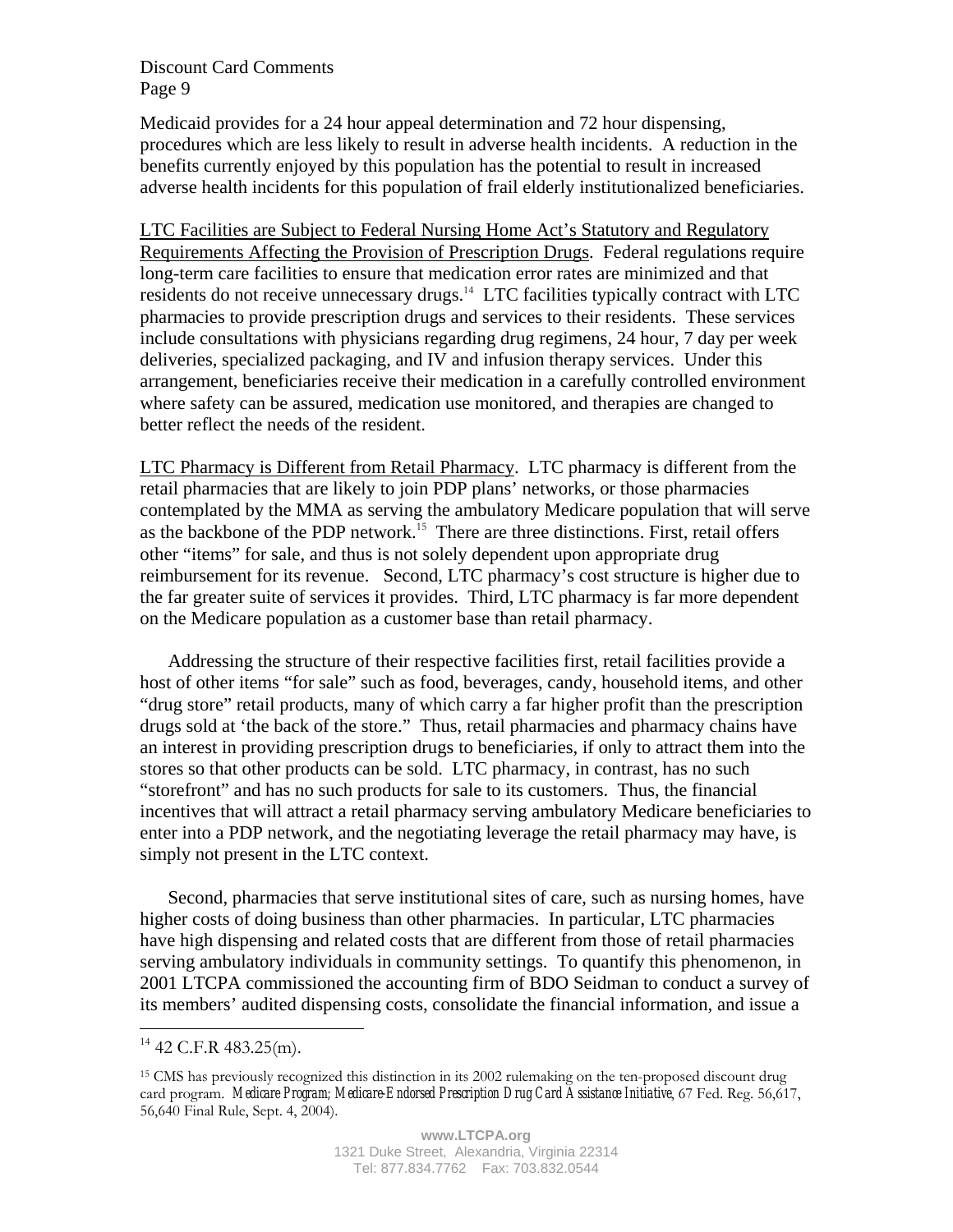Medicaid provides for a 24 hour appeal determination and 72 hour dispensing, procedures which are less likely to result in adverse health incidents. A reduction in the benefits currently enjoyed by this population has the potential to result in increased adverse health incidents for this population of frail elderly institutionalized beneficiaries.

LTC Facilities are Subject to Federal Nursing Home Act's Statutory and Regulatory Requirements Affecting the Provision of Prescription Drugs. Federal regulations require long-term care facilities to ensure that medication error rates are minimized and that residents do not receive unnecessary drugs.[14] LTC facilities typically contract with LTC pharmacies to provide prescription drugs and services to their residents. These services include consultations with physicians regarding drug regimens, 24 hour, 7 day per week deliveries, specialized packaging, and IV and infusion therapy services. Under this arrangement, beneficiaries receive their medication in a carefully controlled environment where safety can be assured, medication use monitored, and therapies are changed to better reflect the needs of the resident.

LTC Pharmacy is Different from Retail Pharmacy. LTC pharmacy is different from the retail pharmacies that are likely to join PDP plans' networks, or those pharmacies contemplated by the MMA as serving the ambulatory Medicare population that will serve as the backbone of the PDP network.[15] There are three distinctions. First, retail offers other "items" for sale, and thus is not solely dependent upon appropriate drug reimbursement for its revenue. Second, LTC pharmacy's cost structure is higher due to the far greater suite of services it provides. Third, LTC pharmacy is far more dependent on the Medicare population as a customer base than retail pharmacy.

Addressing the structure of their respective facilities first, retail facilities provide a host of other items "for sale" such as food, beverages, candy, household items, and other "drug store" retail products, many of which carry a far higher profit than the prescription drugs sold at 'the back of the store." Thus, retail pharmacies and pharmacy chains have an interest in providing prescription drugs to beneficiaries, if only to attract them into the stores so that other products can be sold. LTC pharmacy, in contrast, has no such "storefront" and has no such products for sale to its customers. Thus, the financial incentives that will attract a retail pharmacy serving ambulatory Medicare beneficiaries to enter into a PDP network, and the negotiating leverage the retail pharmacy may have, is simply not present in the LTC context.

Second, pharmacies that serve institutional sites of care, such as nursing homes, have higher costs of doing business than other pharmacies. In particular, LTC pharmacies have high dispensing and related costs that are different from those of retail pharmacies serving ambulatory individuals in community settings. To quantify this phenomenon, in 2001 LTCPA commissioned the accounting firm of BDO Seidman to conduct a survey of its members' audited dispensing costs, consolidate the financial information, and issue a

---

[14] 42 C.F.R 483.25(m).

[15] CMS has previously recognized this distinction in its 2002 rulemaking on the ten-proposed discount drug card program. *Medicare Program; Medicare-Endorsed Prescription Drug Card Assistance Initiative*, 67 Fed. Reg. 56,617, 56,640 Final Rule, Sept. 4, 2004).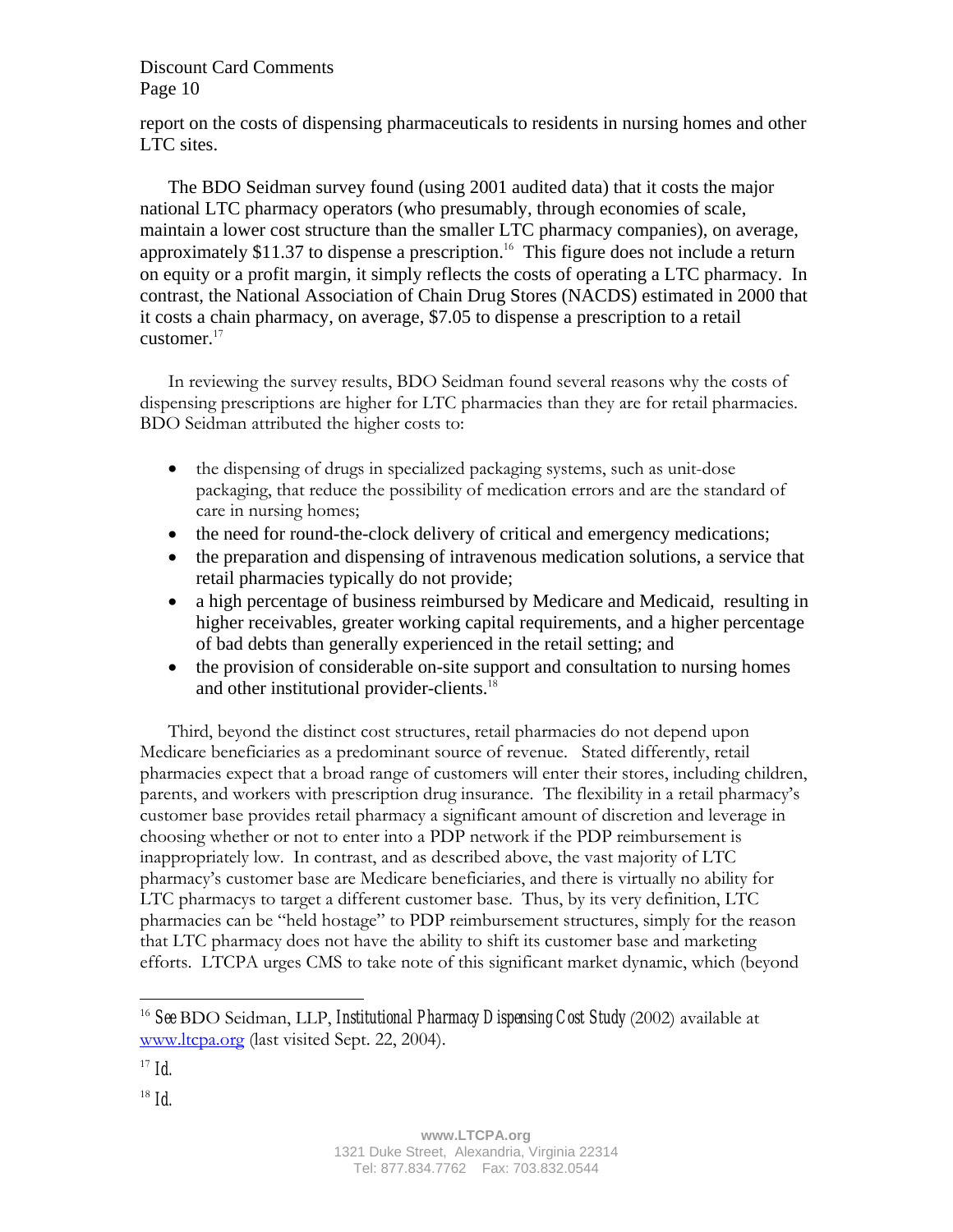report on the costs of dispensing pharmaceuticals to residents in nursing homes and other LTC sites.

The BDO Seidman survey found (using 2001 audited data) that it costs the major national LTC pharmacy operators (who presumably, through economies of scale, maintain a lower cost structure than the smaller LTC pharmacy companies), on average, approximately $11.37 to dispense a prescription.[16] This figure does not include a return on equity or a profit margin, it simply reflects the costs of operating a LTC pharmacy. In contrast, the National Association of Chain Drug Stores (NACDS) estimated in 2000 that it costs a chain pharmacy, on average, $7.05 to dispense a prescription to a retail customer.[17]

In reviewing the survey results, BDO Seidman found several reasons why the costs of dispensing prescriptions are higher for LTC pharmacies than they are for retail pharmacies. BDO Seidman attributed the higher costs to:

- the dispensing of drugs in specialized packaging systems, such as unit-dose packaging, that reduce the possibility of medication errors and are the standard of care in nursing homes;
- the need for round-the-clock delivery of critical and emergency medications;
- the preparation and dispensing of intravenous medication solutions, a service that retail pharmacies typically do not provide;
- a high percentage of business reimbursed by Medicare and Medicaid, resulting in higher receivables, greater working capital requirements, and a higher percentage of bad debts than generally experienced in the retail setting; and
- the provision of considerable on-site support and consultation to nursing homes and other institutional provider-clients.[18]

Third, beyond the distinct cost structures, retail pharmacies do not depend upon Medicare beneficiaries as a predominant source of revenue. Stated differently, retail pharmacies expect that a broad range of customers will enter their stores, including children, parents, and workers with prescription drug insurance. The flexibility in a retail pharmacy's customer base provides retail pharmacy a significant amount of discretion and leverage in choosing whether or not to enter into a PDP network if the PDP reimbursement is inappropriately low. In contrast, and as described above, the vast majority of LTC pharmacy's customer base are Medicare beneficiaries, and there is virtually no ability for LTC pharmacys to target a different customer base. Thus, by its very definition, LTC pharmacies can be "held hostage" to PDP reimbursement structures, simply for the reason that LTC pharmacy does not have the ability to shift its customer base and marketing efforts. LTCPA urges CMS to take note of this significant market dynamic, which (beyond

---

[16] *See* BDO Seidman, LLP, *Institutional Pharmacy Dispensing Cost Study* (2002) available at www.ltcpa.org (last visited Sept. 22, 2004).

[17] *Id.*

[18] *Id.*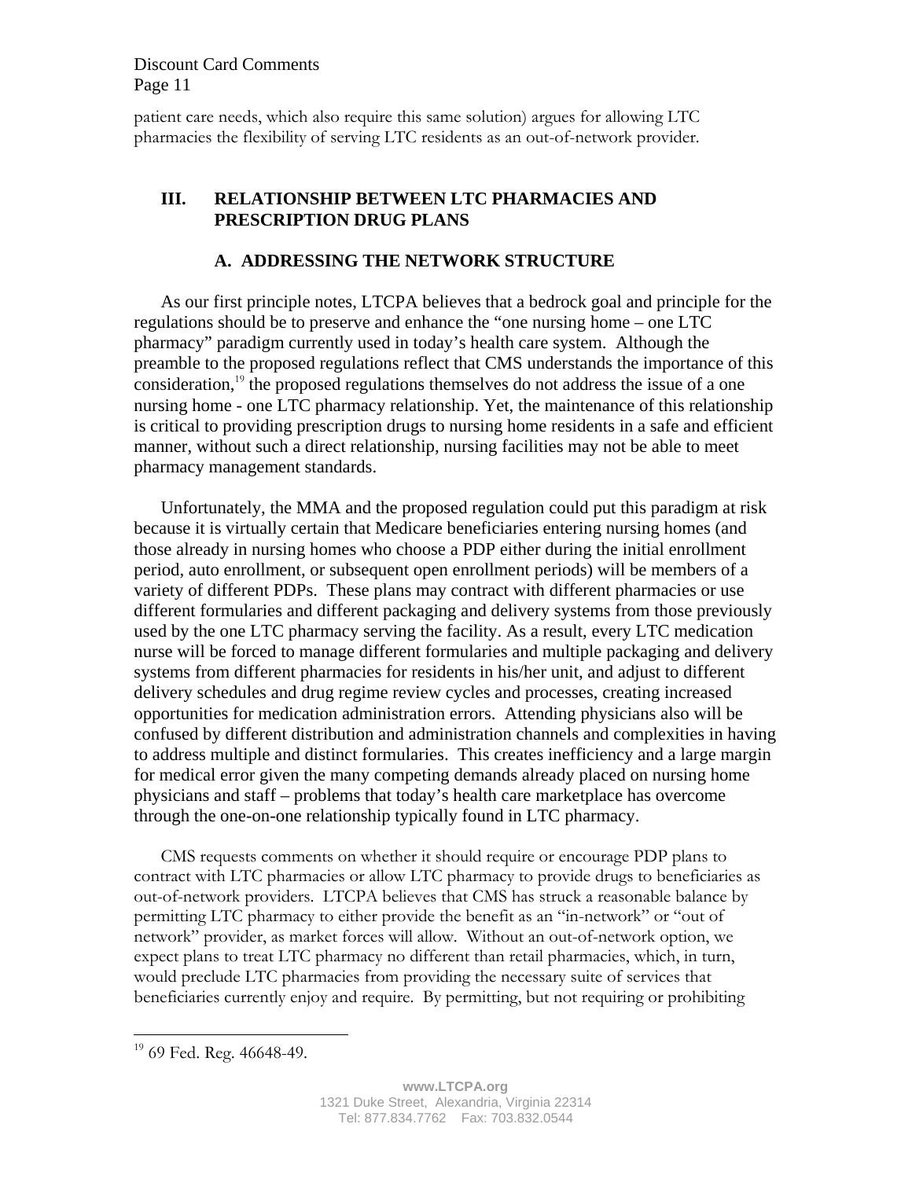patient care needs, which also require this same solution) argues for allowing LTC pharmacies the flexibility of serving LTC residents as an out-of-network provider.

## III. RELATIONSHIP BETWEEN LTC PHARMACIES AND PRESCRIPTION DRUG PLANS

### A. ADDRESSING THE NETWORK STRUCTURE

As our first principle notes, LTCPA believes that a bedrock goal and principle for the regulations should be to preserve and enhance the "one nursing home – one LTC pharmacy" paradigm currently used in today's health care system. Although the preamble to the proposed regulations reflect that CMS understands the importance of this consideration,[19] the proposed regulations themselves do not address the issue of a one nursing home - one LTC pharmacy relationship. Yet, the maintenance of this relationship is critical to providing prescription drugs to nursing home residents in a safe and efficient manner, without such a direct relationship, nursing facilities may not be able to meet pharmacy management standards.

Unfortunately, the MMA and the proposed regulation could put this paradigm at risk because it is virtually certain that Medicare beneficiaries entering nursing homes (and those already in nursing homes who choose a PDP either during the initial enrollment period, auto enrollment, or subsequent open enrollment periods) will be members of a variety of different PDPs. These plans may contract with different pharmacies or use different formularies and different packaging and delivery systems from those previously used by the one LTC pharmacy serving the facility. As a result, every LTC medication nurse will be forced to manage different formularies and multiple packaging and delivery systems from different pharmacies for residents in his/her unit, and adjust to different delivery schedules and drug regime review cycles and processes, creating increased opportunities for medication administration errors. Attending physicians also will be confused by different distribution and administration channels and complexities in having to address multiple and distinct formularies. This creates inefficiency and a large margin for medical error given the many competing demands already placed on nursing home physicians and staff – problems that today's health care marketplace has overcome through the one-on-one relationship typically found in LTC pharmacy.

CMS requests comments on whether it should require or encourage PDP plans to contract with LTC pharmacies or allow LTC pharmacy to provide drugs to beneficiaries as out-of-network providers. LTCPA believes that CMS has struck a reasonable balance by permitting LTC pharmacy to either provide the benefit as an "in-network" or "out of network" provider, as market forces will allow. Without an out-of-network option, we expect plans to treat LTC pharmacy no different than retail pharmacies, which, in turn, would preclude LTC pharmacies from providing the necessary suite of services that beneficiaries currently enjoy and require. By permitting, but not requiring or prohibiting

[19] 69 Fed. Reg. 46648-49.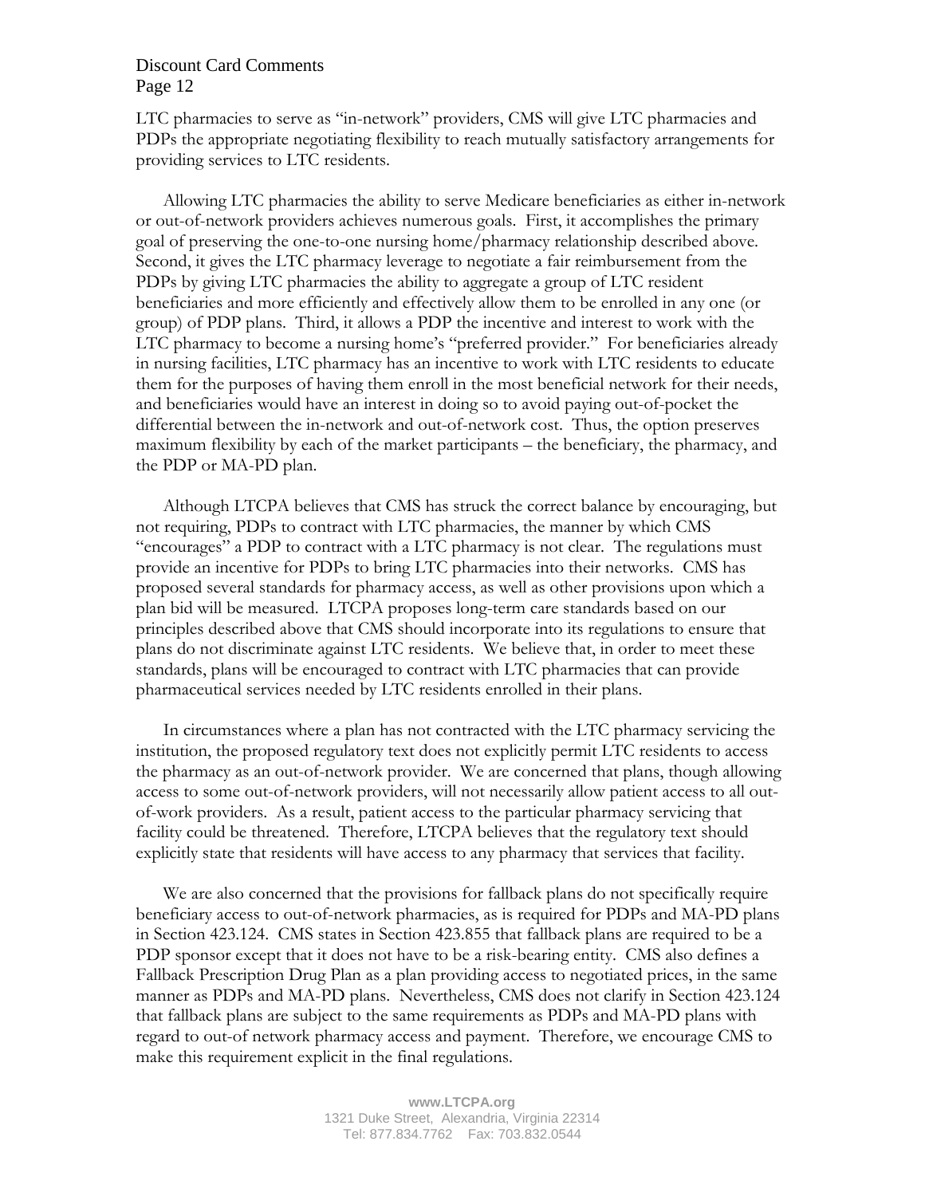LTC pharmacies to serve as "in-network" providers, CMS will give LTC pharmacies and PDPs the appropriate negotiating flexibility to reach mutually satisfactory arrangements for providing services to LTC residents.

Allowing LTC pharmacies the ability to serve Medicare beneficiaries as either in-network or out-of-network providers achieves numerous goals. First, it accomplishes the primary goal of preserving the one-to-one nursing home/pharmacy relationship described above. Second, it gives the LTC pharmacy leverage to negotiate a fair reimbursement from the PDPs by giving LTC pharmacies the ability to aggregate a group of LTC resident beneficiaries and more efficiently and effectively allow them to be enrolled in any one (or group) of PDP plans. Third, it allows a PDP the incentive and interest to work with the LTC pharmacy to become a nursing home's "preferred provider." For beneficiaries already in nursing facilities, LTC pharmacy has an incentive to work with LTC residents to educate them for the purposes of having them enroll in the most beneficial network for their needs, and beneficiaries would have an interest in doing so to avoid paying out-of-pocket the differential between the in-network and out-of-network cost. Thus, the option preserves maximum flexibility by each of the market participants – the beneficiary, the pharmacy, and the PDP or MA-PD plan.

Although LTCPA believes that CMS has struck the correct balance by encouraging, but not requiring, PDPs to contract with LTC pharmacies, the manner by which CMS "encourages" a PDP to contract with a LTC pharmacy is not clear. The regulations must provide an incentive for PDPs to bring LTC pharmacies into their networks. CMS has proposed several standards for pharmacy access, as well as other provisions upon which a plan bid will be measured. LTCPA proposes long-term care standards based on our principles described above that CMS should incorporate into its regulations to ensure that plans do not discriminate against LTC residents. We believe that, in order to meet these standards, plans will be encouraged to contract with LTC pharmacies that can provide pharmaceutical services needed by LTC residents enrolled in their plans.

In circumstances where a plan has not contracted with the LTC pharmacy servicing the institution, the proposed regulatory text does not explicitly permit LTC residents to access the pharmacy as an out-of-network provider. We are concerned that plans, though allowing access to some out-of-network providers, will not necessarily allow patient access to all out-of-work providers. As a result, patient access to the particular pharmacy servicing that facility could be threatened. Therefore, LTCPA believes that the regulatory text should explicitly state that residents will have access to any pharmacy that services that facility.

We are also concerned that the provisions for fallback plans do not specifically require beneficiary access to out-of-network pharmacies, as is required for PDPs and MA-PD plans in Section 423.124. CMS states in Section 423.855 that fallback plans are required to be a PDP sponsor except that it does not have to be a risk-bearing entity. CMS also defines a Fallback Prescription Drug Plan as a plan providing access to negotiated prices, in the same manner as PDPs and MA-PD plans. Nevertheless, CMS does not clarify in Section 423.124 that fallback plans are subject to the same requirements as PDPs and MA-PD plans with regard to out-of network pharmacy access and payment. Therefore, we encourage CMS to make this requirement explicit in the final regulations.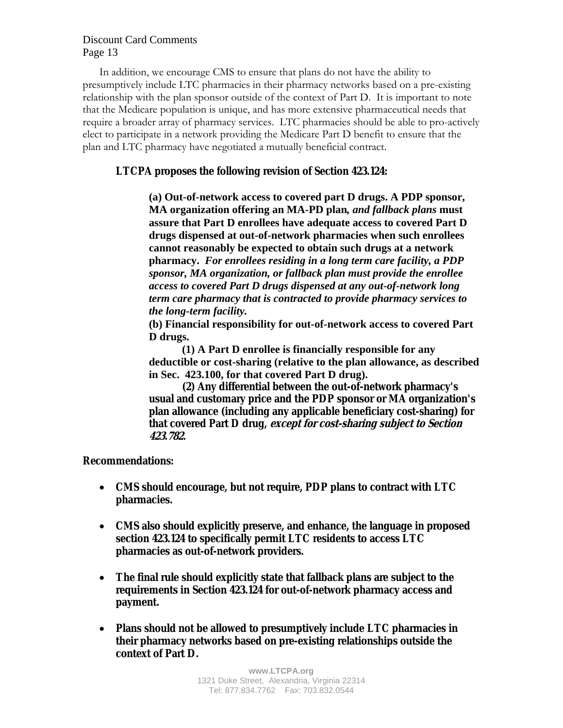In addition, we encourage CMS to ensure that plans do not have the ability to presumptively include LTC pharmacies in their pharmacy networks based on a pre-existing relationship with the plan sponsor outside of the context of Part D. It is important to note that the Medicare population is unique, and has more extensive pharmaceutical needs that require a broader array of pharmacy services. LTC pharmacies should be able to pro-actively elect to participate in a network providing the Medicare Part D benefit to ensure that the plan and LTC pharmacy have negotiated a mutually beneficial contract.

**LTCPA proposes the following revision of Section 423.124:**

> **(a) Out-of-network access to covered part D drugs. A PDP sponsor, MA organization offering an MA-PD plan,** ***and fallback plans*** **must assure that Part D enrollees have adequate access to covered Part D drugs dispensed at out-of-network pharmacies when such enrollees cannot reasonably be expected to obtain such drugs at a network pharmacy.** ***For enrollees residing in a long term care facility, a PDP sponsor, MA organization, or fallback plan must provide the enrollee access to covered Part D drugs dispensed at any out-of-network long term care pharmacy that is contracted to provide pharmacy services to the long-term facility.***
>
> **(b) Financial responsibility for out-of-network access to covered Part D drugs.**
>
> **(1) A Part D enrollee is financially responsible for any deductible or cost-sharing (relative to the plan allowance, as described in Sec. 423.100, for that covered Part D drug).**
>
> **(2) Any differential between the out-of-network pharmacy's usual and customary price and the PDP sponsor or MA organization's plan allowance (including any applicable beneficiary cost-sharing) for that covered Part D drug,** ***except for cost-sharing subject to Section 423.782.***

**Recommendations:**

- **CMS should encourage, but not require, PDP plans to contract with LTC pharmacies.**
- **CMS also should explicitly preserve, and enhance, the language in proposed section 423.124 to specifically permit LTC residents to access LTC pharmacies as out-of-network providers.**
- **The final rule should explicitly state that fallback plans are subject to the requirements in Section 423.124 for out-of-network pharmacy access and payment.**
- **Plans should not be allowed to presumptively include LTC pharmacies in their pharmacy networks based on pre-existing relationships outside the context of Part D.**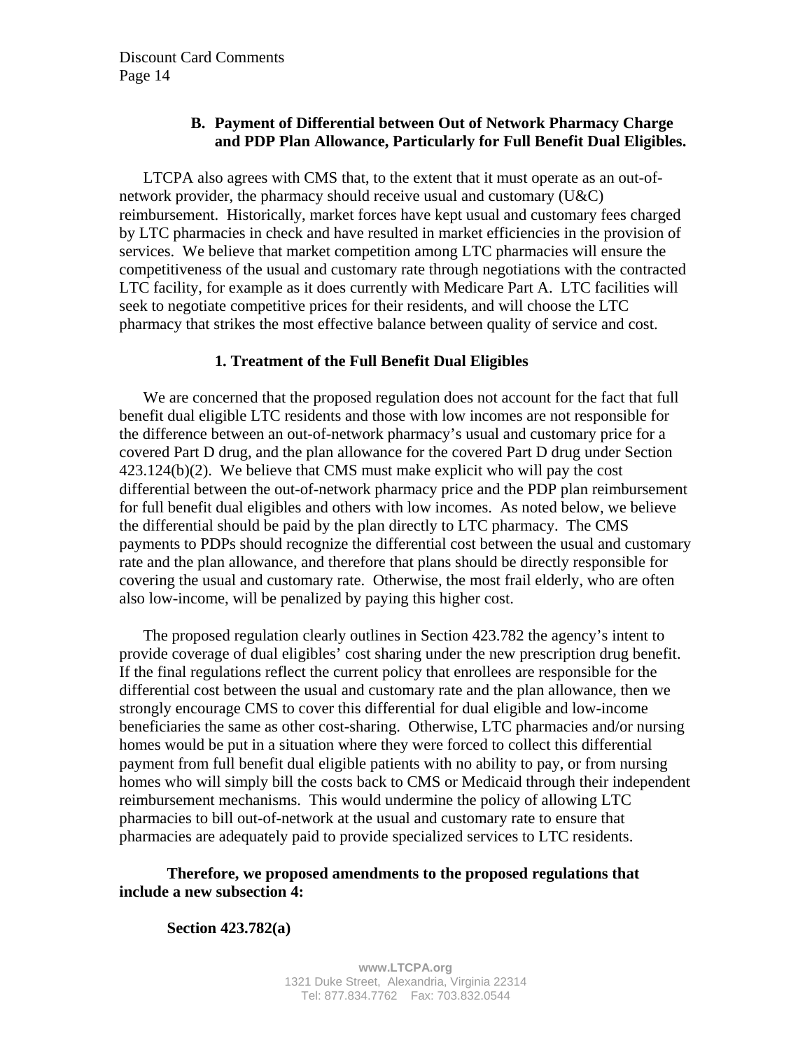### B. Payment of Differential between Out of Network Pharmacy Charge and PDP Plan Allowance, Particularly for Full Benefit Dual Eligibles.

LTCPA also agrees with CMS that, to the extent that it must operate as an out-of-network provider, the pharmacy should receive usual and customary (U&C) reimbursement. Historically, market forces have kept usual and customary fees charged by LTC pharmacies in check and have resulted in market efficiencies in the provision of services. We believe that market competition among LTC pharmacies will ensure the competitiveness of the usual and customary rate through negotiations with the contracted LTC facility, for example as it does currently with Medicare Part A. LTC facilities will seek to negotiate competitive prices for their residents, and will choose the LTC pharmacy that strikes the most effective balance between quality of service and cost.

#### 1. Treatment of the Full Benefit Dual Eligibles

We are concerned that the proposed regulation does not account for the fact that full benefit dual eligible LTC residents and those with low incomes are not responsible for the difference between an out-of-network pharmacy's usual and customary price for a covered Part D drug, and the plan allowance for the covered Part D drug under Section 423.124(b)(2). We believe that CMS must make explicit who will pay the cost differential between the out-of-network pharmacy price and the PDP plan reimbursement for full benefit dual eligibles and others with low incomes. As noted below, we believe the differential should be paid by the plan directly to LTC pharmacy. The CMS payments to PDPs should recognize the differential cost between the usual and customary rate and the plan allowance, and therefore that plans should be directly responsible for covering the usual and customary rate. Otherwise, the most frail elderly, who are often also low-income, will be penalized by paying this higher cost.

The proposed regulation clearly outlines in Section 423.782 the agency's intent to provide coverage of dual eligibles' cost sharing under the new prescription drug benefit. If the final regulations reflect the current policy that enrollees are responsible for the differential cost between the usual and customary rate and the plan allowance, then we strongly encourage CMS to cover this differential for dual eligible and low-income beneficiaries the same as other cost-sharing. Otherwise, LTC pharmacies and/or nursing homes would be put in a situation where they were forced to collect this differential payment from full benefit dual eligible patients with no ability to pay, or from nursing homes who will simply bill the costs back to CMS or Medicaid through their independent reimbursement mechanisms. This would undermine the policy of allowing LTC pharmacies to bill out-of-network at the usual and customary rate to ensure that pharmacies are adequately paid to provide specialized services to LTC residents.

**Therefore, we proposed amendments to the proposed regulations that include a new subsection 4:**

**Section 423.782(a)**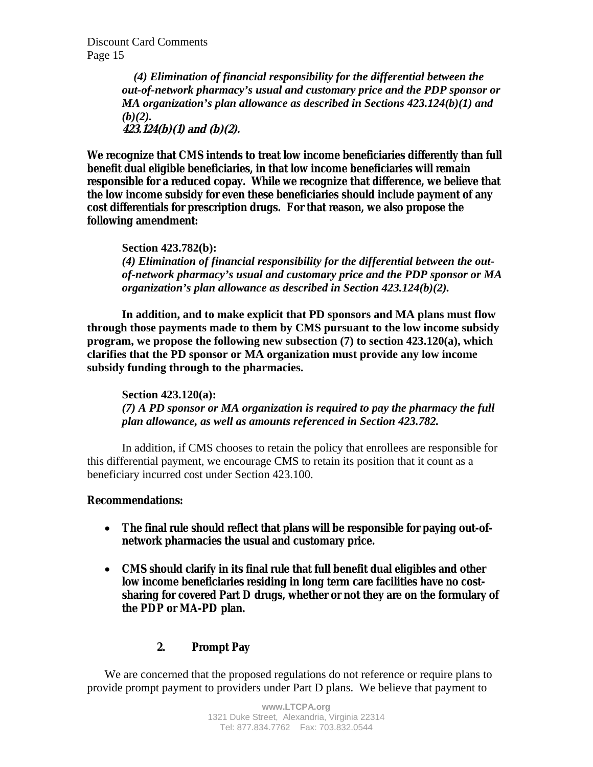*(4) Elimination of financial responsibility for the differential between the out-of-network pharmacy's usual and customary price and the PDP sponsor or MA organization's plan allowance as described in Sections 423.124(b)(1) and (b)(2).*
***423.124(b)(1) and (b)(2).***

**We recognize that CMS intends to treat low income beneficiaries differently than full benefit dual eligible beneficiaries, in that low income beneficiaries will remain responsible for a reduced copay. While we recognize that difference, we believe that the low income subsidy for even these beneficiaries should include payment of any cost differentials for prescription drugs. For that reason, we also propose the following amendment:**

**Section 423.782(b):**
***(4) Elimination of financial responsibility for the differential between the out-of-network pharmacy's usual and customary price and the PDP sponsor or MA organization's plan allowance as described in Section 423.124(b)(2).***

**In addition, and to make explicit that PD sponsors and MA plans must flow through those payments made to them by CMS pursuant to the low income subsidy program, we propose the following new subsection (7) to section 423.120(a), which clarifies that the PD sponsor or MA organization must provide any low income subsidy funding through to the pharmacies.**

**Section 423.120(a):**
***(7) A PD sponsor or MA organization is required to pay the pharmacy the full plan allowance, as well as amounts referenced in Section 423.782.***

In addition, if CMS chooses to retain the policy that enrollees are responsible for this differential payment, we encourage CMS to retain its position that it count as a beneficiary incurred cost under Section 423.100.

**Recommendations:**

- **The final rule should reflect that plans will be responsible for paying out-of-network pharmacies the usual and customary price.**
- **CMS should clarify in its final rule that full benefit dual eligibles and other low income beneficiaries residing in long term care facilities have no cost-sharing for covered Part D drugs, whether or not they are on the formulary of the PDP or MA-PD plan.**

### 2. Prompt Pay

We are concerned that the proposed regulations do not reference or require plans to provide prompt payment to providers under Part D plans. We believe that payment to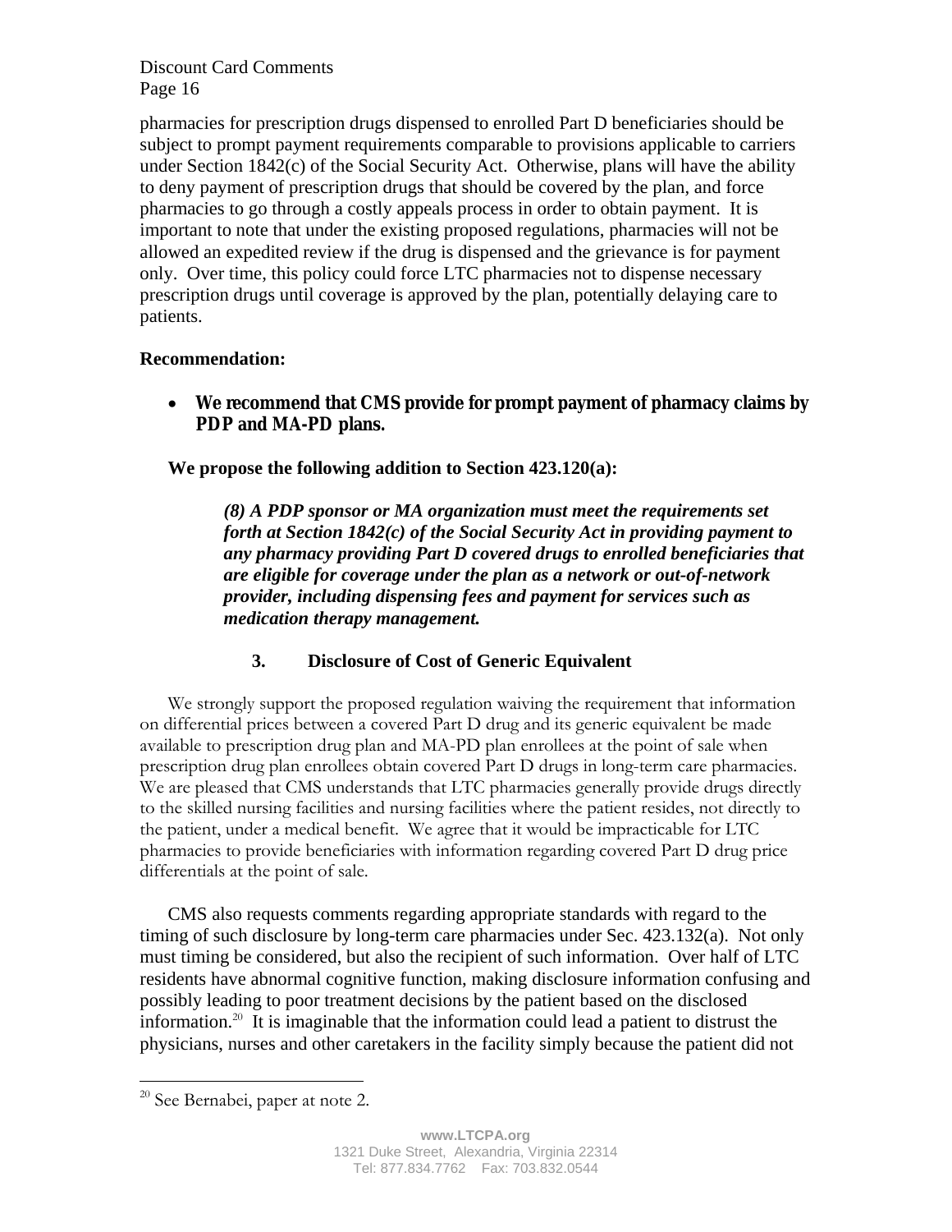pharmacies for prescription drugs dispensed to enrolled Part D beneficiaries should be subject to prompt payment requirements comparable to provisions applicable to carriers under Section 1842(c) of the Social Security Act. Otherwise, plans will have the ability to deny payment of prescription drugs that should be covered by the plan, and force pharmacies to go through a costly appeals process in order to obtain payment. It is important to note that under the existing proposed regulations, pharmacies will not be allowed an expedited review if the drug is dispensed and the grievance is for payment only. Over time, this policy could force LTC pharmacies not to dispense necessary prescription drugs until coverage is approved by the plan, potentially delaying care to patients.

**Recommendation:**

- **We recommend that CMS provide for prompt payment of pharmacy claims by PDP and MA-PD plans.**

**We propose the following addition to Section 423.120(a):**

> ***(8) A PDP sponsor or MA organization must meet the requirements set forth at Section 1842(c) of the Social Security Act in providing payment to any pharmacy providing Part D covered drugs to enrolled beneficiaries that are eligible for coverage under the plan as a network or out-of-network provider, including dispensing fees and payment for services such as medication therapy management.***

### 3. Disclosure of Cost of Generic Equivalent

We strongly support the proposed regulation waiving the requirement that information on differential prices between a covered Part D drug and its generic equivalent be made available to prescription drug plan and MA-PD plan enrollees at the point of sale when prescription drug plan enrollees obtain covered Part D drugs in long-term care pharmacies. We are pleased that CMS understands that LTC pharmacies generally provide drugs directly to the skilled nursing facilities and nursing facilities where the patient resides, not directly to the patient, under a medical benefit. We agree that it would be impracticable for LTC pharmacies to provide beneficiaries with information regarding covered Part D drug price differentials at the point of sale.

CMS also requests comments regarding appropriate standards with regard to the timing of such disclosure by long-term care pharmacies under Sec. 423.132(a). Not only must timing be considered, but also the recipient of such information. Over half of LTC residents have abnormal cognitive function, making disclosure information confusing and possibly leading to poor treatment decisions by the patient based on the disclosed information.[20] It is imaginable that the information could lead a patient to distrust the physicians, nurses and other caretakers in the facility simply because the patient did not

[20] See Bernabei, paper at note 2.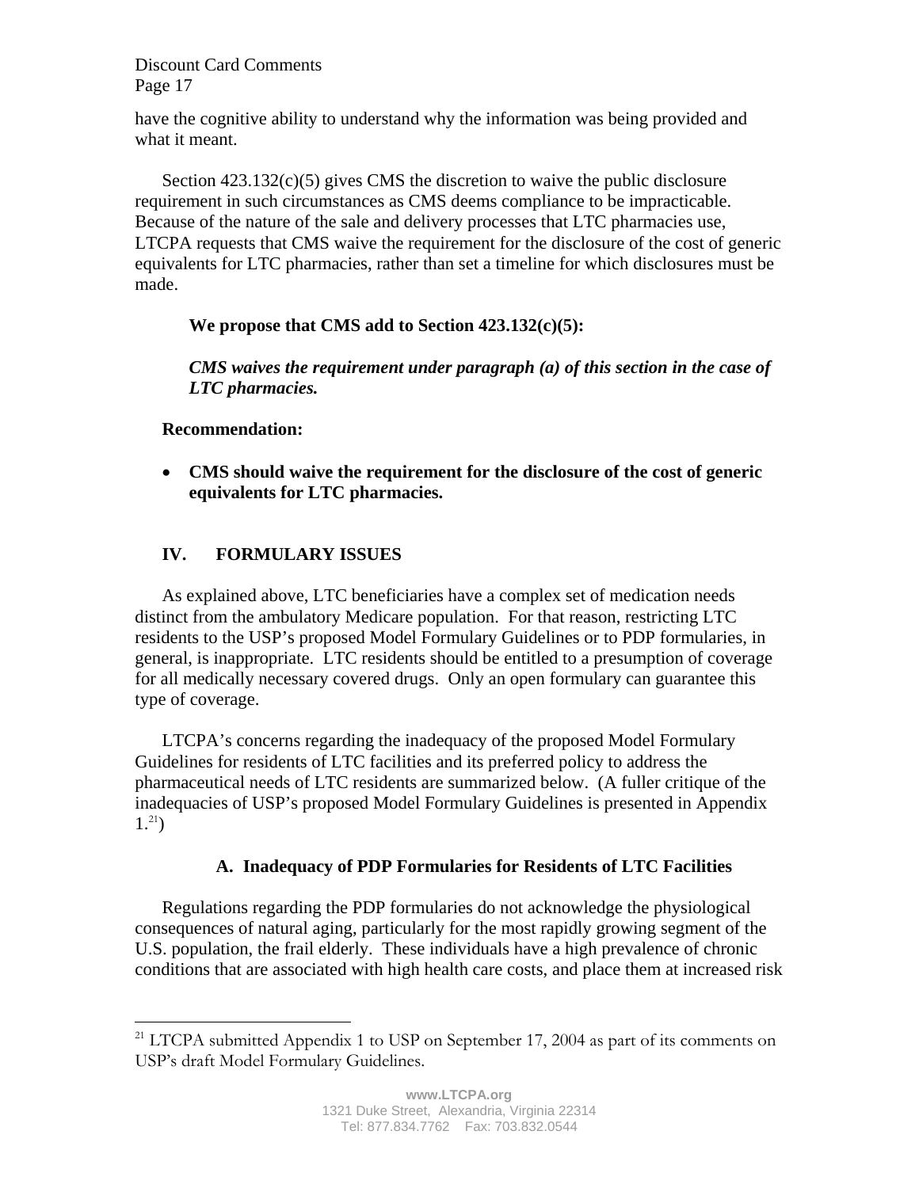have the cognitive ability to understand why the information was being provided and what it meant.

Section 423.132(c)(5) gives CMS the discretion to waive the public disclosure requirement in such circumstances as CMS deems compliance to be impracticable. Because of the nature of the sale and delivery processes that LTC pharmacies use, LTCPA requests that CMS waive the requirement for the disclosure of the cost of generic equivalents for LTC pharmacies, rather than set a timeline for which disclosures must be made.

**We propose that CMS add to Section 423.132(c)(5):**

***CMS waives the requirement under paragraph (a) of this section in the case of LTC pharmacies.***

**Recommendation:**

- **CMS should waive the requirement for the disclosure of the cost of generic equivalents for LTC pharmacies.**

## IV. FORMULARY ISSUES

As explained above, LTC beneficiaries have a complex set of medication needs distinct from the ambulatory Medicare population. For that reason, restricting LTC residents to the USP's proposed Model Formulary Guidelines or to PDP formularies, in general, is inappropriate. LTC residents should be entitled to a presumption of coverage for all medically necessary covered drugs. Only an open formulary can guarantee this type of coverage.

LTCPA's concerns regarding the inadequacy of the proposed Model Formulary Guidelines for residents of LTC facilities and its preferred policy to address the pharmaceutical needs of LTC residents are summarized below. (A fuller critique of the inadequacies of USP's proposed Model Formulary Guidelines is presented in Appendix 1.[21])

### A. Inadequacy of PDP Formularies for Residents of LTC Facilities

Regulations regarding the PDP formularies do not acknowledge the physiological consequences of natural aging, particularly for the most rapidly growing segment of the U.S. population, the frail elderly. These individuals have a high prevalence of chronic conditions that are associated with high health care costs, and place them at increased risk

[21] LTCPA submitted Appendix 1 to USP on September 17, 2004 as part of its comments on USP's draft Model Formulary Guidelines.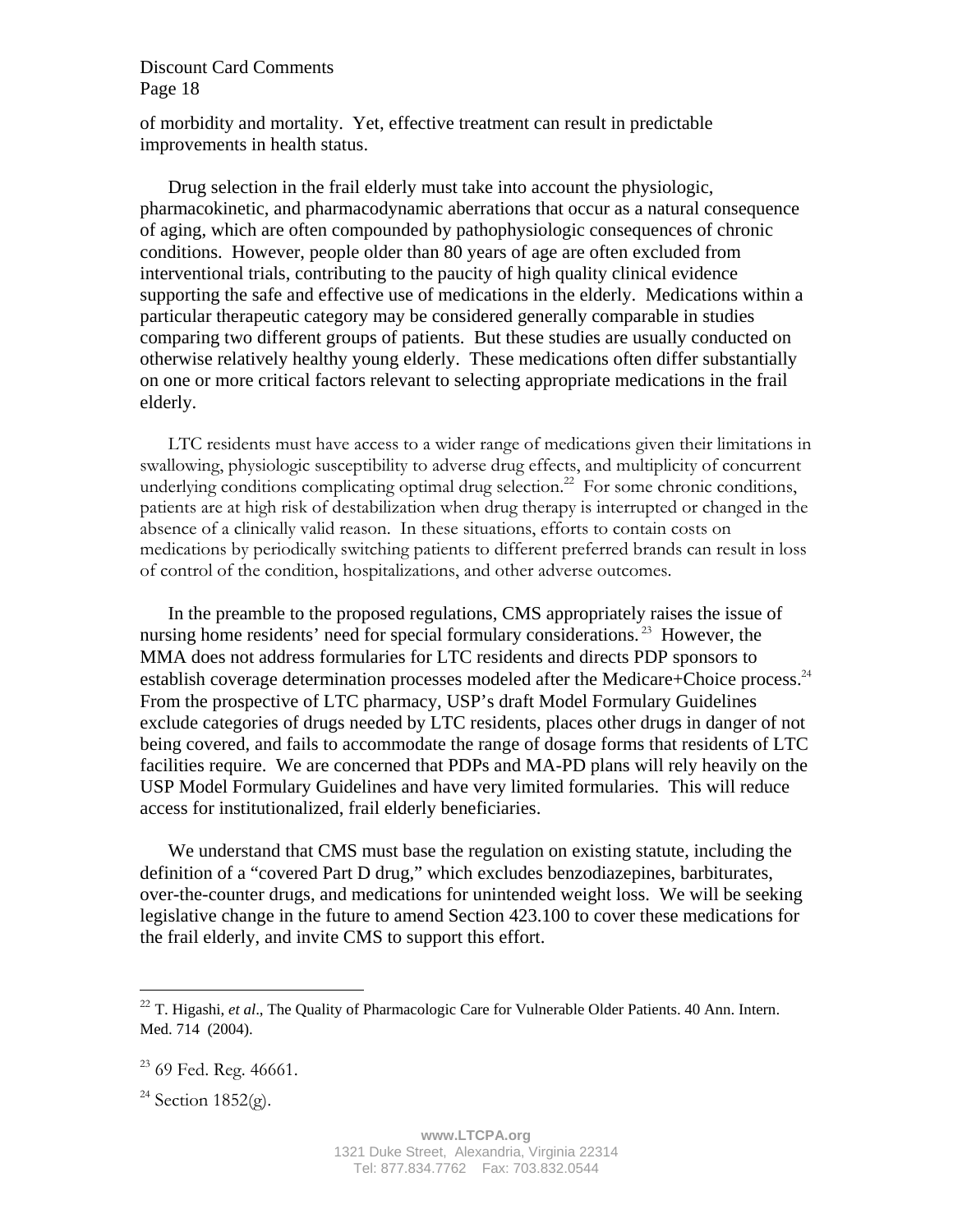of morbidity and mortality. Yet, effective treatment can result in predictable improvements in health status.

Drug selection in the frail elderly must take into account the physiologic, pharmacokinetic, and pharmacodynamic aberrations that occur as a natural consequence of aging, which are often compounded by pathophysiologic consequences of chronic conditions. However, people older than 80 years of age are often excluded from interventional trials, contributing to the paucity of high quality clinical evidence supporting the safe and effective use of medications in the elderly. Medications within a particular therapeutic category may be considered generally comparable in studies comparing two different groups of patients. But these studies are usually conducted on otherwise relatively healthy young elderly. These medications often differ substantially on one or more critical factors relevant to selecting appropriate medications in the frail elderly.

LTC residents must have access to a wider range of medications given their limitations in swallowing, physiologic susceptibility to adverse drug effects, and multiplicity of concurrent underlying conditions complicating optimal drug selection.[22] For some chronic conditions, patients are at high risk of destabilization when drug therapy is interrupted or changed in the absence of a clinically valid reason. In these situations, efforts to contain costs on medications by periodically switching patients to different preferred brands can result in loss of control of the condition, hospitalizations, and other adverse outcomes.

In the preamble to the proposed regulations, CMS appropriately raises the issue of nursing home residents' need for special formulary considerations.[23] However, the MMA does not address formularies for LTC residents and directs PDP sponsors to establish coverage determination processes modeled after the Medicare+Choice process.[24] From the prospective of LTC pharmacy, USP's draft Model Formulary Guidelines exclude categories of drugs needed by LTC residents, places other drugs in danger of not being covered, and fails to accommodate the range of dosage forms that residents of LTC facilities require. We are concerned that PDPs and MA-PD plans will rely heavily on the USP Model Formulary Guidelines and have very limited formularies. This will reduce access for institutionalized, frail elderly beneficiaries.

We understand that CMS must base the regulation on existing statute, including the definition of a "covered Part D drug," which excludes benzodiazepines, barbiturates, over-the-counter drugs, and medications for unintended weight loss. We will be seeking legislative change in the future to amend Section 423.100 to cover these medications for the frail elderly, and invite CMS to support this effort.

---

[22] T. Higashi, *et al*., The Quality of Pharmacologic Care for Vulnerable Older Patients. 40 Ann. Intern. Med. 714 (2004).

[23] 69 Fed. Reg. 46661.

[24] Section 1852(g).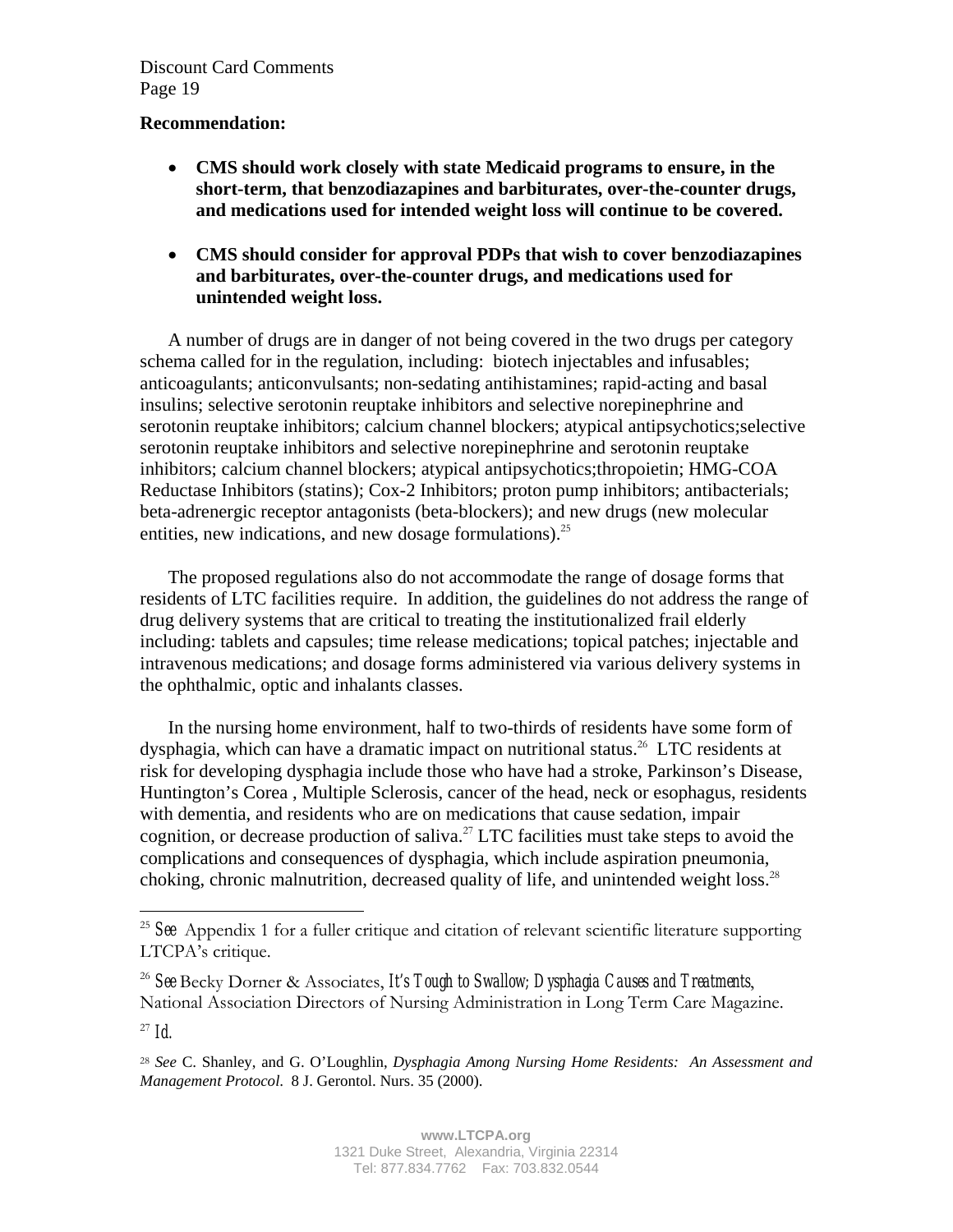**Recommendation:**

- **CMS should work closely with state Medicaid programs to ensure, in the short-term, that benzodiazapines and barbiturates, over-the-counter drugs, and medications used for intended weight loss will continue to be covered.**
- **CMS should consider for approval PDPs that wish to cover benzodiazapines and barbiturates, over-the-counter drugs, and medications used for unintended weight loss.**

A number of drugs are in danger of not being covered in the two drugs per category schema called for in the regulation, including: biotech injectables and infusables; anticoagulants; anticonvulsants; non-sedating antihistamines; rapid-acting and basal insulins; selective serotonin reuptake inhibitors and selective norepinephrine and serotonin reuptake inhibitors; calcium channel blockers; atypical antipsychotics;selective serotonin reuptake inhibitors and selective norepinephrine and serotonin reuptake inhibitors; calcium channel blockers; atypical antipsychotics;thropoietin; HMG-COA Reductase Inhibitors (statins); Cox-2 Inhibitors; proton pump inhibitors; antibacterials; beta-adrenergic receptor antagonists (beta-blockers); and new drugs (new molecular entities, new indications, and new dosage formulations).[25]

The proposed regulations also do not accommodate the range of dosage forms that residents of LTC facilities require. In addition, the guidelines do not address the range of drug delivery systems that are critical to treating the institutionalized frail elderly including: tablets and capsules; time release medications; topical patches; injectable and intravenous medications; and dosage forms administered via various delivery systems in the ophthalmic, optic and inhalants classes.

In the nursing home environment, half to two-thirds of residents have some form of dysphagia, which can have a dramatic impact on nutritional status.[26] LTC residents at risk for developing dysphagia include those who have had a stroke, Parkinson's Disease, Huntington's Corea , Multiple Sclerosis, cancer of the head, neck or esophagus, residents with dementia, and residents who are on medications that cause sedation, impair cognition, or decrease production of saliva.[27] LTC facilities must take steps to avoid the complications and consequences of dysphagia, which include aspiration pneumonia, choking, chronic malnutrition, decreased quality of life, and unintended weight loss.[28]

---

[25] *See* Appendix 1 for a fuller critique and citation of relevant scientific literature supporting LTCPA's critique.

[26] *See* Becky Dorner & Associates, *It's Tough to Swallow; Dysphagia Causes and Treatments*, National Association Directors of Nursing Administration in Long Term Care Magazine.

[27] *Id.*

[28] *See* C. Shanley, and G. O'Loughlin, *Dysphagia Among Nursing Home Residents: An Assessment and Management Protocol.* 8 J. Gerontol. Nurs. 35 (2000).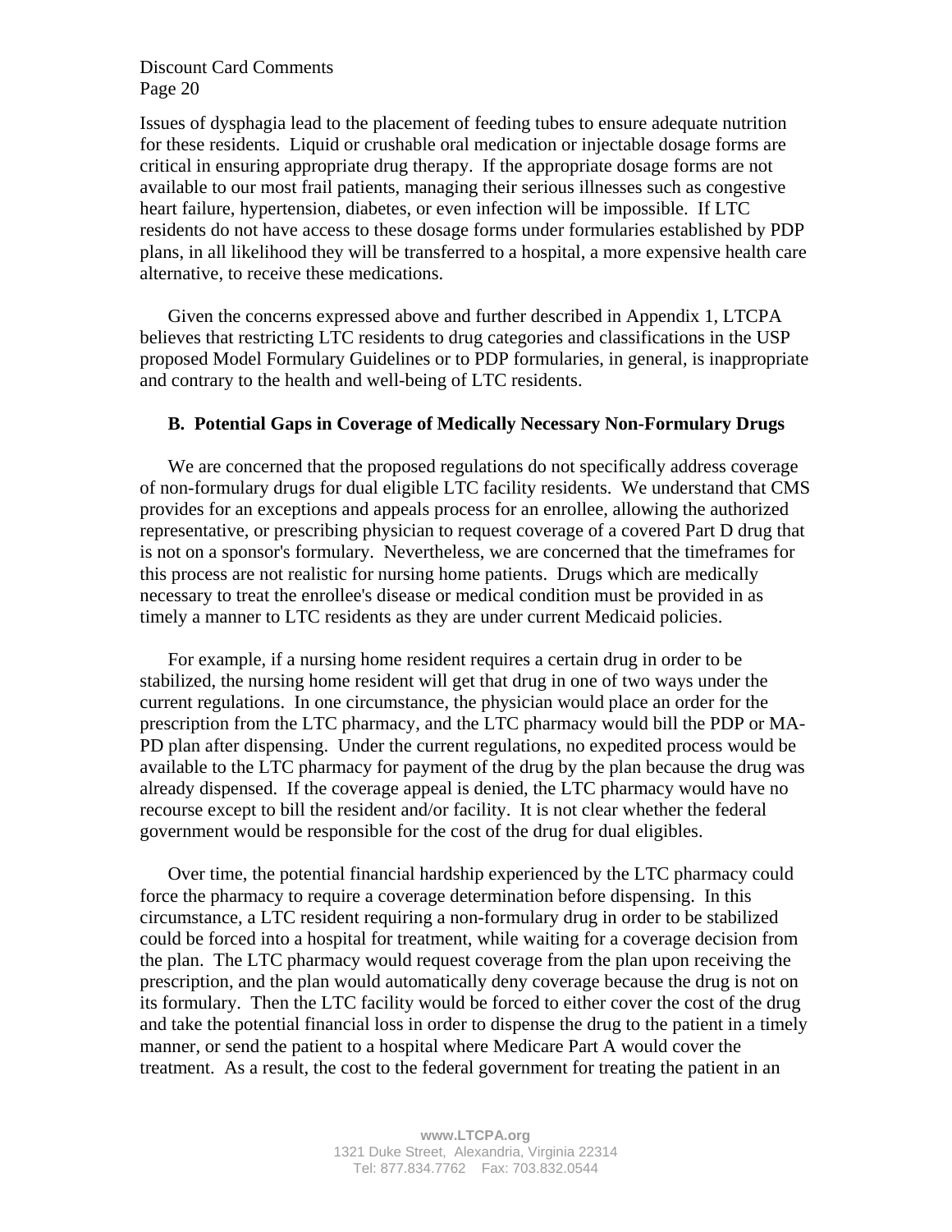Issues of dysphagia lead to the placement of feeding tubes to ensure adequate nutrition for these residents. Liquid or crushable oral medication or injectable dosage forms are critical in ensuring appropriate drug therapy. If the appropriate dosage forms are not available to our most frail patients, managing their serious illnesses such as congestive heart failure, hypertension, diabetes, or even infection will be impossible. If LTC residents do not have access to these dosage forms under formularies established by PDP plans, in all likelihood they will be transferred to a hospital, a more expensive health care alternative, to receive these medications.

Given the concerns expressed above and further described in Appendix 1, LTCPA believes that restricting LTC residents to drug categories and classifications in the USP proposed Model Formulary Guidelines or to PDP formularies, in general, is inappropriate and contrary to the health and well-being of LTC residents.

### B. Potential Gaps in Coverage of Medically Necessary Non-Formulary Drugs

We are concerned that the proposed regulations do not specifically address coverage of non-formulary drugs for dual eligible LTC facility residents. We understand that CMS provides for an exceptions and appeals process for an enrollee, allowing the authorized representative, or prescribing physician to request coverage of a covered Part D drug that is not on a sponsor's formulary. Nevertheless, we are concerned that the timeframes for this process are not realistic for nursing home patients. Drugs which are medically necessary to treat the enrollee's disease or medical condition must be provided in as timely a manner to LTC residents as they are under current Medicaid policies.

For example, if a nursing home resident requires a certain drug in order to be stabilized, the nursing home resident will get that drug in one of two ways under the current regulations. In one circumstance, the physician would place an order for the prescription from the LTC pharmacy, and the LTC pharmacy would bill the PDP or MA-PD plan after dispensing. Under the current regulations, no expedited process would be available to the LTC pharmacy for payment of the drug by the plan because the drug was already dispensed. If the coverage appeal is denied, the LTC pharmacy would have no recourse except to bill the resident and/or facility. It is not clear whether the federal government would be responsible for the cost of the drug for dual eligibles.

Over time, the potential financial hardship experienced by the LTC pharmacy could force the pharmacy to require a coverage determination before dispensing. In this circumstance, a LTC resident requiring a non-formulary drug in order to be stabilized could be forced into a hospital for treatment, while waiting for a coverage decision from the plan. The LTC pharmacy would request coverage from the plan upon receiving the prescription, and the plan would automatically deny coverage because the drug is not on its formulary. Then the LTC facility would be forced to either cover the cost of the drug and take the potential financial loss in order to dispense the drug to the patient in a timely manner, or send the patient to a hospital where Medicare Part A would cover the treatment. As a result, the cost to the federal government for treating the patient in an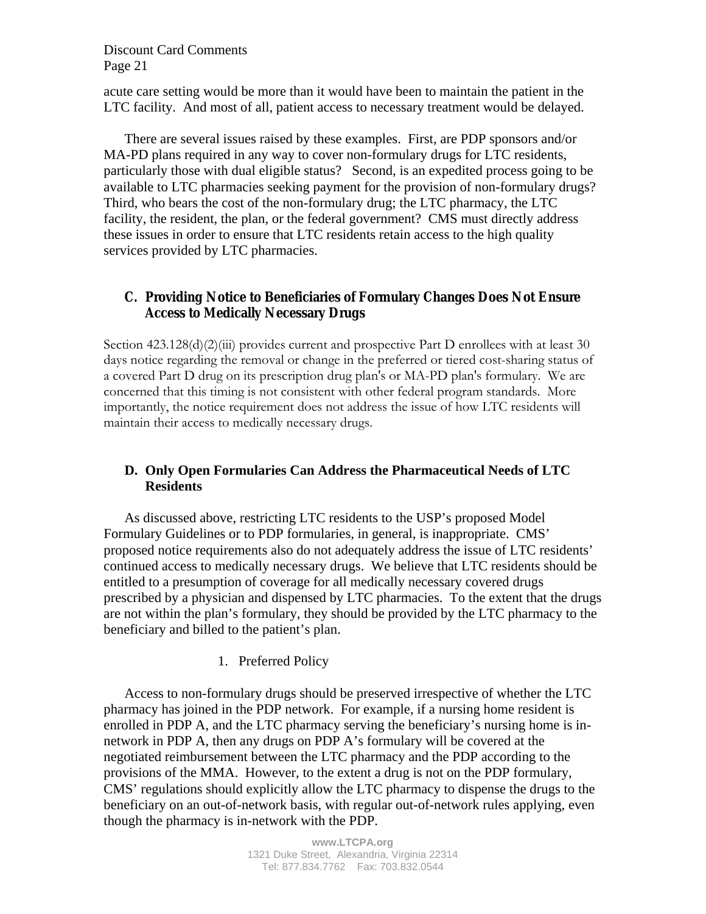acute care setting would be more than it would have been to maintain the patient in the LTC facility. And most of all, patient access to necessary treatment would be delayed.

There are several issues raised by these examples. First, are PDP sponsors and/or MA-PD plans required in any way to cover non-formulary drugs for LTC residents, particularly those with dual eligible status? Second, is an expedited process going to be available to LTC pharmacies seeking payment for the provision of non-formulary drugs? Third, who bears the cost of the non-formulary drug; the LTC pharmacy, the LTC facility, the resident, the plan, or the federal government? CMS must directly address these issues in order to ensure that LTC residents retain access to the high quality services provided by LTC pharmacies.

### C. Providing Notice to Beneficiaries of Formulary Changes Does Not Ensure Access to Medically Necessary Drugs

Section 423.128(d)(2)(iii) provides current and prospective Part D enrollees with at least 30 days notice regarding the removal or change in the preferred or tiered cost-sharing status of a covered Part D drug on its prescription drug plan's or MA-PD plan's formulary. We are concerned that this timing is not consistent with other federal program standards. More importantly, the notice requirement does not address the issue of how LTC residents will maintain their access to medically necessary drugs.

### D. Only Open Formularies Can Address the Pharmaceutical Needs of LTC Residents

As discussed above, restricting LTC residents to the USP's proposed Model Formulary Guidelines or to PDP formularies, in general, is inappropriate. CMS' proposed notice requirements also do not adequately address the issue of LTC residents' continued access to medically necessary drugs. We believe that LTC residents should be entitled to a presumption of coverage for all medically necessary covered drugs prescribed by a physician and dispensed by LTC pharmacies. To the extent that the drugs are not within the plan's formulary, they should be provided by the LTC pharmacy to the beneficiary and billed to the patient's plan.

1. Preferred Policy

Access to non-formulary drugs should be preserved irrespective of whether the LTC pharmacy has joined in the PDP network. For example, if a nursing home resident is enrolled in PDP A, and the LTC pharmacy serving the beneficiary's nursing home is in-network in PDP A, then any drugs on PDP A's formulary will be covered at the negotiated reimbursement between the LTC pharmacy and the PDP according to the provisions of the MMA. However, to the extent a drug is not on the PDP formulary, CMS' regulations should explicitly allow the LTC pharmacy to dispense the drugs to the beneficiary on an out-of-network basis, with regular out-of-network rules applying, even though the pharmacy is in-network with the PDP.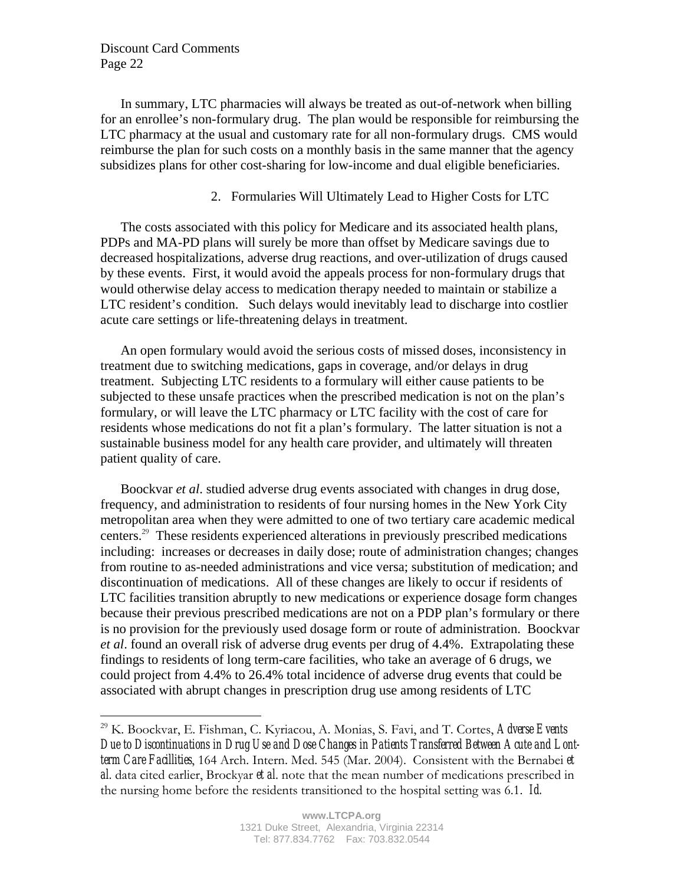In summary, LTC pharmacies will always be treated as out-of-network when billing for an enrollee's non-formulary drug. The plan would be responsible for reimbursing the LTC pharmacy at the usual and customary rate for all non-formulary drugs. CMS would reimburse the plan for such costs on a monthly basis in the same manner that the agency subsidizes plans for other cost-sharing for low-income and dual eligible beneficiaries.

### 2. Formularies Will Ultimately Lead to Higher Costs for LTC

The costs associated with this policy for Medicare and its associated health plans, PDPs and MA-PD plans will surely be more than offset by Medicare savings due to decreased hospitalizations, adverse drug reactions, and over-utilization of drugs caused by these events. First, it would avoid the appeals process for non-formulary drugs that would otherwise delay access to medication therapy needed to maintain or stabilize a LTC resident's condition. Such delays would inevitably lead to discharge into costlier acute care settings or life-threatening delays in treatment.

An open formulary would avoid the serious costs of missed doses, inconsistency in treatment due to switching medications, gaps in coverage, and/or delays in drug treatment. Subjecting LTC residents to a formulary will either cause patients to be subjected to these unsafe practices when the prescribed medication is not on the plan's formulary, or will leave the LTC pharmacy or LTC facility with the cost of care for residents whose medications do not fit a plan's formulary. The latter situation is not a sustainable business model for any health care provider, and ultimately will threaten patient quality of care.

Boockvar *et al*. studied adverse drug events associated with changes in drug dose, frequency, and administration to residents of four nursing homes in the New York City metropolitan area when they were admitted to one of two tertiary care academic medical centers.[29] These residents experienced alterations in previously prescribed medications including: increases or decreases in daily dose; route of administration changes; changes from routine to as-needed administrations and vice versa; substitution of medication; and discontinuation of medications. All of these changes are likely to occur if residents of LTC facilities transition abruptly to new medications or experience dosage form changes because their previous prescribed medications are not on a PDP plan's formulary or there is no provision for the previously used dosage form or route of administration. Boockvar *et al*. found an overall risk of adverse drug events per drug of 4.4%. Extrapolating these findings to residents of long term-care facilities, who take an average of 6 drugs, we could project from 4.4% to 26.4% total incidence of adverse drug events that could be associated with abrupt changes in prescription drug use among residents of LTC

---

[29] K. Boockvar, E. Fishman, C. Kyriacou, A. Monias, S. Favi, and T. Cortes, *Adverse Events Due to Discontinuations in Drug Use and Dose Changes in Patients Transferred Between Acute and Lont-term Care Facillities*, 164 Arch. Intern. Med. 545 (Mar. 2004). Consistent with the Bernabei *et al*. data cited earlier, Brockyar *et al*. note that the mean number of medications prescribed in the nursing home before the residents transitioned to the hospital setting was 6.1. *Id.*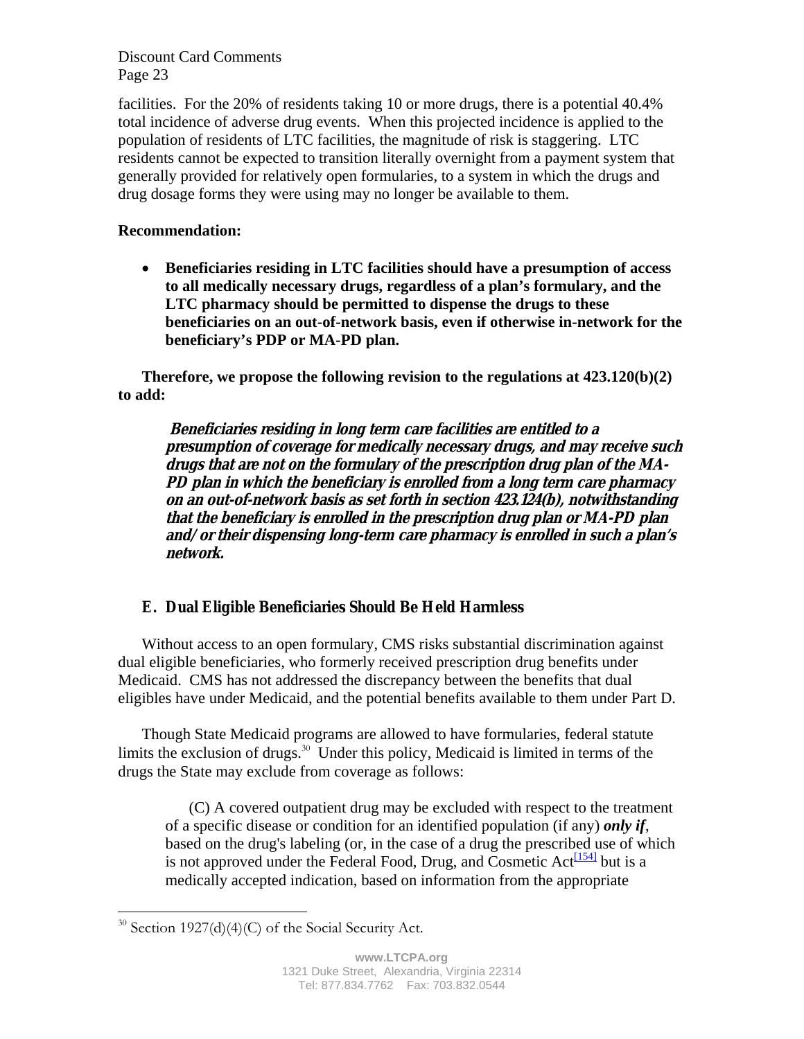facilities. For the 20% of residents taking 10 or more drugs, there is a potential 40.4% total incidence of adverse drug events. When this projected incidence is applied to the population of residents of LTC facilities, the magnitude of risk is staggering. LTC residents cannot be expected to transition literally overnight from a payment system that generally provided for relatively open formularies, to a system in which the drugs and drug dosage forms they were using may no longer be available to them.

**Recommendation:**

- **Beneficiaries residing in LTC facilities should have a presumption of access to all medically necessary drugs, regardless of a plan's formulary, and the LTC pharmacy should be permitted to dispense the drugs to these beneficiaries on an out-of-network basis, even if otherwise in-network for the beneficiary's PDP or MA-PD plan.**

**Therefore, we propose the following revision to the regulations at 423.120(b)(2) to add:**

> ***Beneficiaries residing in long term care facilities are entitled to a presumption of coverage for medically necessary drugs, and may receive such drugs that are not on the formulary of the prescription drug plan of the MA-PD plan in which the beneficiary is enrolled from a long term care pharmacy on an out-of-network basis as set forth in section 423.124(b), notwithstanding that the beneficiary is enrolled in the prescription drug plan or MA-PD plan and/or their dispensing long-term care pharmacy is enrolled in such a plan's network.***

## E. Dual Eligible Beneficiaries Should Be Held Harmless

Without access to an open formulary, CMS risks substantial discrimination against dual eligible beneficiaries, who formerly received prescription drug benefits under Medicaid. CMS has not addressed the discrepancy between the benefits that dual eligibles have under Medicaid, and the potential benefits available to them under Part D.

Though State Medicaid programs are allowed to have formularies, federal statute limits the exclusion of drugs.[30] Under this policy, Medicaid is limited in terms of the drugs the State may exclude from coverage as follows:

> (C) A covered outpatient drug may be excluded with respect to the treatment of a specific disease or condition for an identified population (if any) ***only if***, based on the drug's labeling (or, in the case of a drug the prescribed use of which is not approved under the Federal Food, Drug, and Cosmetic Act[154] but is a medically accepted indication, based on information from the appropriate

[30] Section 1927(d)(4)(C) of the Social Security Act.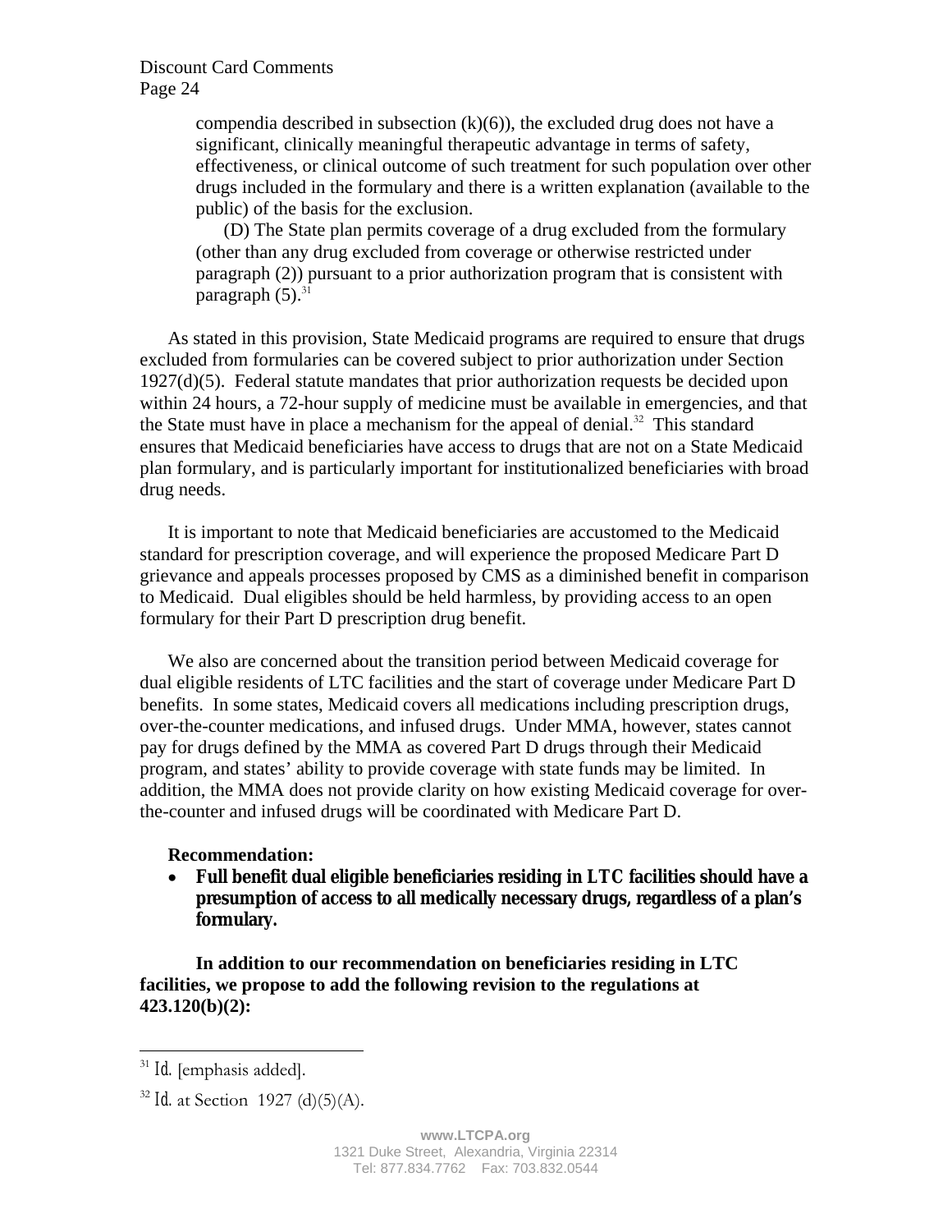> compendia described in subsection (k)(6)), the excluded drug does not have a significant, clinically meaningful therapeutic advantage in terms of safety, effectiveness, or clinical outcome of such treatment for such population over other drugs included in the formulary and there is a written explanation (available to the public) of the basis for the exclusion.
>
> (D) The State plan permits coverage of a drug excluded from the formulary (other than any drug excluded from coverage or otherwise restricted under paragraph (2)) pursuant to a prior authorization program that is consistent with paragraph (5).[31]

As stated in this provision, State Medicaid programs are required to ensure that drugs excluded from formularies can be covered subject to prior authorization under Section 1927(d)(5). Federal statute mandates that prior authorization requests be decided upon within 24 hours, a 72-hour supply of medicine must be available in emergencies, and that the State must have in place a mechanism for the appeal of denial.[32] This standard ensures that Medicaid beneficiaries have access to drugs that are not on a State Medicaid plan formulary, and is particularly important for institutionalized beneficiaries with broad drug needs.

It is important to note that Medicaid beneficiaries are accustomed to the Medicaid standard for prescription coverage, and will experience the proposed Medicare Part D grievance and appeals processes proposed by CMS as a diminished benefit in comparison to Medicaid. Dual eligibles should be held harmless, by providing access to an open formulary for their Part D prescription drug benefit.

We also are concerned about the transition period between Medicaid coverage for dual eligible residents of LTC facilities and the start of coverage under Medicare Part D benefits. In some states, Medicaid covers all medications including prescription drugs, over-the-counter medications, and infused drugs. Under MMA, however, states cannot pay for drugs defined by the MMA as covered Part D drugs through their Medicaid program, and states' ability to provide coverage with state funds may be limited. In addition, the MMA does not provide clarity on how existing Medicaid coverage for over-the-counter and infused drugs will be coordinated with Medicare Part D.

**Recommendation:**

- **Full benefit dual eligible beneficiaries residing in LTC facilities should have a presumption of access to all medically necessary drugs, regardless of a plan's formulary.**

**In addition to our recommendation on beneficiaries residing in LTC facilities, we propose to add the following revision to the regulations at 423.120(b)(2):**

---

[31] *Id.* [emphasis added].

[32] *Id.* at Section 1927 (d)(5)(A).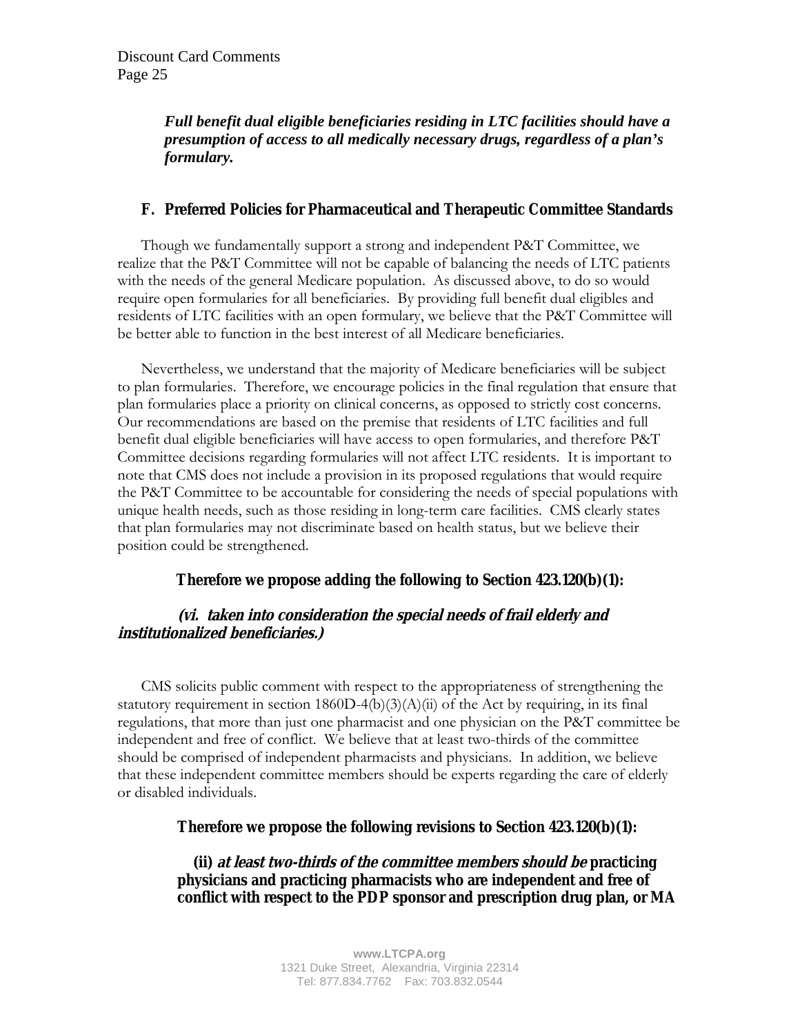***Full benefit dual eligible beneficiaries residing in LTC facilities should have a presumption of access to all medically necessary drugs, regardless of a plan's formulary.***

## F. Preferred Policies for Pharmaceutical and Therapeutic Committee Standards

Though we fundamentally support a strong and independent P&T Committee, we realize that the P&T Committee will not be capable of balancing the needs of LTC patients with the needs of the general Medicare population. As discussed above, to do so would require open formularies for all beneficiaries. By providing full benefit dual eligibles and residents of LTC facilities with an open formulary, we believe that the P&T Committee will be better able to function in the best interest of all Medicare beneficiaries.

Nevertheless, we understand that the majority of Medicare beneficiaries will be subject to plan formularies. Therefore, we encourage policies in the final regulation that ensure that plan formularies place a priority on clinical concerns, as opposed to strictly cost concerns. Our recommendations are based on the premise that residents of LTC facilities and full benefit dual eligible beneficiaries will have access to open formularies, and therefore P&T Committee decisions regarding formularies will not affect LTC residents. It is important to note that CMS does not include a provision in its proposed regulations that would require the P&T Committee to be accountable for considering the needs of special populations with unique health needs, such as those residing in long-term care facilities. CMS clearly states that plan formularies may not discriminate based on health status, but we believe their position could be strengthened.

**Therefore we propose adding the following to Section 423.120(b)(1):**

***(vi. taken into consideration the special needs of frail elderly and institutionalized beneficiaries.)***

CMS solicits public comment with respect to the appropriateness of strengthening the statutory requirement in section 1860D-4(b)(3)(A)(ii) of the Act by requiring, in its final regulations, that more than just one pharmacist and one physician on the P&T committee be independent and free of conflict. We believe that at least two-thirds of the committee should be comprised of independent pharmacists and physicians. In addition, we believe that these independent committee members should be experts regarding the care of elderly or disabled individuals.

**Therefore we propose the following revisions to Section 423.120(b)(1):**

**(ii) *at least two-thirds of the committee members should be* practicing physicians and practicing pharmacists who are independent and free of conflict with respect to the PDP sponsor and prescription drug plan, or MA**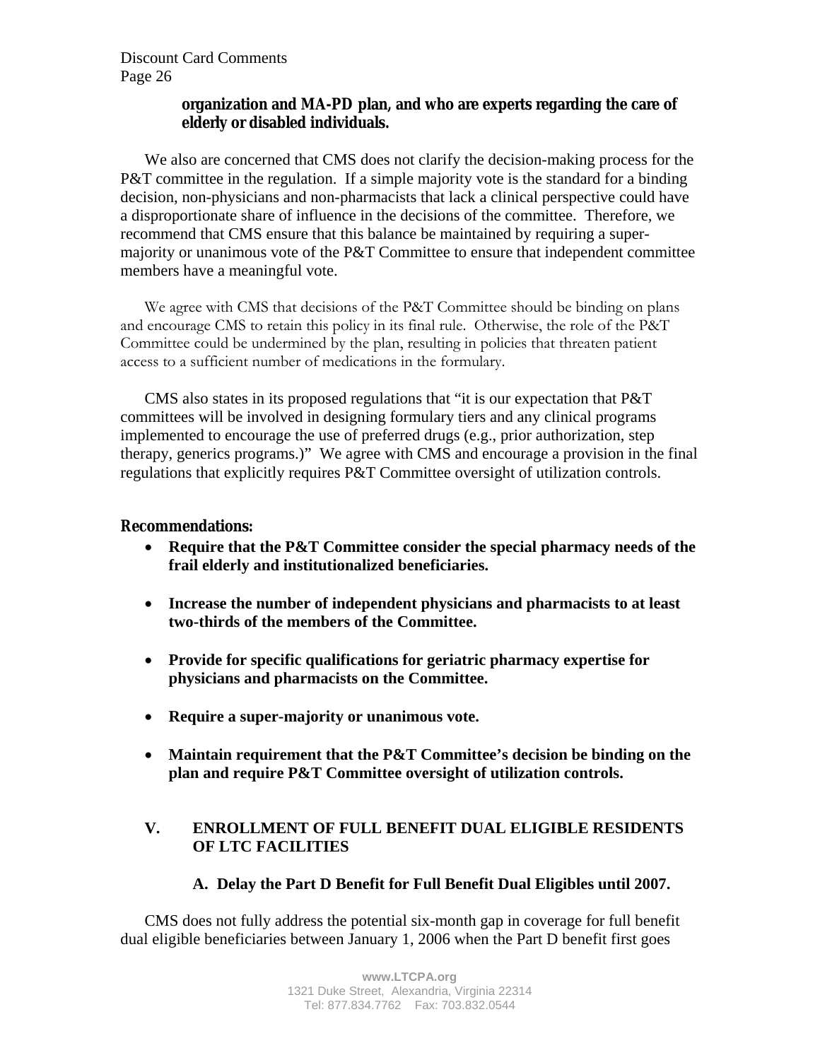**organization and MA-PD plan, and who are experts regarding the care of elderly or disabled individuals.**

We also are concerned that CMS does not clarify the decision-making process for the P&T committee in the regulation. If a simple majority vote is the standard for a binding decision, non-physicians and non-pharmacists that lack a clinical perspective could have a disproportionate share of influence in the decisions of the committee. Therefore, we recommend that CMS ensure that this balance be maintained by requiring a super-majority or unanimous vote of the P&T Committee to ensure that independent committee members have a meaningful vote.

We agree with CMS that decisions of the P&T Committee should be binding on plans and encourage CMS to retain this policy in its final rule. Otherwise, the role of the P&T Committee could be undermined by the plan, resulting in policies that threaten patient access to a sufficient number of medications in the formulary.

CMS also states in its proposed regulations that "it is our expectation that P&T committees will be involved in designing formulary tiers and any clinical programs implemented to encourage the use of preferred drugs (e.g., prior authorization, step therapy, generics programs.)" We agree with CMS and encourage a provision in the final regulations that explicitly requires P&T Committee oversight of utilization controls.

**Recommendations:**

- **Require that the P&T Committee consider the special pharmacy needs of the frail elderly and institutionalized beneficiaries.**
- **Increase the number of independent physicians and pharmacists to at least two-thirds of the members of the Committee.**
- **Provide for specific qualifications for geriatric pharmacy expertise for physicians and pharmacists on the Committee.**
- **Require a super-majority or unanimous vote.**
- **Maintain requirement that the P&T Committee's decision be binding on the plan and require P&T Committee oversight of utilization controls.**

## V. ENROLLMENT OF FULL BENEFIT DUAL ELIGIBLE RESIDENTS OF LTC FACILITIES

### A. Delay the Part D Benefit for Full Benefit Dual Eligibles until 2007.

CMS does not fully address the potential six-month gap in coverage for full benefit dual eligible beneficiaries between January 1, 2006 when the Part D benefit first goes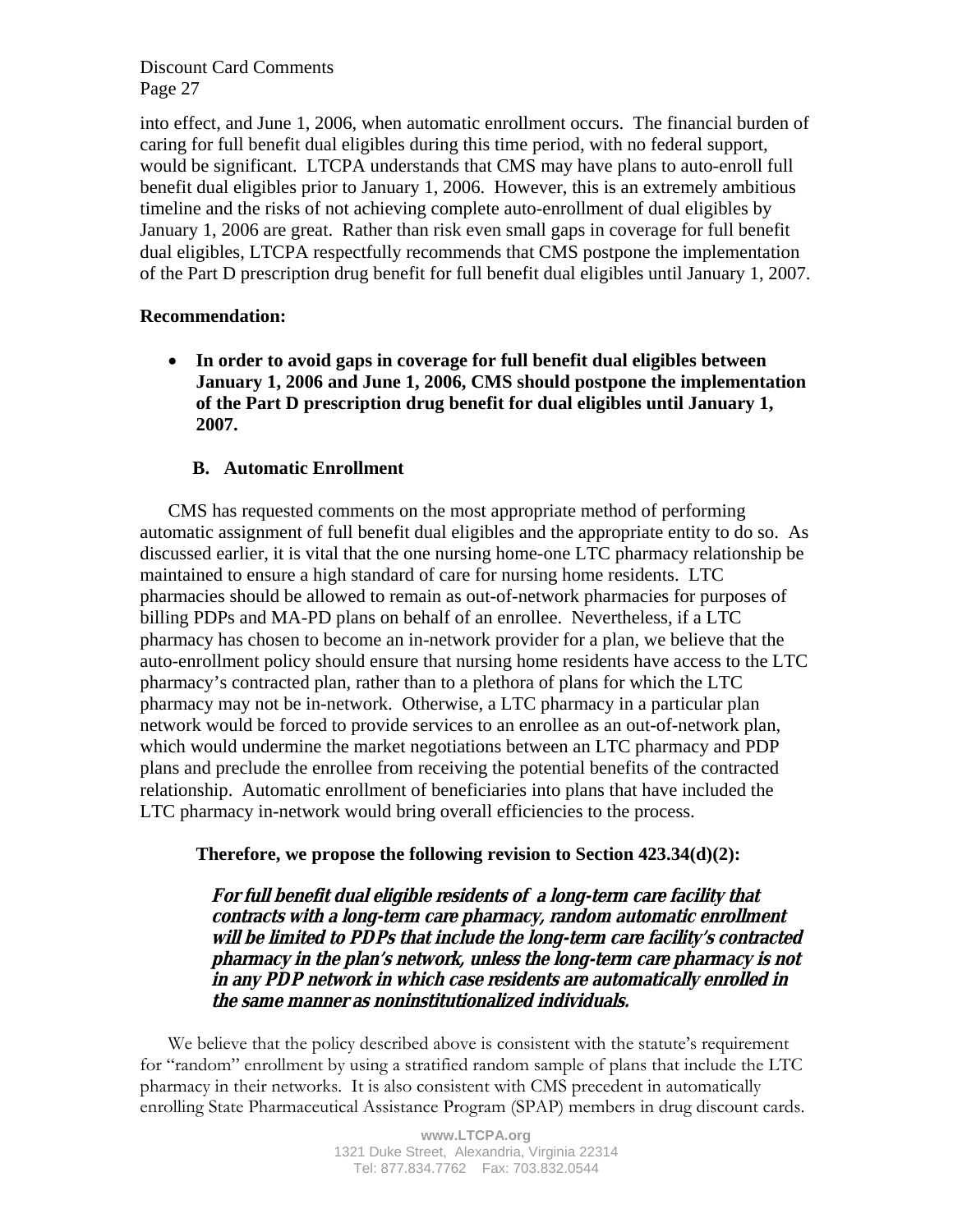into effect, and June 1, 2006, when automatic enrollment occurs. The financial burden of caring for full benefit dual eligibles during this time period, with no federal support, would be significant. LTCPA understands that CMS may have plans to auto-enroll full benefit dual eligibles prior to January 1, 2006. However, this is an extremely ambitious timeline and the risks of not achieving complete auto-enrollment of dual eligibles by January 1, 2006 are great. Rather than risk even small gaps in coverage for full benefit dual eligibles, LTCPA respectfully recommends that CMS postpone the implementation of the Part D prescription drug benefit for full benefit dual eligibles until January 1, 2007.

**Recommendation:**

- **In order to avoid gaps in coverage for full benefit dual eligibles between January 1, 2006 and June 1, 2006, CMS should postpone the implementation of the Part D prescription drug benefit for dual eligibles until January 1, 2007.**

### B. Automatic Enrollment

CMS has requested comments on the most appropriate method of performing automatic assignment of full benefit dual eligibles and the appropriate entity to do so. As discussed earlier, it is vital that the one nursing home-one LTC pharmacy relationship be maintained to ensure a high standard of care for nursing home residents. LTC pharmacies should be allowed to remain as out-of-network pharmacies for purposes of billing PDPs and MA-PD plans on behalf of an enrollee. Nevertheless, if a LTC pharmacy has chosen to become an in-network provider for a plan, we believe that the auto-enrollment policy should ensure that nursing home residents have access to the LTC pharmacy's contracted plan, rather than to a plethora of plans for which the LTC pharmacy may not be in-network. Otherwise, a LTC pharmacy in a particular plan network would be forced to provide services to an enrollee as an out-of-network plan, which would undermine the market negotiations between an LTC pharmacy and PDP plans and preclude the enrollee from receiving the potential benefits of the contracted relationship. Automatic enrollment of beneficiaries into plans that have included the LTC pharmacy in-network would bring overall efficiencies to the process.

**Therefore, we propose the following revision to Section 423.34(d)(2):**

***For full benefit dual eligible residents of a long-term care facility that contracts with a long-term care pharmacy, random automatic enrollment will be limited to PDPs that include the long-term care facility's contracted pharmacy in the plan's network, unless the long-term care pharmacy is not in any PDP network in which case residents are automatically enrolled in the same manner as noninstitutionalized individuals.***

We believe that the policy described above is consistent with the statute's requirement for "random" enrollment by using a stratified random sample of plans that include the LTC pharmacy in their networks. It is also consistent with CMS precedent in automatically enrolling State Pharmaceutical Assistance Program (SPAP) members in drug discount cards.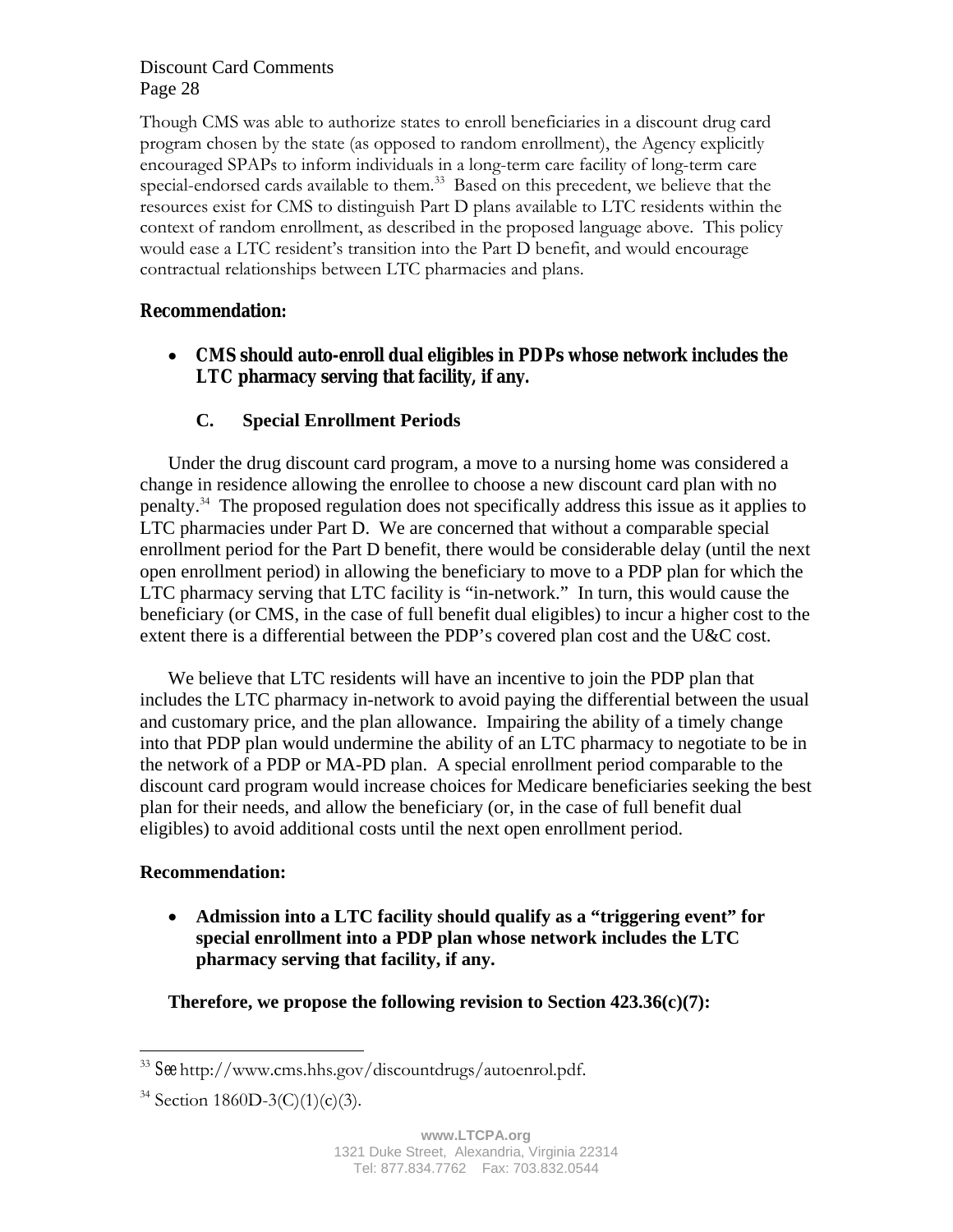Though CMS was able to authorize states to enroll beneficiaries in a discount drug card program chosen by the state (as opposed to random enrollment), the Agency explicitly encouraged SPAPs to inform individuals in a long-term care facility of long-term care special-endorsed cards available to them.[33] Based on this precedent, we believe that the resources exist for CMS to distinguish Part D plans available to LTC residents within the context of random enrollment, as described in the proposed language above. This policy would ease a LTC resident's transition into the Part D benefit, and would encourage contractual relationships between LTC pharmacies and plans.

**Recommendation:**

- **CMS should auto-enroll dual eligibles in PDPs whose network includes the LTC pharmacy serving that facility, if any.**

### C. Special Enrollment Periods

Under the drug discount card program, a move to a nursing home was considered a change in residence allowing the enrollee to choose a new discount card plan with no penalty.[34] The proposed regulation does not specifically address this issue as it applies to LTC pharmacies under Part D. We are concerned that without a comparable special enrollment period for the Part D benefit, there would be considerable delay (until the next open enrollment period) in allowing the beneficiary to move to a PDP plan for which the LTC pharmacy serving that LTC facility is "in-network." In turn, this would cause the beneficiary (or CMS, in the case of full benefit dual eligibles) to incur a higher cost to the extent there is a differential between the PDP's covered plan cost and the U&C cost.

We believe that LTC residents will have an incentive to join the PDP plan that includes the LTC pharmacy in-network to avoid paying the differential between the usual and customary price, and the plan allowance. Impairing the ability of a timely change into that PDP plan would undermine the ability of an LTC pharmacy to negotiate to be in the network of a PDP or MA-PD plan. A special enrollment period comparable to the discount card program would increase choices for Medicare beneficiaries seeking the best plan for their needs, and allow the beneficiary (or, in the case of full benefit dual eligibles) to avoid additional costs until the next open enrollment period.

**Recommendation:**

- **Admission into a LTC facility should qualify as a "triggering event" for special enrollment into a PDP plan whose network includes the LTC pharmacy serving that facility, if any.**

**Therefore, we propose the following revision to Section 423.36(c)(7):**

---

[33] *See* http://www.cms.hhs.gov/discountdrugs/autoenrol.pdf.

[34] Section 1860D-3(C)(1)(c)(3).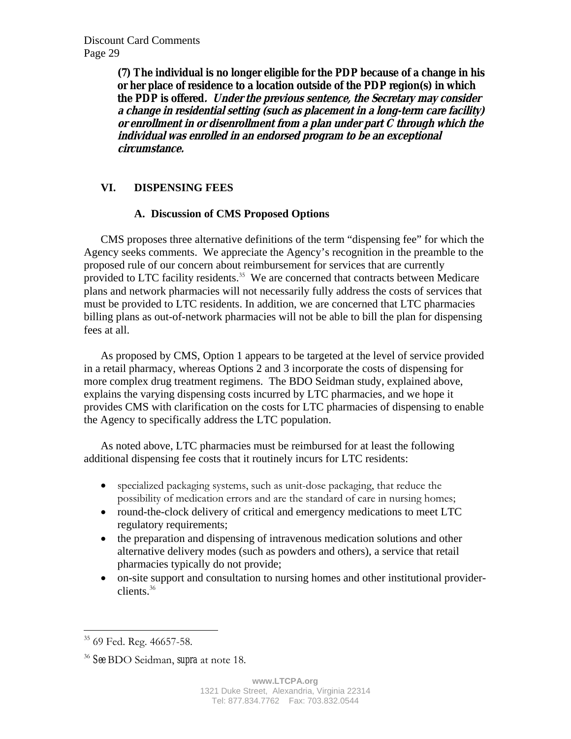**(7) The individual is no longer eligible for the PDP because of a change in his or her place of residence to a location outside of the PDP region(s) in which the PDP is offered*. Under the previous sentence, the Secretary may consider a change in residential setting (such as placement in a long-term care facility) or enrollment in or disenrollment from a plan under part C through which the individual was enrolled in an endorsed program to be an exceptional circumstance.***

## VI. DISPENSING FEES

### A. Discussion of CMS Proposed Options

CMS proposes three alternative definitions of the term "dispensing fee" for which the Agency seeks comments. We appreciate the Agency's recognition in the preamble to the proposed rule of our concern about reimbursement for services that are currently provided to LTC facility residents.[35] We are concerned that contracts between Medicare plans and network pharmacies will not necessarily fully address the costs of services that must be provided to LTC residents. In addition, we are concerned that LTC pharmacies billing plans as out-of-network pharmacies will not be able to bill the plan for dispensing fees at all.

As proposed by CMS, Option 1 appears to be targeted at the level of service provided in a retail pharmacy, whereas Options 2 and 3 incorporate the costs of dispensing for more complex drug treatment regimens. The BDO Seidman study, explained above, explains the varying dispensing costs incurred by LTC pharmacies, and we hope it provides CMS with clarification on the costs for LTC pharmacies of dispensing to enable the Agency to specifically address the LTC population.

As noted above, LTC pharmacies must be reimbursed for at least the following additional dispensing fee costs that it routinely incurs for LTC residents:

- specialized packaging systems, such as unit-dose packaging, that reduce the possibility of medication errors and are the standard of care in nursing homes;
- round-the-clock delivery of critical and emergency medications to meet LTC regulatory requirements;
- the preparation and dispensing of intravenous medication solutions and other alternative delivery modes (such as powders and others), a service that retail pharmacies typically do not provide;
- on-site support and consultation to nursing homes and other institutional provider-clients.[36]

---

[35] 69 Fed. Reg. 46657-58.

[36] *See* BDO Seidman, *supra* at note 18.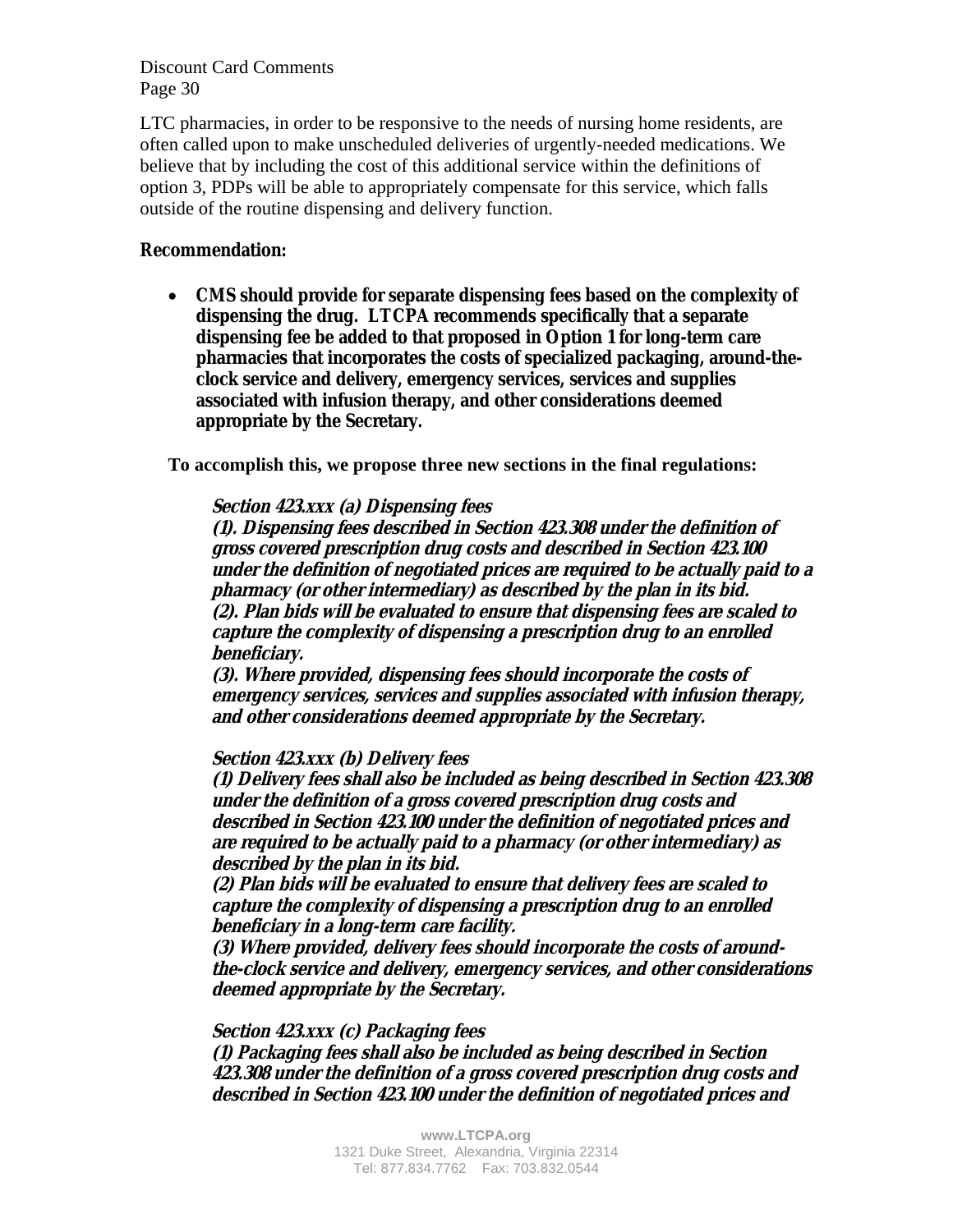LTC pharmacies, in order to be responsive to the needs of nursing home residents, are often called upon to make unscheduled deliveries of urgently-needed medications. We believe that by including the cost of this additional service within the definitions of option 3, PDPs will be able to appropriately compensate for this service, which falls outside of the routine dispensing and delivery function.

**Recommendation:**

- **CMS should provide for separate dispensing fees based on the complexity of dispensing the drug. LTCPA recommends specifically that a separate dispensing fee be added to that proposed in Option 1 for long-term care pharmacies that incorporates the costs of specialized packaging, around-the-clock service and delivery, emergency services, services and supplies associated with infusion therapy, and other considerations deemed appropriate by the Secretary.**

**To accomplish this, we propose three new sections in the final regulations:**

***Section 423.xxx (a) Dispensing fees***
***(1). Dispensing fees described in Section 423.308 under the definition of gross covered prescription drug costs and described in Section 423.100 under the definition of negotiated prices are required to be actually paid to a pharmacy (or other intermediary) as described by the plan in its bid.***
***(2). Plan bids will be evaluated to ensure that dispensing fees are scaled to capture the complexity of dispensing a prescription drug to an enrolled beneficiary.***
***(3). Where provided, dispensing fees should incorporate the costs of emergency services, services and supplies associated with infusion therapy, and other considerations deemed appropriate by the Secretary.***

***Section 423.xxx (b) Delivery fees***
***(1) Delivery fees shall also be included as being described in Section 423.308 under the definition of a gross covered prescription drug costs and described in Section 423.100 under the definition of negotiated prices and are required to be actually paid to a pharmacy (or other intermediary) as described by the plan in its bid.***
***(2) Plan bids will be evaluated to ensure that delivery fees are scaled to capture the complexity of dispensing a prescription drug to an enrolled beneficiary in a long-term care facility.***
***(3) Where provided, delivery fees should incorporate the costs of around-the-clock service and delivery, emergency services, and other considerations deemed appropriate by the Secretary.***

***Section 423.xxx (c) Packaging fees***
***(1) Packaging fees shall also be included as being described in Section 423.308 under the definition of a gross covered prescription drug costs and described in Section 423.100 under the definition of negotiated prices and***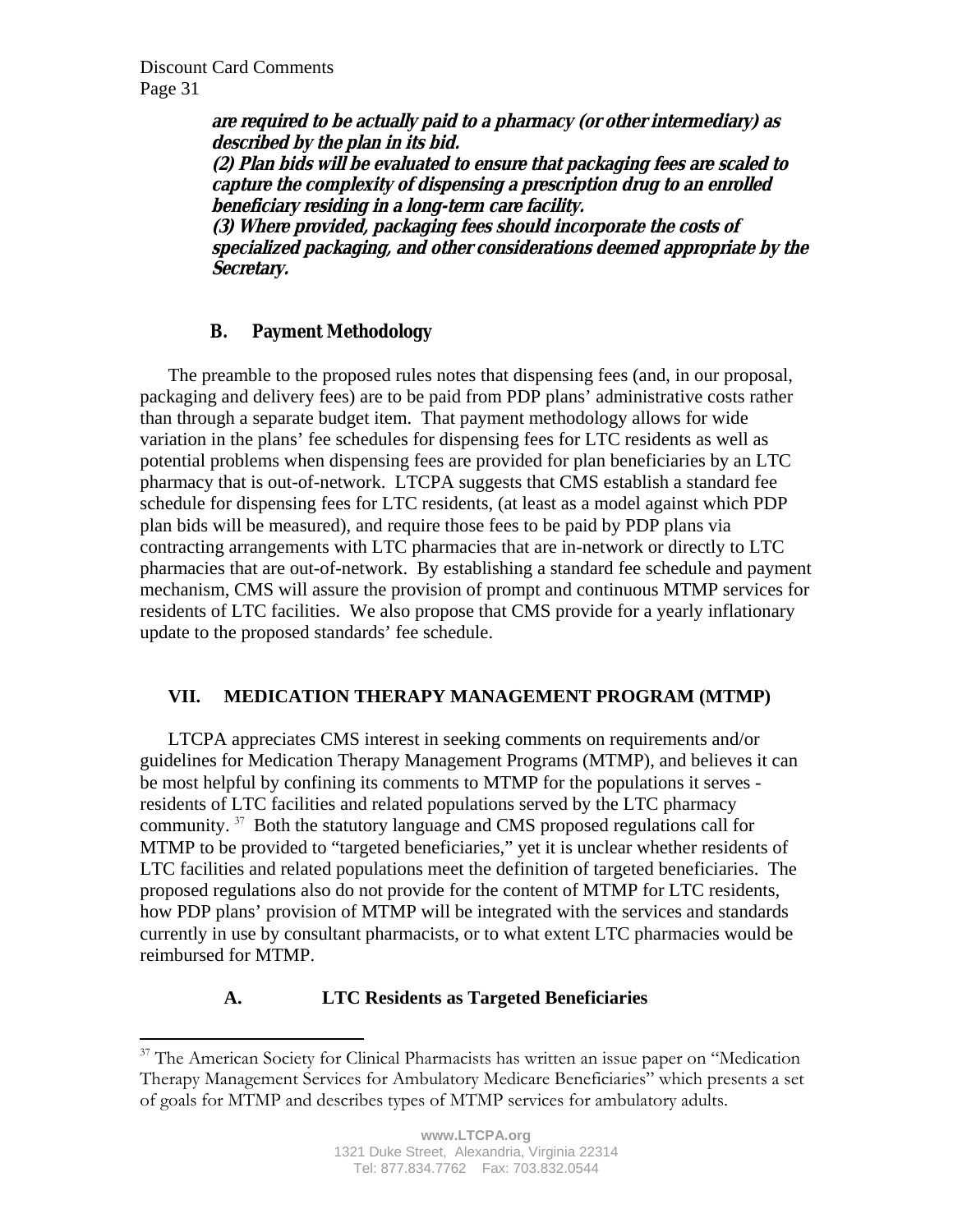***are required to be actually paid to a pharmacy (or other intermediary) as described by the plan in its bid.***
***(2) Plan bids will be evaluated to ensure that packaging fees are scaled to capture the complexity of dispensing a prescription drug to an enrolled beneficiary residing in a long-term care facility.***
***(3) Where provided, packaging fees should incorporate the costs of specialized packaging, and other considerations deemed appropriate by the Secretary.***

### B. Payment Methodology

The preamble to the proposed rules notes that dispensing fees (and, in our proposal, packaging and delivery fees) are to be paid from PDP plans' administrative costs rather than through a separate budget item. That payment methodology allows for wide variation in the plans' fee schedules for dispensing fees for LTC residents as well as potential problems when dispensing fees are provided for plan beneficiaries by an LTC pharmacy that is out-of-network. LTCPA suggests that CMS establish a standard fee schedule for dispensing fees for LTC residents, (at least as a model against which PDP plan bids will be measured), and require those fees to be paid by PDP plans via contracting arrangements with LTC pharmacies that are in-network or directly to LTC pharmacies that are out-of-network. By establishing a standard fee schedule and payment mechanism, CMS will assure the provision of prompt and continuous MTMP services for residents of LTC facilities. We also propose that CMS provide for a yearly inflationary update to the proposed standards' fee schedule.

## VII. MEDICATION THERAPY MANAGEMENT PROGRAM (MTMP)

LTCPA appreciates CMS interest in seeking comments on requirements and/or guidelines for Medication Therapy Management Programs (MTMP), and believes it can be most helpful by confining its comments to MTMP for the populations it serves - residents of LTC facilities and related populations served by the LTC pharmacy community. [37] Both the statutory language and CMS proposed regulations call for MTMP to be provided to "targeted beneficiaries," yet it is unclear whether residents of LTC facilities and related populations meet the definition of targeted beneficiaries. The proposed regulations also do not provide for the content of MTMP for LTC residents, how PDP plans' provision of MTMP will be integrated with the services and standards currently in use by consultant pharmacists, or to what extent LTC pharmacies would be reimbursed for MTMP.

### A. LTC Residents as Targeted Beneficiaries

[37] The American Society for Clinical Pharmacists has written an issue paper on "Medication Therapy Management Services for Ambulatory Medicare Beneficiaries" which presents a set of goals for MTMP and describes types of MTMP services for ambulatory adults.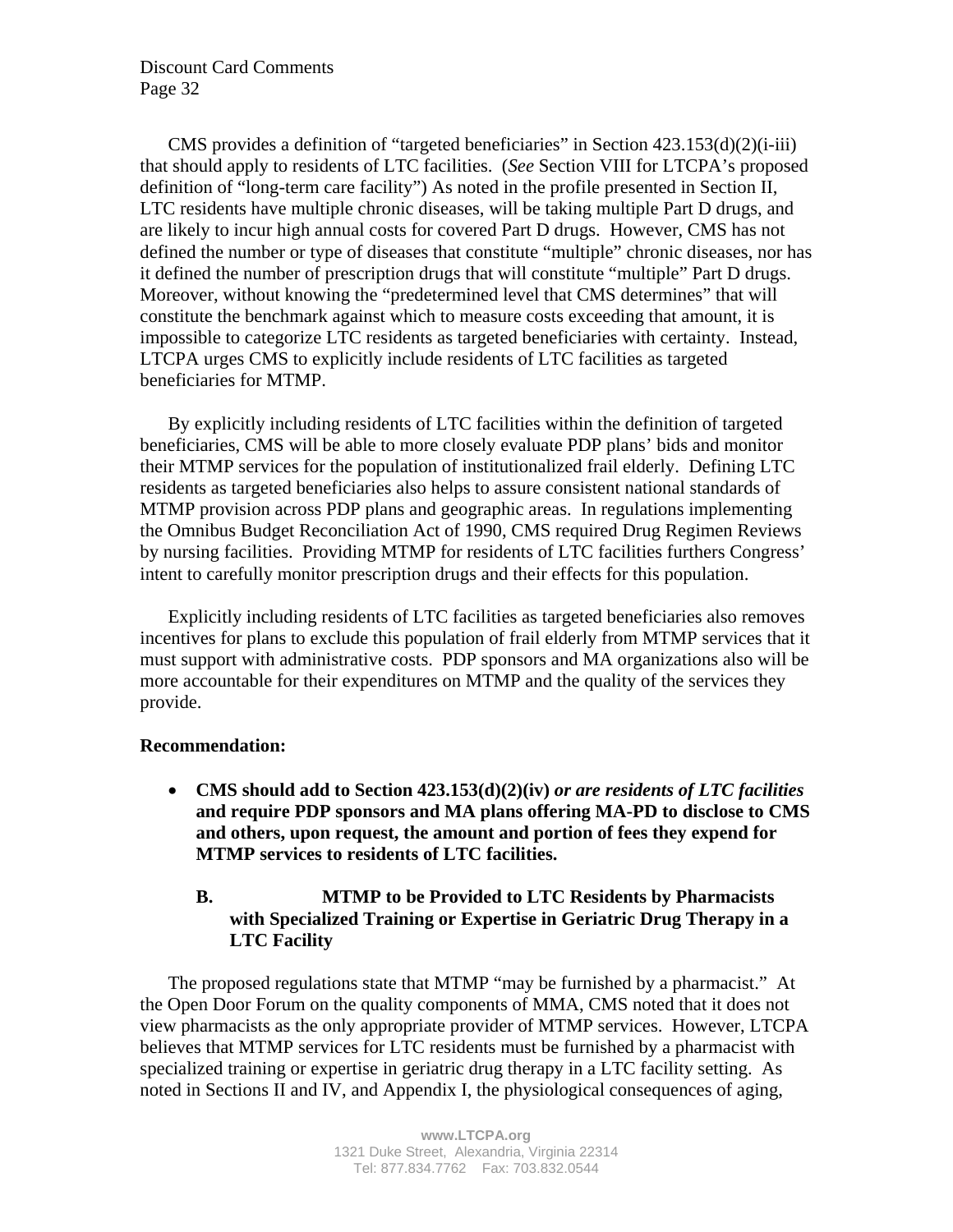CMS provides a definition of "targeted beneficiaries" in Section 423.153(d)(2)(i-iii) that should apply to residents of LTC facilities. (*See* Section VIII for LTCPA's proposed definition of "long-term care facility") As noted in the profile presented in Section II, LTC residents have multiple chronic diseases, will be taking multiple Part D drugs, and are likely to incur high annual costs for covered Part D drugs. However, CMS has not defined the number or type of diseases that constitute "multiple" chronic diseases, nor has it defined the number of prescription drugs that will constitute "multiple" Part D drugs. Moreover, without knowing the "predetermined level that CMS determines" that will constitute the benchmark against which to measure costs exceeding that amount, it is impossible to categorize LTC residents as targeted beneficiaries with certainty. Instead, LTCPA urges CMS to explicitly include residents of LTC facilities as targeted beneficiaries for MTMP.

By explicitly including residents of LTC facilities within the definition of targeted beneficiaries, CMS will be able to more closely evaluate PDP plans' bids and monitor their MTMP services for the population of institutionalized frail elderly. Defining LTC residents as targeted beneficiaries also helps to assure consistent national standards of MTMP provision across PDP plans and geographic areas. In regulations implementing the Omnibus Budget Reconciliation Act of 1990, CMS required Drug Regimen Reviews by nursing facilities. Providing MTMP for residents of LTC facilities furthers Congress' intent to carefully monitor prescription drugs and their effects for this population.

Explicitly including residents of LTC facilities as targeted beneficiaries also removes incentives for plans to exclude this population of frail elderly from MTMP services that it must support with administrative costs. PDP sponsors and MA organizations also will be more accountable for their expenditures on MTMP and the quality of the services they provide.

**Recommendation:**

- **CMS should add to Section 423.153(d)(2)(iv)** ***or are residents of LTC facilities*** **and require PDP sponsors and MA plans offering MA-PD to disclose to CMS and others, upon request, the amount and portion of fees they expend for MTMP services to residents of LTC facilities.**

### B. MTMP to be Provided to LTC Residents by Pharmacists with Specialized Training or Expertise in Geriatric Drug Therapy in a LTC Facility

The proposed regulations state that MTMP "may be furnished by a pharmacist." At the Open Door Forum on the quality components of MMA, CMS noted that it does not view pharmacists as the only appropriate provider of MTMP services. However, LTCPA believes that MTMP services for LTC residents must be furnished by a pharmacist with specialized training or expertise in geriatric drug therapy in a LTC facility setting. As noted in Sections II and IV, and Appendix I, the physiological consequences of aging,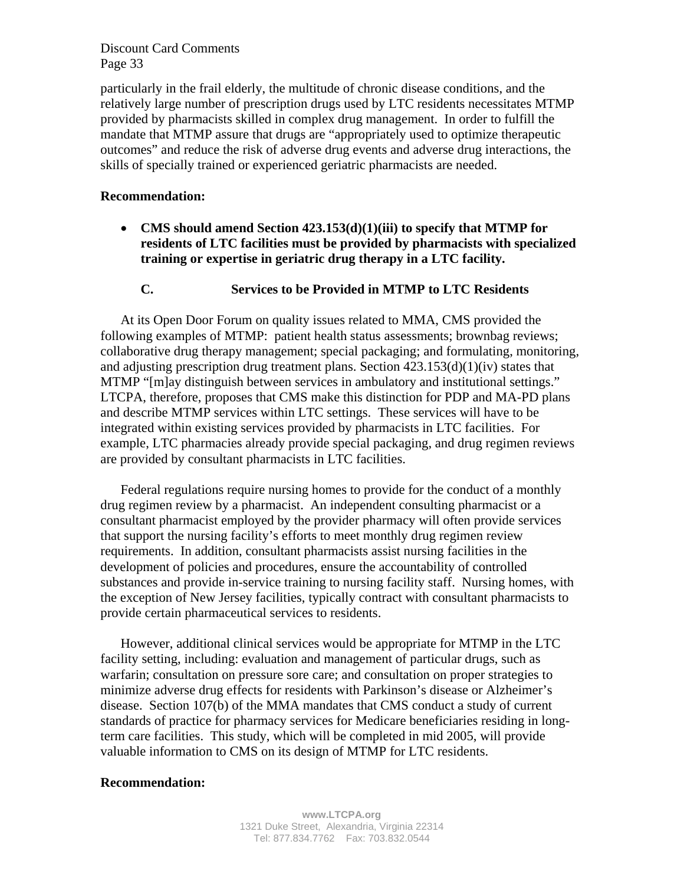particularly in the frail elderly, the multitude of chronic disease conditions, and the relatively large number of prescription drugs used by LTC residents necessitates MTMP provided by pharmacists skilled in complex drug management. In order to fulfill the mandate that MTMP assure that drugs are "appropriately used to optimize therapeutic outcomes" and reduce the risk of adverse drug events and adverse drug interactions, the skills of specially trained or experienced geriatric pharmacists are needed.

**Recommendation:**

- **CMS should amend Section 423.153(d)(1)(iii) to specify that MTMP for residents of LTC facilities must be provided by pharmacists with specialized training or expertise in geriatric drug therapy in a LTC facility.**

### C. Services to be Provided in MTMP to LTC Residents

At its Open Door Forum on quality issues related to MMA, CMS provided the following examples of MTMP: patient health status assessments; brownbag reviews; collaborative drug therapy management; special packaging; and formulating, monitoring, and adjusting prescription drug treatment plans. Section 423.153(d)(1)(iv) states that MTMP "[m]ay distinguish between services in ambulatory and institutional settings." LTCPA, therefore, proposes that CMS make this distinction for PDP and MA-PD plans and describe MTMP services within LTC settings. These services will have to be integrated within existing services provided by pharmacists in LTC facilities. For example, LTC pharmacies already provide special packaging, and drug regimen reviews are provided by consultant pharmacists in LTC facilities.

Federal regulations require nursing homes to provide for the conduct of a monthly drug regimen review by a pharmacist. An independent consulting pharmacist or a consultant pharmacist employed by the provider pharmacy will often provide services that support the nursing facility's efforts to meet monthly drug regimen review requirements. In addition, consultant pharmacists assist nursing facilities in the development of policies and procedures, ensure the accountability of controlled substances and provide in-service training to nursing facility staff. Nursing homes, with the exception of New Jersey facilities, typically contract with consultant pharmacists to provide certain pharmaceutical services to residents.

However, additional clinical services would be appropriate for MTMP in the LTC facility setting, including: evaluation and management of particular drugs, such as warfarin; consultation on pressure sore care; and consultation on proper strategies to minimize adverse drug effects for residents with Parkinson's disease or Alzheimer's disease. Section 107(b) of the MMA mandates that CMS conduct a study of current standards of practice for pharmacy services for Medicare beneficiaries residing in long-term care facilities. This study, which will be completed in mid 2005, will provide valuable information to CMS on its design of MTMP for LTC residents.

**Recommendation:**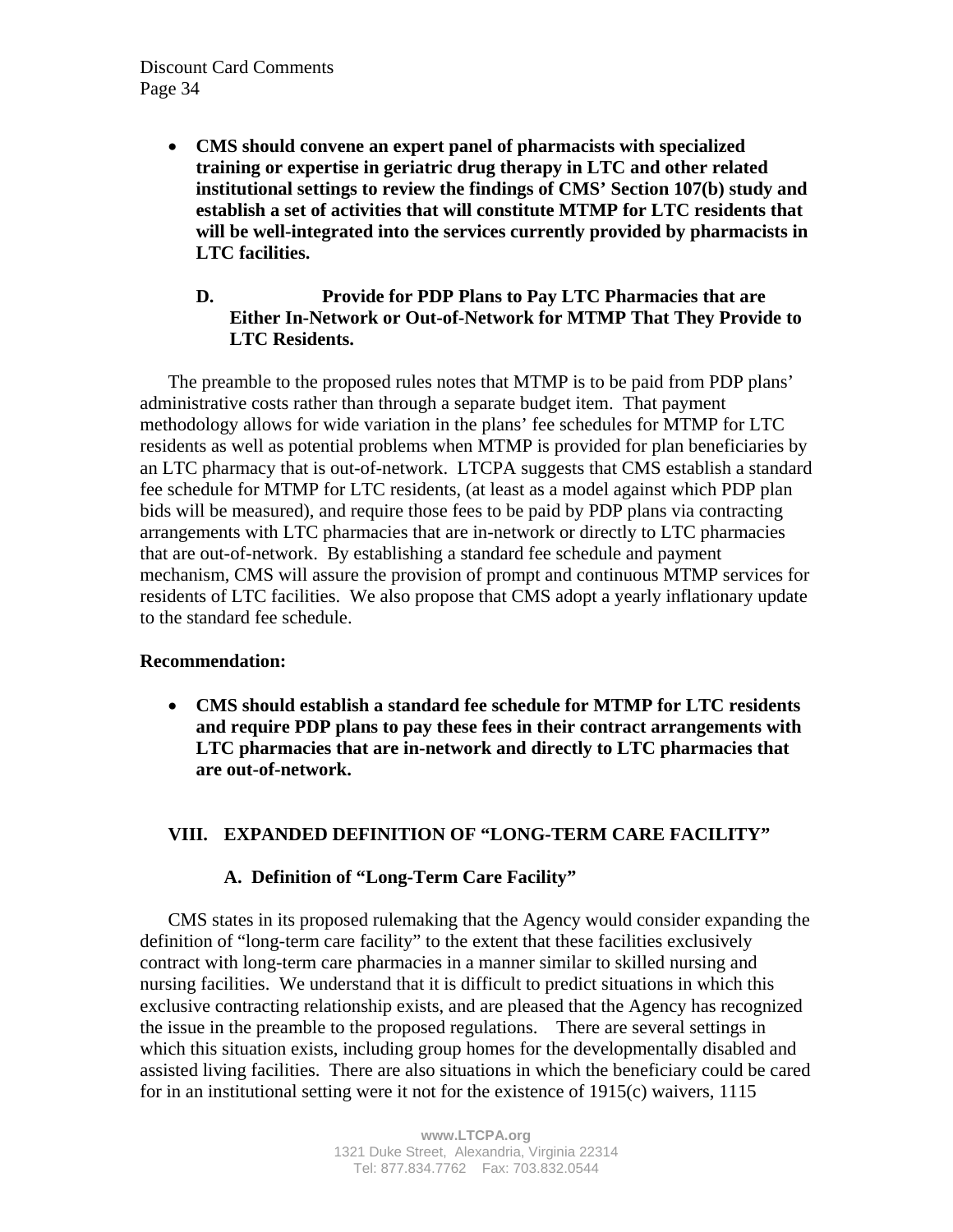- **CMS should convene an expert panel of pharmacists with specialized training or expertise in geriatric drug therapy in LTC and other related institutional settings to review the findings of CMS' Section 107(b) study and establish a set of activities that will constitute MTMP for LTC residents that will be well-integrated into the services currently provided by pharmacists in LTC facilities.**

### D. Provide for PDP Plans to Pay LTC Pharmacies that are Either In-Network or Out-of-Network for MTMP That They Provide to LTC Residents.

The preamble to the proposed rules notes that MTMP is to be paid from PDP plans' administrative costs rather than through a separate budget item. That payment methodology allows for wide variation in the plans' fee schedules for MTMP for LTC residents as well as potential problems when MTMP is provided for plan beneficiaries by an LTC pharmacy that is out-of-network. LTCPA suggests that CMS establish a standard fee schedule for MTMP for LTC residents, (at least as a model against which PDP plan bids will be measured), and require those fees to be paid by PDP plans via contracting arrangements with LTC pharmacies that are in-network or directly to LTC pharmacies that are out-of-network. By establishing a standard fee schedule and payment mechanism, CMS will assure the provision of prompt and continuous MTMP services for residents of LTC facilities. We also propose that CMS adopt a yearly inflationary update to the standard fee schedule.

**Recommendation:**

- **CMS should establish a standard fee schedule for MTMP for LTC residents and require PDP plans to pay these fees in their contract arrangements with LTC pharmacies that are in-network and directly to LTC pharmacies that are out-of-network.**

## VIII. EXPANDED DEFINITION OF "LONG-TERM CARE FACILITY"

### A. Definition of "Long-Term Care Facility"

CMS states in its proposed rulemaking that the Agency would consider expanding the definition of "long-term care facility" to the extent that these facilities exclusively contract with long-term care pharmacies in a manner similar to skilled nursing and nursing facilities. We understand that it is difficult to predict situations in which this exclusive contracting relationship exists, and are pleased that the Agency has recognized the issue in the preamble to the proposed regulations. There are several settings in which this situation exists, including group homes for the developmentally disabled and assisted living facilities. There are also situations in which the beneficiary could be cared for in an institutional setting were it not for the existence of 1915(c) waivers, 1115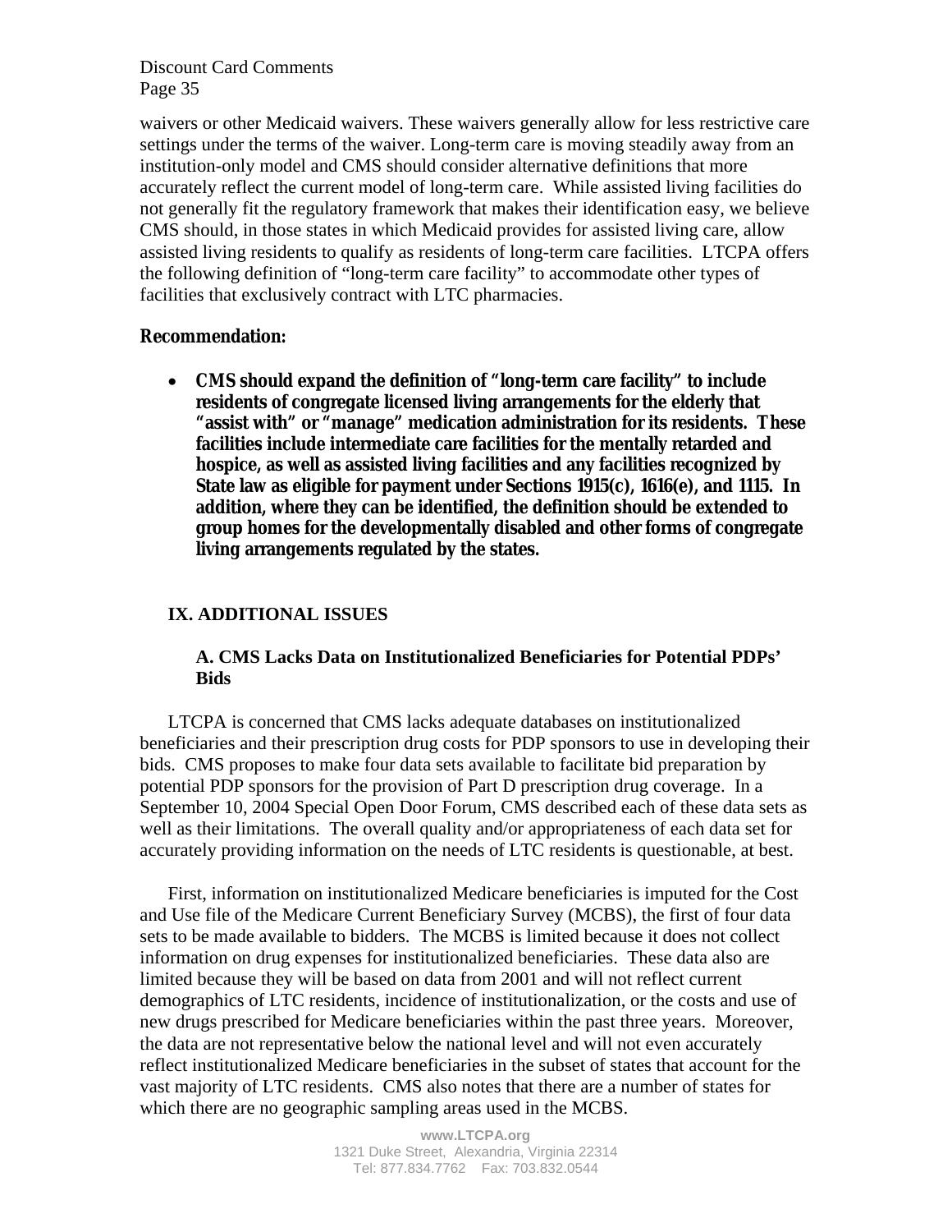waivers or other Medicaid waivers. These waivers generally allow for less restrictive care settings under the terms of the waiver. Long-term care is moving steadily away from an institution-only model and CMS should consider alternative definitions that more accurately reflect the current model of long-term care. While assisted living facilities do not generally fit the regulatory framework that makes their identification easy, we believe CMS should, in those states in which Medicaid provides for assisted living care, allow assisted living residents to qualify as residents of long-term care facilities. LTCPA offers the following definition of "long-term care facility" to accommodate other types of facilities that exclusively contract with LTC pharmacies.

**Recommendation:**

- **CMS should expand the definition of "long-term care facility" to include residents of congregate licensed living arrangements for the elderly that "assist with" or "manage" medication administration for its residents. These facilities include intermediate care facilities for the mentally retarded and hospice, as well as assisted living facilities and any facilities recognized by State law as eligible for payment under Sections 1915(c), 1616(e), and 1115. In addition, where they can be identified, the definition should be extended to group homes for the developmentally disabled and other forms of congregate living arrangements regulated by the states.**

## IX. ADDITIONAL ISSUES

### A. CMS Lacks Data on Institutionalized Beneficiaries for Potential PDPs' Bids

LTCPA is concerned that CMS lacks adequate databases on institutionalized beneficiaries and their prescription drug costs for PDP sponsors to use in developing their bids. CMS proposes to make four data sets available to facilitate bid preparation by potential PDP sponsors for the provision of Part D prescription drug coverage. In a September 10, 2004 Special Open Door Forum, CMS described each of these data sets as well as their limitations. The overall quality and/or appropriateness of each data set for accurately providing information on the needs of LTC residents is questionable, at best.

First, information on institutionalized Medicare beneficiaries is imputed for the Cost and Use file of the Medicare Current Beneficiary Survey (MCBS), the first of four data sets to be made available to bidders. The MCBS is limited because it does not collect information on drug expenses for institutionalized beneficiaries. These data also are limited because they will be based on data from 2001 and will not reflect current demographics of LTC residents, incidence of institutionalization, or the costs and use of new drugs prescribed for Medicare beneficiaries within the past three years. Moreover, the data are not representative below the national level and will not even accurately reflect institutionalized Medicare beneficiaries in the subset of states that account for the vast majority of LTC residents. CMS also notes that there are a number of states for which there are no geographic sampling areas used in the MCBS.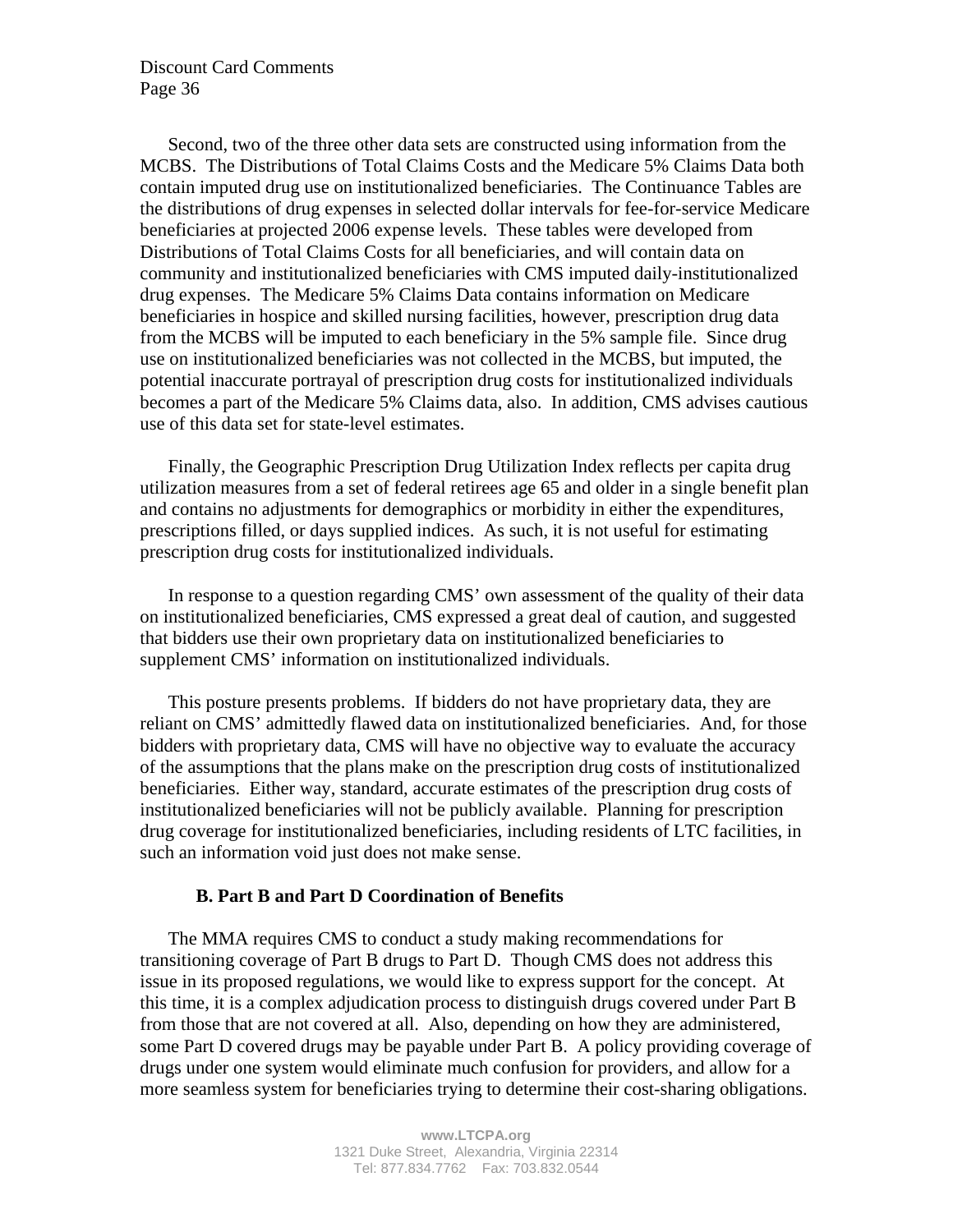Second, two of the three other data sets are constructed using information from the MCBS. The Distributions of Total Claims Costs and the Medicare 5% Claims Data both contain imputed drug use on institutionalized beneficiaries. The Continuance Tables are the distributions of drug expenses in selected dollar intervals for fee-for-service Medicare beneficiaries at projected 2006 expense levels. These tables were developed from Distributions of Total Claims Costs for all beneficiaries, and will contain data on community and institutionalized beneficiaries with CMS imputed daily-institutionalized drug expenses. The Medicare 5% Claims Data contains information on Medicare beneficiaries in hospice and skilled nursing facilities, however, prescription drug data from the MCBS will be imputed to each beneficiary in the 5% sample file. Since drug use on institutionalized beneficiaries was not collected in the MCBS, but imputed, the potential inaccurate portrayal of prescription drug costs for institutionalized individuals becomes a part of the Medicare 5% Claims data, also. In addition, CMS advises cautious use of this data set for state-level estimates.

Finally, the Geographic Prescription Drug Utilization Index reflects per capita drug utilization measures from a set of federal retirees age 65 and older in a single benefit plan and contains no adjustments for demographics or morbidity in either the expenditures, prescriptions filled, or days supplied indices. As such, it is not useful for estimating prescription drug costs for institutionalized individuals.

In response to a question regarding CMS' own assessment of the quality of their data on institutionalized beneficiaries, CMS expressed a great deal of caution, and suggested that bidders use their own proprietary data on institutionalized beneficiaries to supplement CMS' information on institutionalized individuals.

This posture presents problems. If bidders do not have proprietary data, they are reliant on CMS' admittedly flawed data on institutionalized beneficiaries. And, for those bidders with proprietary data, CMS will have no objective way to evaluate the accuracy of the assumptions that the plans make on the prescription drug costs of institutionalized beneficiaries. Either way, standard, accurate estimates of the prescription drug costs of institutionalized beneficiaries will not be publicly available. Planning for prescription drug coverage for institutionalized beneficiaries, including residents of LTC facilities, in such an information void just does not make sense.

### B. Part B and Part D Coordination of Benefits

The MMA requires CMS to conduct a study making recommendations for transitioning coverage of Part B drugs to Part D. Though CMS does not address this issue in its proposed regulations, we would like to express support for the concept. At this time, it is a complex adjudication process to distinguish drugs covered under Part B from those that are not covered at all. Also, depending on how they are administered, some Part D covered drugs may be payable under Part B. A policy providing coverage of drugs under one system would eliminate much confusion for providers, and allow for a more seamless system for beneficiaries trying to determine their cost-sharing obligations.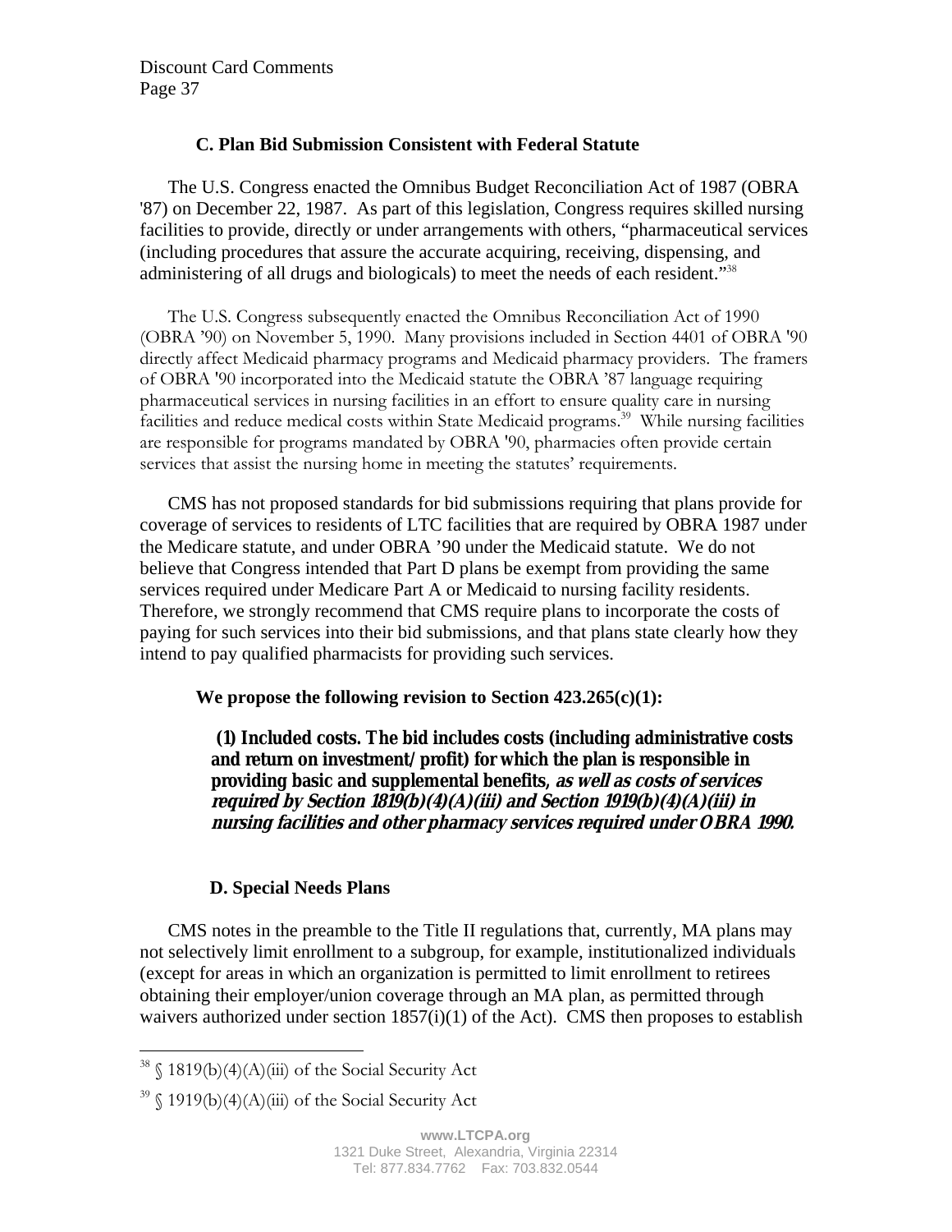### C. Plan Bid Submission Consistent with Federal Statute

The U.S. Congress enacted the Omnibus Budget Reconciliation Act of 1987 (OBRA '87) on December 22, 1987. As part of this legislation, Congress requires skilled nursing facilities to provide, directly or under arrangements with others, "pharmaceutical services (including procedures that assure the accurate acquiring, receiving, dispensing, and administering of all drugs and biologicals) to meet the needs of each resident."[38]

The U.S. Congress subsequently enacted the Omnibus Reconciliation Act of 1990 (OBRA '90) on November 5, 1990. Many provisions included in Section 4401 of OBRA '90 directly affect Medicaid pharmacy programs and Medicaid pharmacy providers. The framers of OBRA '90 incorporated into the Medicaid statute the OBRA '87 language requiring pharmaceutical services in nursing facilities in an effort to ensure quality care in nursing facilities and reduce medical costs within State Medicaid programs.[39] While nursing facilities are responsible for programs mandated by OBRA '90, pharmacies often provide certain services that assist the nursing home in meeting the statutes' requirements.

CMS has not proposed standards for bid submissions requiring that plans provide for coverage of services to residents of LTC facilities that are required by OBRA 1987 under the Medicare statute, and under OBRA '90 under the Medicaid statute. We do not believe that Congress intended that Part D plans be exempt from providing the same services required under Medicare Part A or Medicaid to nursing facility residents. Therefore, we strongly recommend that CMS require plans to incorporate the costs of paying for such services into their bid submissions, and that plans state clearly how they intend to pay qualified pharmacists for providing such services.

**We propose the following revision to Section 423.265(c)(1):**

> **(1) Included costs. The bid includes costs (including administrative costs and return on investment/profit) for which the plan is responsible in providing basic and supplemental benefits, *as well as costs of services required by Section 1819(b)(4)(A)(iii) and Section 1919(b)(4)(A)(iii) in nursing facilities and other pharmacy services required under OBRA 1990.***

### D. Special Needs Plans

CMS notes in the preamble to the Title II regulations that, currently, MA plans may not selectively limit enrollment to a subgroup, for example, institutionalized individuals (except for areas in which an organization is permitted to limit enrollment to retirees obtaining their employer/union coverage through an MA plan, as permitted through waivers authorized under section 1857(i)(1) of the Act). CMS then proposes to establish

---

[38] § 1819(b)(4)(A)(iii) of the Social Security Act

[39] § 1919(b)(4)(A)(iii) of the Social Security Act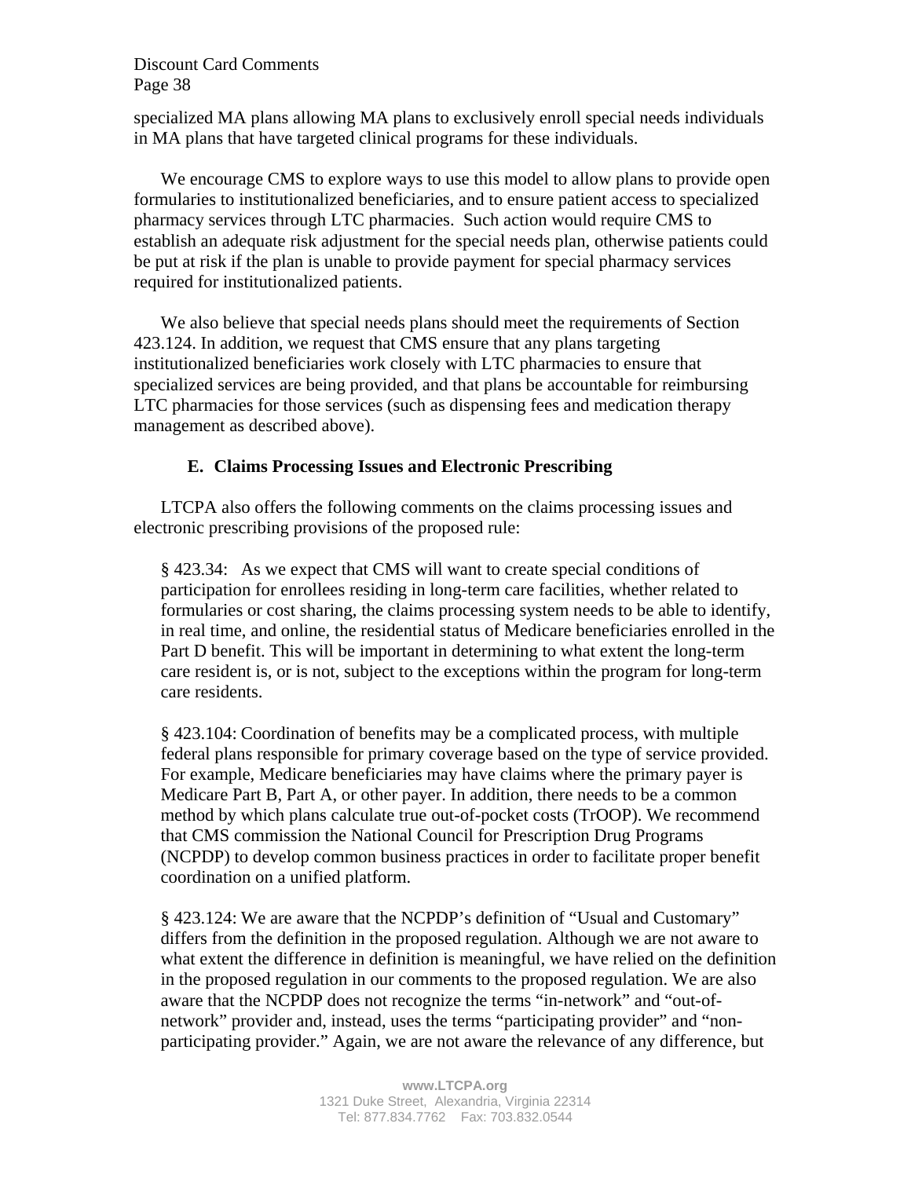specialized MA plans allowing MA plans to exclusively enroll special needs individuals in MA plans that have targeted clinical programs for these individuals.

We encourage CMS to explore ways to use this model to allow plans to provide open formularies to institutionalized beneficiaries, and to ensure patient access to specialized pharmacy services through LTC pharmacies. Such action would require CMS to establish an adequate risk adjustment for the special needs plan, otherwise patients could be put at risk if the plan is unable to provide payment for special pharmacy services required for institutionalized patients.

We also believe that special needs plans should meet the requirements of Section 423.124. In addition, we request that CMS ensure that any plans targeting institutionalized beneficiaries work closely with LTC pharmacies to ensure that specialized services are being provided, and that plans be accountable for reimbursing LTC pharmacies for those services (such as dispensing fees and medication therapy management as described above).

### E. Claims Processing Issues and Electronic Prescribing

LTCPA also offers the following comments on the claims processing issues and electronic prescribing provisions of the proposed rule:

§ 423.34: As we expect that CMS will want to create special conditions of participation for enrollees residing in long-term care facilities, whether related to formularies or cost sharing, the claims processing system needs to be able to identify, in real time, and online, the residential status of Medicare beneficiaries enrolled in the Part D benefit. This will be important in determining to what extent the long-term care resident is, or is not, subject to the exceptions within the program for long-term care residents.

§ 423.104: Coordination of benefits may be a complicated process, with multiple federal plans responsible for primary coverage based on the type of service provided. For example, Medicare beneficiaries may have claims where the primary payer is Medicare Part B, Part A, or other payer. In addition, there needs to be a common method by which plans calculate true out-of-pocket costs (TrOOP). We recommend that CMS commission the National Council for Prescription Drug Programs (NCPDP) to develop common business practices in order to facilitate proper benefit coordination on a unified platform.

§ 423.124: We are aware that the NCPDP's definition of "Usual and Customary" differs from the definition in the proposed regulation. Although we are not aware to what extent the difference in definition is meaningful, we have relied on the definition in the proposed regulation in our comments to the proposed regulation. We are also aware that the NCPDP does not recognize the terms "in-network" and "out-of-network" provider and, instead, uses the terms "participating provider" and "non-participating provider." Again, we are not aware the relevance of any difference, but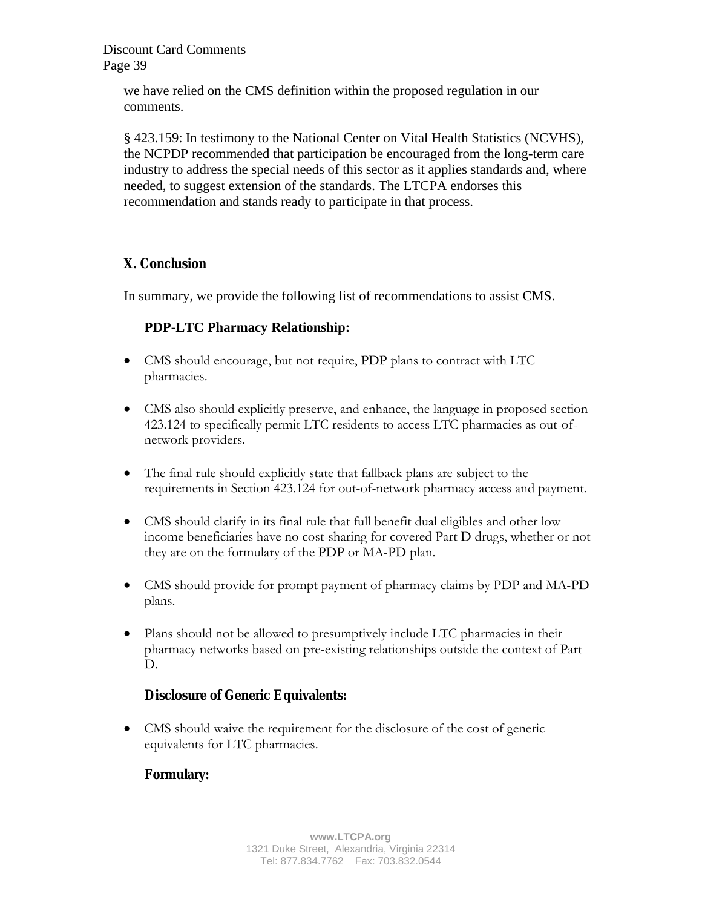we have relied on the CMS definition within the proposed regulation in our comments.

§ 423.159: In testimony to the National Center on Vital Health Statistics (NCVHS), the NCPDP recommended that participation be encouraged from the long-term care industry to address the special needs of this sector as it applies standards and, where needed, to suggest extension of the standards. The LTCPA endorses this recommendation and stands ready to participate in that process.

## X. Conclusion

In summary, we provide the following list of recommendations to assist CMS.

### PDP-LTC Pharmacy Relationship:

- CMS should encourage, but not require, PDP plans to contract with LTC pharmacies.
- CMS also should explicitly preserve, and enhance, the language in proposed section 423.124 to specifically permit LTC residents to access LTC pharmacies as out-of-network providers.
- The final rule should explicitly state that fallback plans are subject to the requirements in Section 423.124 for out-of-network pharmacy access and payment.
- CMS should clarify in its final rule that full benefit dual eligibles and other low income beneficiaries have no cost-sharing for covered Part D drugs, whether or not they are on the formulary of the PDP or MA-PD plan.
- CMS should provide for prompt payment of pharmacy claims by PDP and MA-PD plans.
- Plans should not be allowed to presumptively include LTC pharmacies in their pharmacy networks based on pre-existing relationships outside the context of Part D.

### Disclosure of Generic Equivalents:

- CMS should waive the requirement for the disclosure of the cost of generic equivalents for LTC pharmacies.

### Formulary: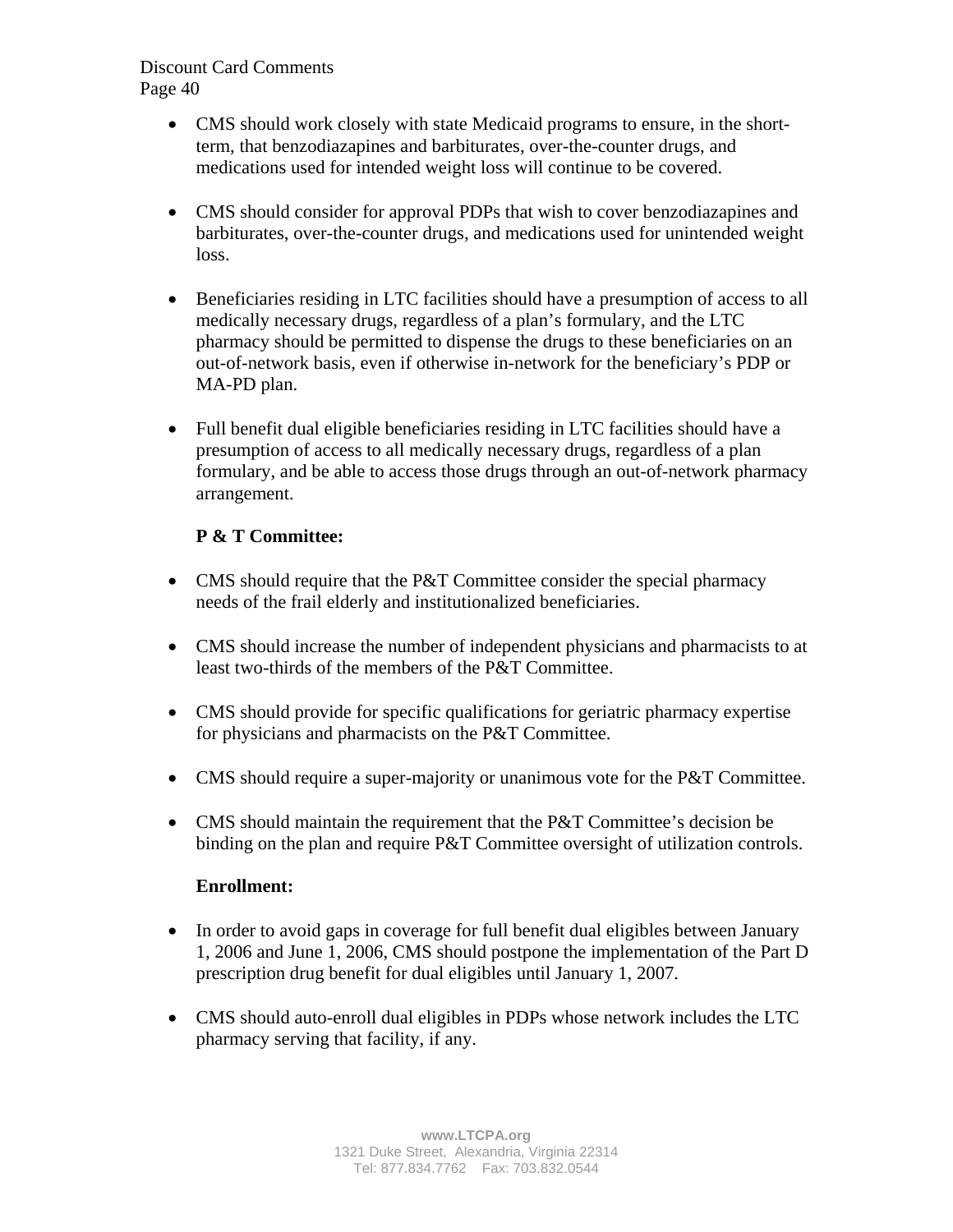- CMS should work closely with state Medicaid programs to ensure, in the short-term, that benzodiazapines and barbiturates, over-the-counter drugs, and medications used for intended weight loss will continue to be covered.

- CMS should consider for approval PDPs that wish to cover benzodiazapines and barbiturates, over-the-counter drugs, and medications used for unintended weight loss.

- Beneficiaries residing in LTC facilities should have a presumption of access to all medically necessary drugs, regardless of a plan's formulary, and the LTC pharmacy should be permitted to dispense the drugs to these beneficiaries on an out-of-network basis, even if otherwise in-network for the beneficiary's PDP or MA-PD plan.

- Full benefit dual eligible beneficiaries residing in LTC facilities should have a presumption of access to all medically necessary drugs, regardless of a plan formulary, and be able to access those drugs through an out-of-network pharmacy arrangement.

**P & T Committee:**

- CMS should require that the P&T Committee consider the special pharmacy needs of the frail elderly and institutionalized beneficiaries.

- CMS should increase the number of independent physicians and pharmacists to at least two-thirds of the members of the P&T Committee.

- CMS should provide for specific qualifications for geriatric pharmacy expertise for physicians and pharmacists on the P&T Committee.

- CMS should require a super-majority or unanimous vote for the P&T Committee.

- CMS should maintain the requirement that the P&T Committee's decision be binding on the plan and require P&T Committee oversight of utilization controls.

**Enrollment:**

- In order to avoid gaps in coverage for full benefit dual eligibles between January 1, 2006 and June 1, 2006, CMS should postpone the implementation of the Part D prescription drug benefit for dual eligibles until January 1, 2007.

- CMS should auto-enroll dual eligibles in PDPs whose network includes the LTC pharmacy serving that facility, if any.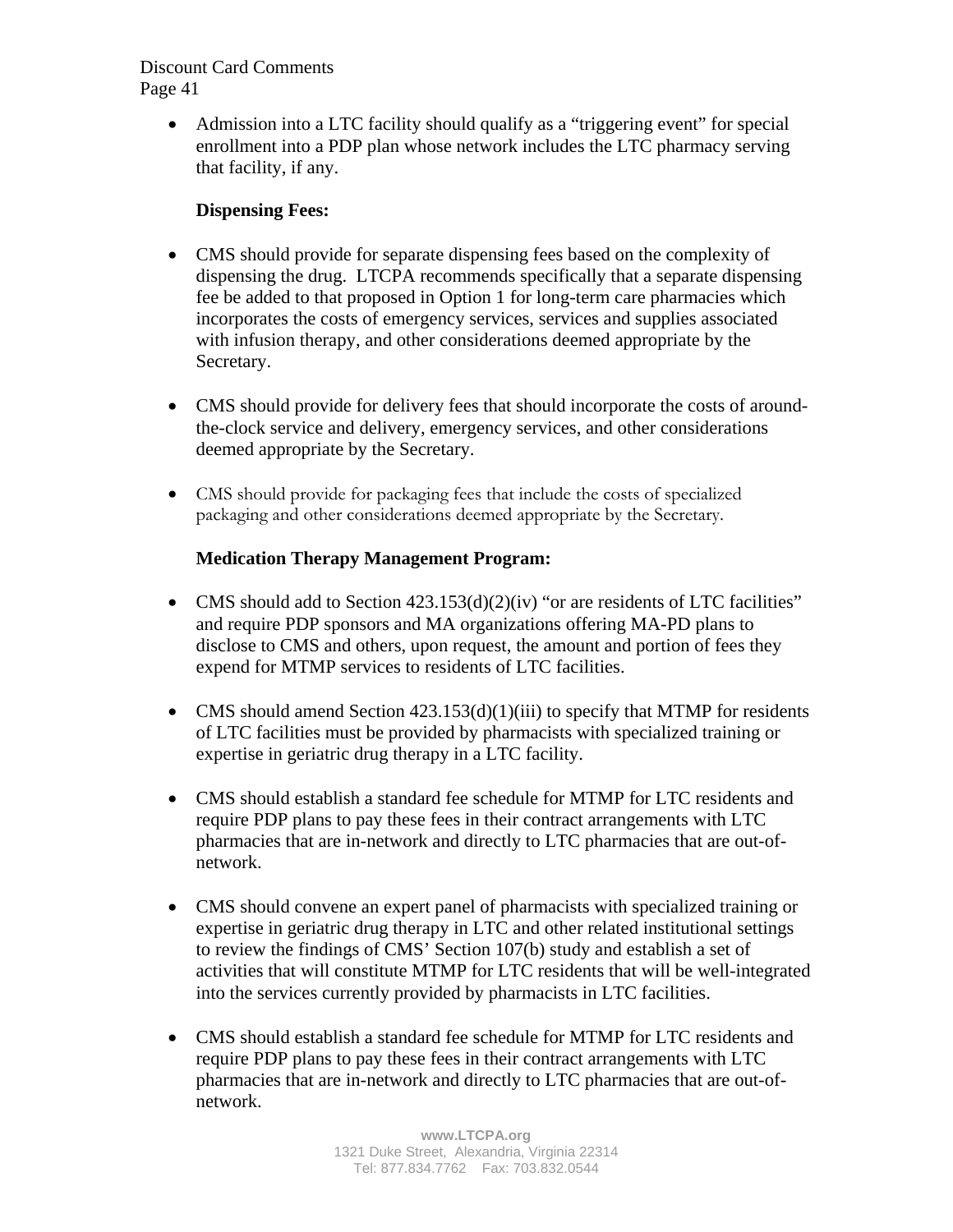- Admission into a LTC facility should qualify as a "triggering event" for special enrollment into a PDP plan whose network includes the LTC pharmacy serving that facility, if any.

**Dispensing Fees:**

- CMS should provide for separate dispensing fees based on the complexity of dispensing the drug. LTCPA recommends specifically that a separate dispensing fee be added to that proposed in Option 1 for long-term care pharmacies which incorporates the costs of emergency services, services and supplies associated with infusion therapy, and other considerations deemed appropriate by the Secretary.

- CMS should provide for delivery fees that should incorporate the costs of around-the-clock service and delivery, emergency services, and other considerations deemed appropriate by the Secretary.

- CMS should provide for packaging fees that include the costs of specialized packaging and other considerations deemed appropriate by the Secretary.

**Medication Therapy Management Program:**

- CMS should add to Section 423.153(d)(2)(iv) "or are residents of LTC facilities" and require PDP sponsors and MA organizations offering MA-PD plans to disclose to CMS and others, upon request, the amount and portion of fees they expend for MTMP services to residents of LTC facilities.

- CMS should amend Section 423.153(d)(1)(iii) to specify that MTMP for residents of LTC facilities must be provided by pharmacists with specialized training or expertise in geriatric drug therapy in a LTC facility.

- CMS should establish a standard fee schedule for MTMP for LTC residents and require PDP plans to pay these fees in their contract arrangements with LTC pharmacies that are in-network and directly to LTC pharmacies that are out-of-network.

- CMS should convene an expert panel of pharmacists with specialized training or expertise in geriatric drug therapy in LTC and other related institutional settings to review the findings of CMS' Section 107(b) study and establish a set of activities that will constitute MTMP for LTC residents that will be well-integrated into the services currently provided by pharmacists in LTC facilities.

- CMS should establish a standard fee schedule for MTMP for LTC residents and require PDP plans to pay these fees in their contract arrangements with LTC pharmacies that are in-network and directly to LTC pharmacies that are out-of-network.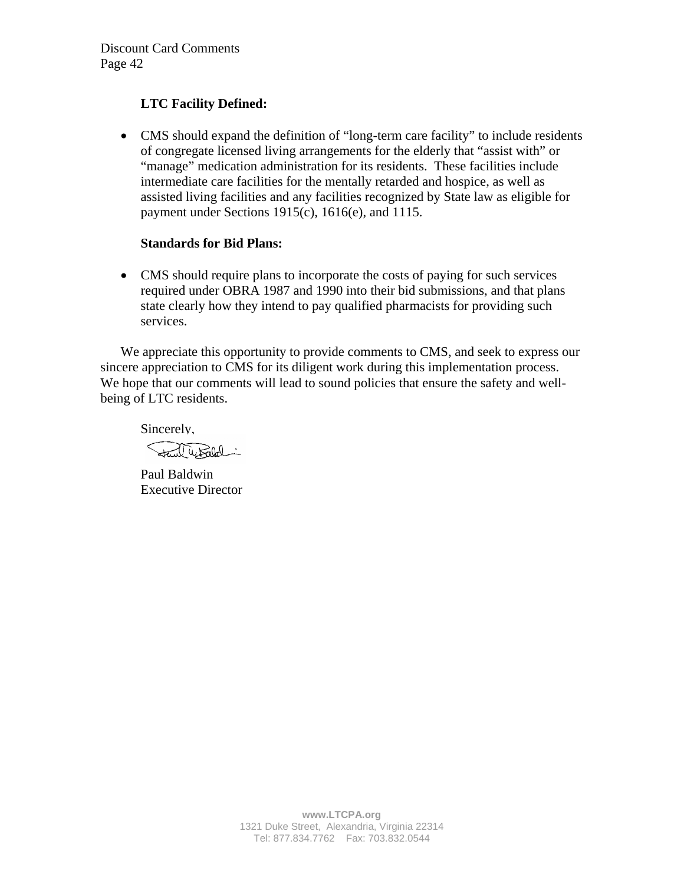**LTC Facility Defined:**

- CMS should expand the definition of "long-term care facility" to include residents of congregate licensed living arrangements for the elderly that "assist with" or "manage" medication administration for its residents. These facilities include intermediate care facilities for the mentally retarded and hospice, as well as assisted living facilities and any facilities recognized by State law as eligible for payment under Sections 1915(c), 1616(e), and 1115.

**Standards for Bid Plans:**

- CMS should require plans to incorporate the costs of paying for such services required under OBRA 1987 and 1990 into their bid submissions, and that plans state clearly how they intend to pay qualified pharmacists for providing such services.

We appreciate this opportunity to provide comments to CMS, and seek to express our sincere appreciation to CMS for its diligent work during this implementation process. We hope that our comments will lead to sound policies that ensure the safety and well-being of LTC residents.

Sincerely,

Paul Baldwin
Executive Director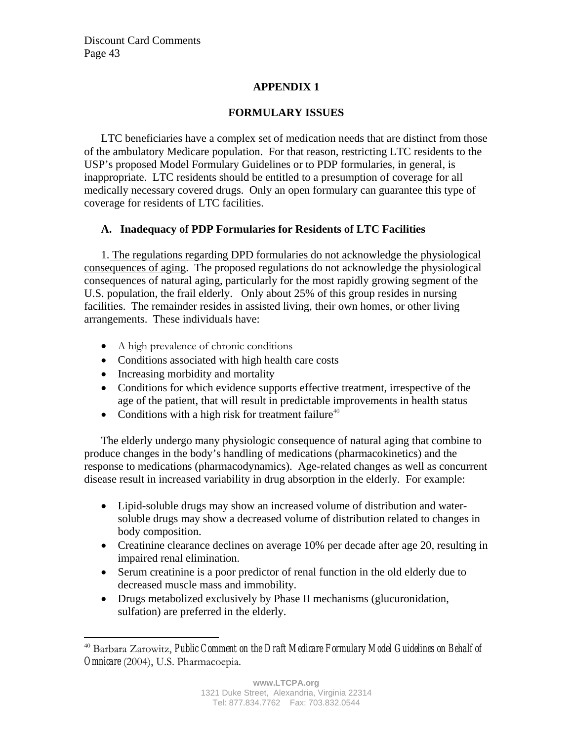## APPENDIX 1

## FORMULARY ISSUES

LTC beneficiaries have a complex set of medication needs that are distinct from those of the ambulatory Medicare population. For that reason, restricting LTC residents to the USP's proposed Model Formulary Guidelines or to PDP formularies, in general, is inappropriate. LTC residents should be entitled to a presumption of coverage for all medically necessary covered drugs. Only an open formulary can guarantee this type of coverage for residents of LTC facilities.

### A. Inadequacy of PDP Formularies for Residents of LTC Facilities

1. The regulations regarding DPD formularies do not acknowledge the physiological consequences of aging. The proposed regulations do not acknowledge the physiological consequences of natural aging, particularly for the most rapidly growing segment of the U.S. population, the frail elderly. Only about 25% of this group resides in nursing facilities. The remainder resides in assisted living, their own homes, or other living arrangements. These individuals have:

- A high prevalence of chronic conditions
- Conditions associated with high health care costs
- Increasing morbidity and mortality
- Conditions for which evidence supports effective treatment, irrespective of the age of the patient, that will result in predictable improvements in health status
- Conditions with a high risk for treatment failure[40]

The elderly undergo many physiologic consequence of natural aging that combine to produce changes in the body's handling of medications (pharmacokinetics) and the response to medications (pharmacodynamics). Age-related changes as well as concurrent disease result in increased variability in drug absorption in the elderly. For example:

- Lipid-soluble drugs may show an increased volume of distribution and water-soluble drugs may show a decreased volume of distribution related to changes in body composition.
- Creatinine clearance declines on average 10% per decade after age 20, resulting in impaired renal elimination.
- Serum creatinine is a poor predictor of renal function in the old elderly due to decreased muscle mass and immobility.
- Drugs metabolized exclusively by Phase II mechanisms (glucuronidation, sulfation) are preferred in the elderly.

---

[40] Barbara Zarowitz, *Public Comment on the Draft Medicare Formulary Model Guidelines on Behalf of Omnicare* (2004), U.S. Pharmacoepia.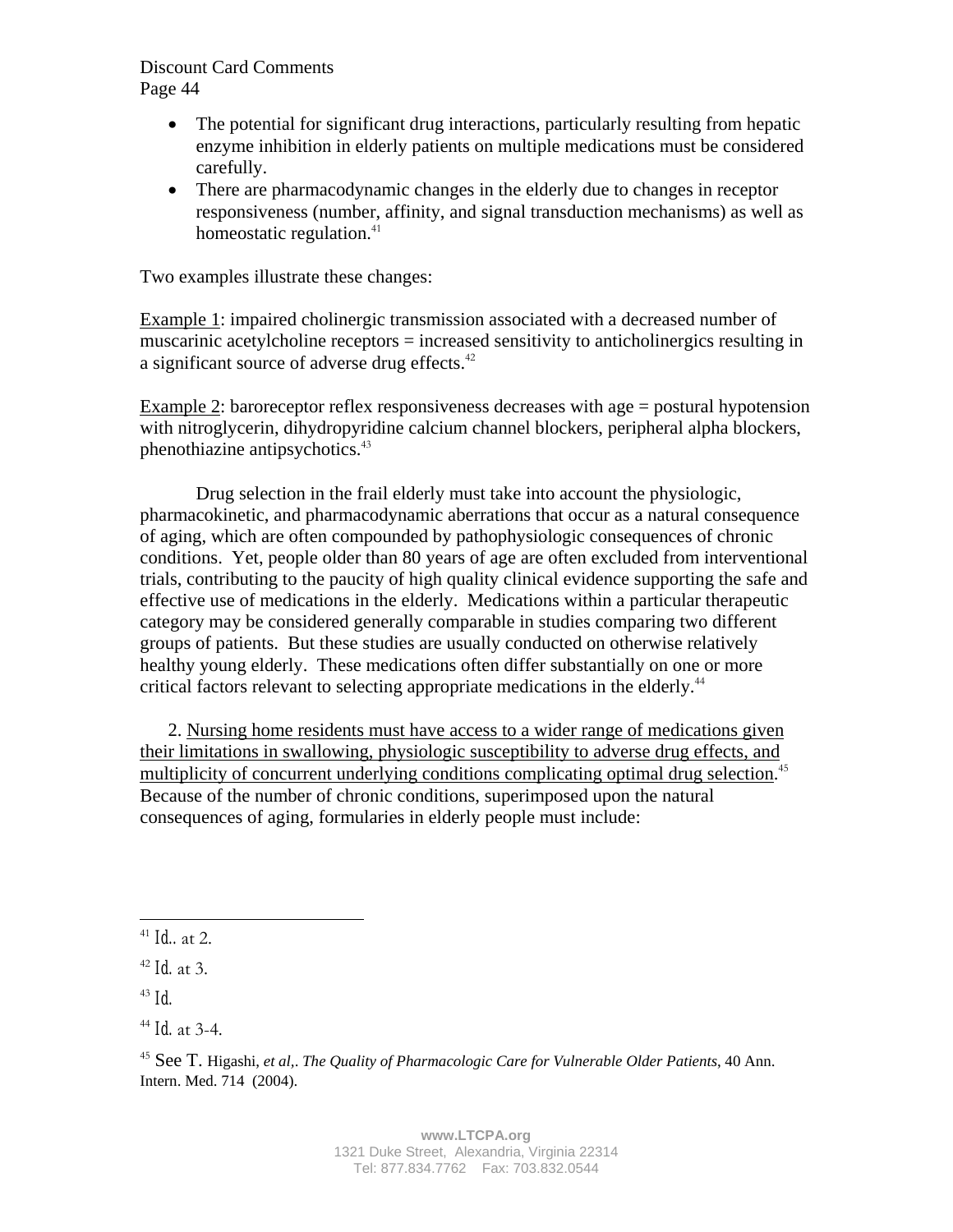- The potential for significant drug interactions, particularly resulting from hepatic enzyme inhibition in elderly patients on multiple medications must be considered carefully.
- There are pharmacodynamic changes in the elderly due to changes in receptor responsiveness (number, affinity, and signal transduction mechanisms) as well as homeostatic regulation.[41]

Two examples illustrate these changes:

Example 1: impaired cholinergic transmission associated with a decreased number of muscarinic acetylcholine receptors = increased sensitivity to anticholinergics resulting in a significant source of adverse drug effects.[42]

Example 2: baroreceptor reflex responsiveness decreases with age = postural hypotension with nitroglycerin, dihydropyridine calcium channel blockers, peripheral alpha blockers, phenothiazine antipsychotics.[43]

Drug selection in the frail elderly must take into account the physiologic, pharmacokinetic, and pharmacodynamic aberrations that occur as a natural consequence of aging, which are often compounded by pathophysiologic consequences of chronic conditions. Yet, people older than 80 years of age are often excluded from interventional trials, contributing to the paucity of high quality clinical evidence supporting the safe and effective use of medications in the elderly. Medications within a particular therapeutic category may be considered generally comparable in studies comparing two different groups of patients. But these studies are usually conducted on otherwise relatively healthy young elderly. These medications often differ substantially on one or more critical factors relevant to selecting appropriate medications in the elderly.[44]

2. Nursing home residents must have access to a wider range of medications given their limitations in swallowing, physiologic susceptibility to adverse drug effects, and multiplicity of concurrent underlying conditions complicating optimal drug selection.[45] Because of the number of chronic conditions, superimposed upon the natural consequences of aging, formularies in elderly people must include:

---

[41] Id.. at 2.

[42] Id. at 3.

[43] Id.

[44] Id. at 3-4.

[45] See T. Higashi, *et al,*. *The Quality of Pharmacologic Care for Vulnerable Older Patients*, 40 Ann. Intern. Med. 714 (2004).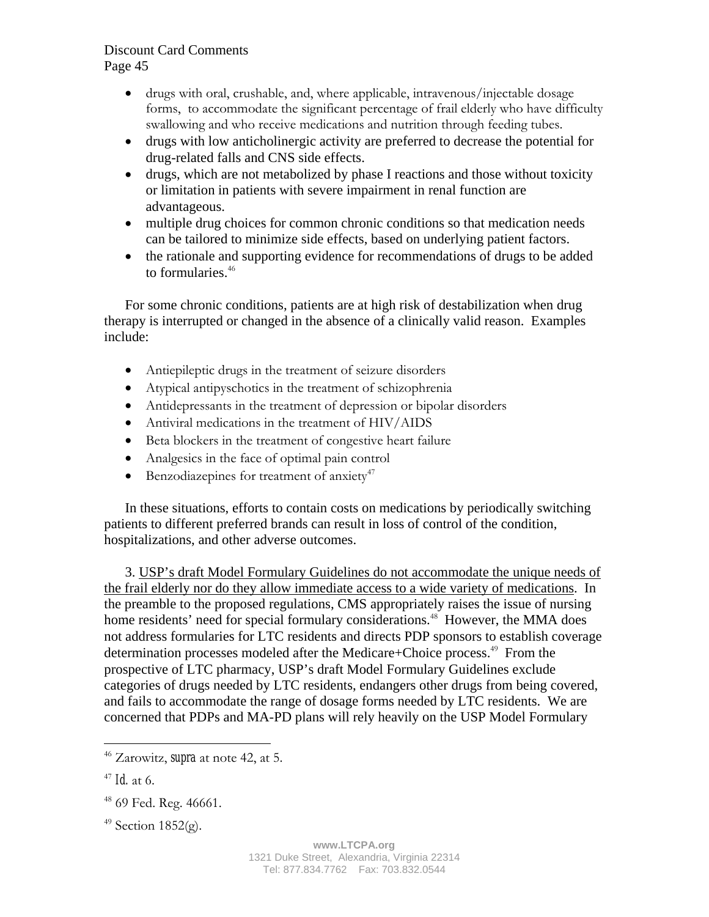- drugs with oral, crushable, and, where applicable, intravenous/injectable dosage forms, to accommodate the significant percentage of frail elderly who have difficulty swallowing and who receive medications and nutrition through feeding tubes.
- drugs with low anticholinergic activity are preferred to decrease the potential for drug-related falls and CNS side effects.
- drugs, which are not metabolized by phase I reactions and those without toxicity or limitation in patients with severe impairment in renal function are advantageous.
- multiple drug choices for common chronic conditions so that medication needs can be tailored to minimize side effects, based on underlying patient factors.
- the rationale and supporting evidence for recommendations of drugs to be added to formularies.[46]

For some chronic conditions, patients are at high risk of destabilization when drug therapy is interrupted or changed in the absence of a clinically valid reason. Examples include:

- Antiepileptic drugs in the treatment of seizure disorders
- Atypical antipyschotics in the treatment of schizophrenia
- Antidepressants in the treatment of depression or bipolar disorders
- Antiviral medications in the treatment of HIV/AIDS
- Beta blockers in the treatment of congestive heart failure
- Analgesics in the face of optimal pain control
- Benzodiazepines for treatment of anxiety[47]

In these situations, efforts to contain costs on medications by periodically switching patients to different preferred brands can result in loss of control of the condition, hospitalizations, and other adverse outcomes.

3. <u>USP's draft Model Formulary Guidelines do not accommodate the unique needs of the frail elderly nor do they allow immediate access to a wide variety of medications</u>. In the preamble to the proposed regulations, CMS appropriately raises the issue of nursing home residents' need for special formulary considerations.[48] However, the MMA does not address formularies for LTC residents and directs PDP sponsors to establish coverage determination processes modeled after the Medicare+Choice process.[49] From the prospective of LTC pharmacy, USP's draft Model Formulary Guidelines exclude categories of drugs needed by LTC residents, endangers other drugs from being covered, and fails to accommodate the range of dosage forms needed by LTC residents. We are concerned that PDPs and MA-PD plans will rely heavily on the USP Model Formulary

---

[46] Zarowitz, *supra* at note 42, at 5.

[47] *Id.* at 6.

[48] 69 Fed. Reg. 46661.

[49] Section 1852(g).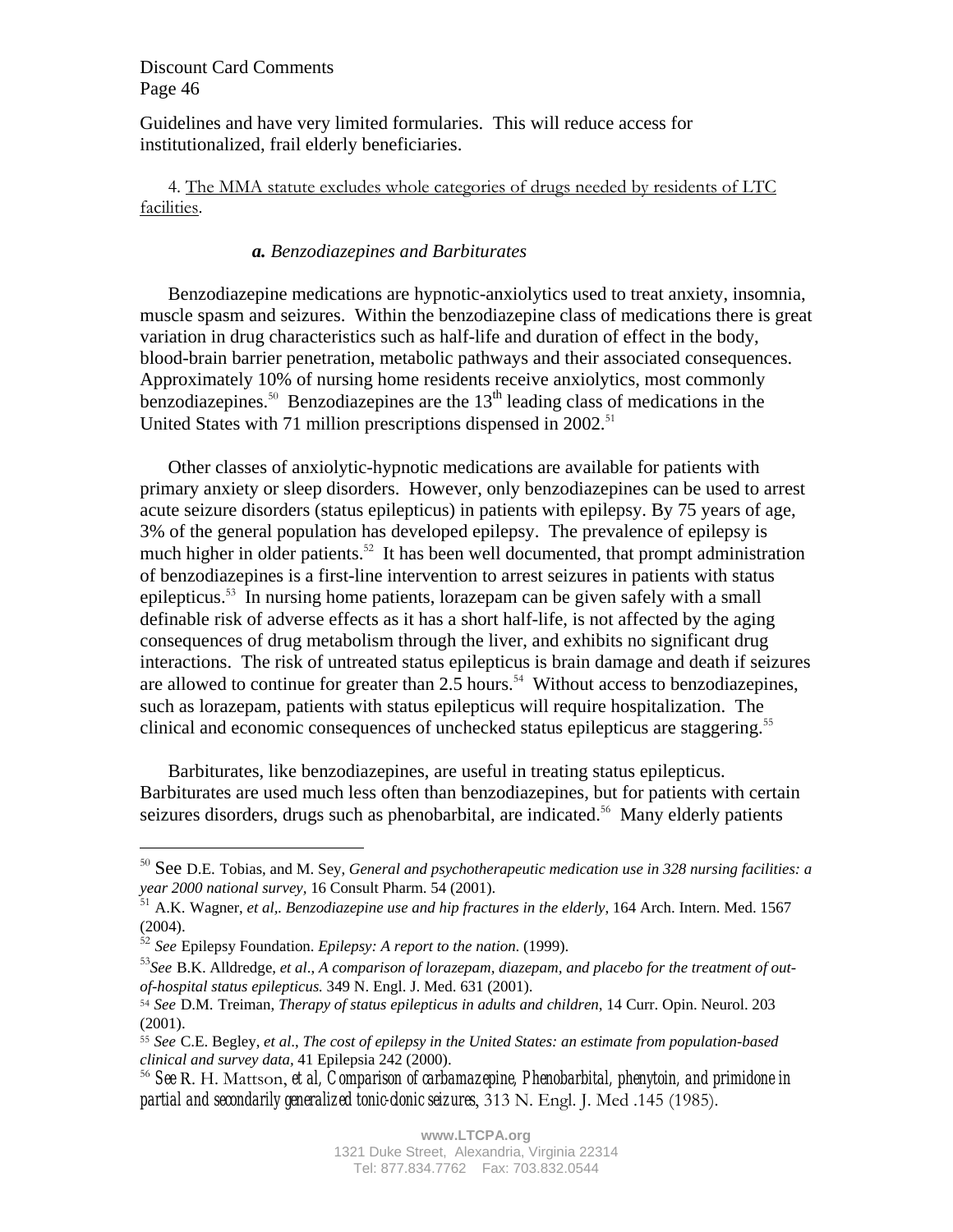Guidelines and have very limited formularies. This will reduce access for institutionalized, frail elderly beneficiaries.

4. The MMA statute excludes whole categories of drugs needed by residents of LTC facilities.

***a.* *Benzodiazepines and Barbiturates***

Benzodiazepine medications are hypnotic-anxiolytics used to treat anxiety, insomnia, muscle spasm and seizures. Within the benzodiazepine class of medications there is great variation in drug characteristics such as half-life and duration of effect in the body, blood-brain barrier penetration, metabolic pathways and their associated consequences. Approximately 10% of nursing home residents receive anxiolytics, most commonly benzodiazepines.[50] Benzodiazepines are the 13th leading class of medications in the United States with 71 million prescriptions dispensed in 2002.[51]

Other classes of anxiolytic-hypnotic medications are available for patients with primary anxiety or sleep disorders. However, only benzodiazepines can be used to arrest acute seizure disorders (status epilepticus) in patients with epilepsy. By 75 years of age, 3% of the general population has developed epilepsy. The prevalence of epilepsy is much higher in older patients.[52] It has been well documented, that prompt administration of benzodiazepines is a first-line intervention to arrest seizures in patients with status epilepticus.[53] In nursing home patients, lorazepam can be given safely with a small definable risk of adverse effects as it has a short half-life, is not affected by the aging consequences of drug metabolism through the liver, and exhibits no significant drug interactions. The risk of untreated status epilepticus is brain damage and death if seizures are allowed to continue for greater than 2.5 hours.[54] Without access to benzodiazepines, such as lorazepam, patients with status epilepticus will require hospitalization. The clinical and economic consequences of unchecked status epilepticus are staggering.[55]

Barbiturates, like benzodiazepines, are useful in treating status epilepticus. Barbiturates are used much less often than benzodiazepines, but for patients with certain seizures disorders, drugs such as phenobarbital, are indicated.[56] Many elderly patients

---

[50] See D.E. Tobias, and M. Sey, *General and psychotherapeutic medication use in 328 nursing facilities: a year 2000 national survey*, 16 Consult Pharm. 54 (2001).

[51] A.K. Wagner, *et al*,. *Benzodiazepine use and hip fractures in the elderly*, 164 Arch. Intern. Med. 1567 (2004).

[52] *See* Epilepsy Foundation. *Epilepsy: A report to the nation.* (1999).

[53] *See* B.K. Alldredge, *et al*., *A comparison of lorazepam, diazepam, and placebo for the treatment of out-of-hospital status epilepticus.* 349 N. Engl. J. Med. 631 (2001).

[54] *See* D.M. Treiman, *Therapy of status epilepticus in adults and children*, 14 Curr. Opin. Neurol. 203 (2001).

[55] *See* C.E. Begley, *et al*., *The cost of epilepsy in the United States: an estimate from population-based clinical and survey data*, 41 Epilepsia 242 (2000).

[56] *See* R. H. Mattson, *et al*, *Comparison of carbamazepine, Phenobarbital, phenytoin, and primidone in partial and secondarily generalized tonic-clonic seizures*, 313 N. Engl. J. Med .145 (1985).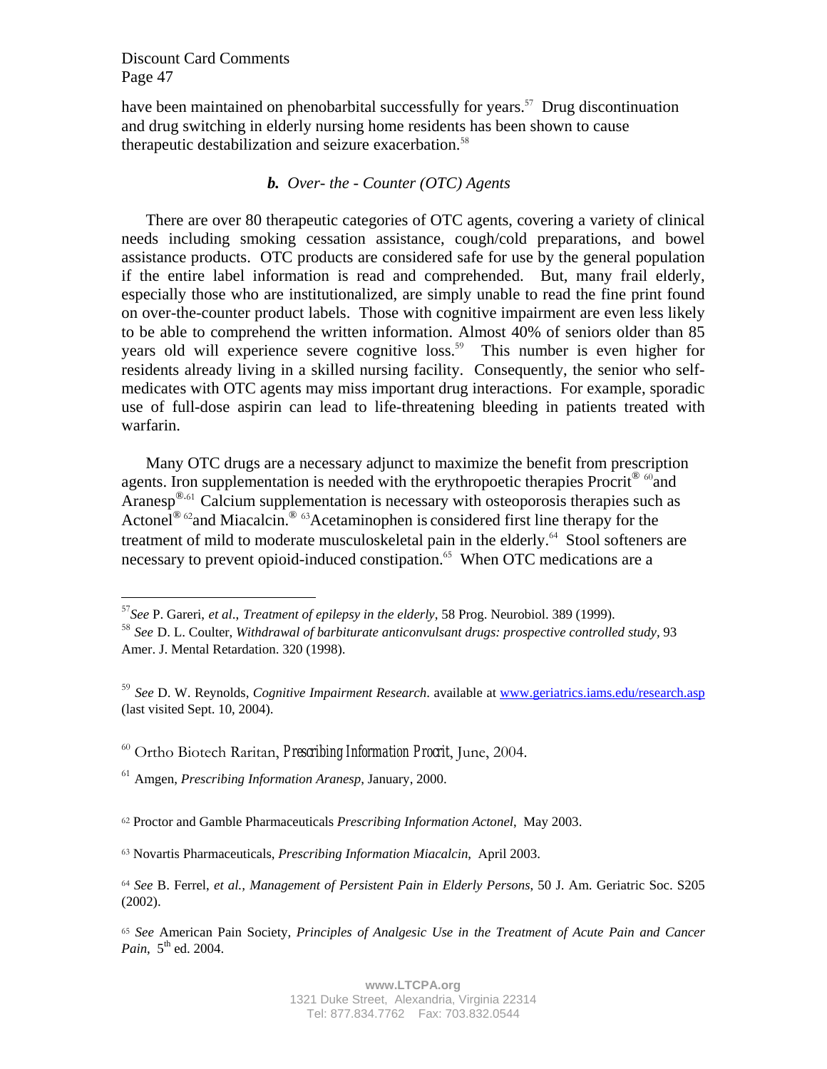have been maintained on phenobarbital successfully for years.[57] Drug discontinuation and drug switching in elderly nursing home residents has been shown to cause therapeutic destabilization and seizure exacerbation.[58]

### *b. Over- the - Counter (OTC) Agents*

There are over 80 therapeutic categories of OTC agents, covering a variety of clinical needs including smoking cessation assistance, cough/cold preparations, and bowel assistance products. OTC products are considered safe for use by the general population if the entire label information is read and comprehended. But, many frail elderly, especially those who are institutionalized, are simply unable to read the fine print found on over-the-counter product labels. Those with cognitive impairment are even less likely to be able to comprehend the written information. Almost 40% of seniors older than 85 years old will experience severe cognitive loss.[59] This number is even higher for residents already living in a skilled nursing facility. Consequently, the senior who self-medicates with OTC agents may miss important drug interactions. For example, sporadic use of full-dose aspirin can lead to life-threatening bleeding in patients treated with warfarin.

Many OTC drugs are a necessary adjunct to maximize the benefit from prescription agents. Iron supplementation is needed with the erythropoetic therapies Procrit®[60] and Aranesp®.[61] Calcium supplementation is necessary with osteoporosis therapies such as Actonel®[62] and Miacalcin.®[63] Acetaminophen is considered first line therapy for the treatment of mild to moderate musculoskeletal pain in the elderly.[64] Stool softeners are necessary to prevent opioid-induced constipation.[65] When OTC medications are a

---

[57] *See* P. Gareri, *et al*., *Treatment of epilepsy in the elderly*, 58 Prog. Neurobiol. 389 (1999).

[58] *See* D. L. Coulter, *Withdrawal of barbiturate anticonvulsant drugs: prospective controlled study*, 93 Amer. J. Mental Retardation. 320 (1998).

[59] *See* D. W. Reynolds, *Cognitive Impairment Research*. available at www.geriatrics.iams.edu/research.asp (last visited Sept. 10, 2004).

[60] Ortho Biotech Raritan, *Prescribing Information Procrit*, June, 2004.

[61] Amgen, *Prescribing Information Aranesp*, January, 2000.

[62] Proctor and Gamble Pharmaceuticals *Prescribing Information Actonel*, May 2003.

[63] Novartis Pharmaceuticals, *Prescribing Information Miacalcin,* April 2003.

[64] *See* B. Ferrel, *et al., Management of Persistent Pain in Elderly Persons,* 50 J. Am. Geriatric Soc. S205 (2002).

[65] *See* American Pain Society, *Principles of Analgesic Use in the Treatment of Acute Pain and Cancer Pain*, 5th ed. 2004.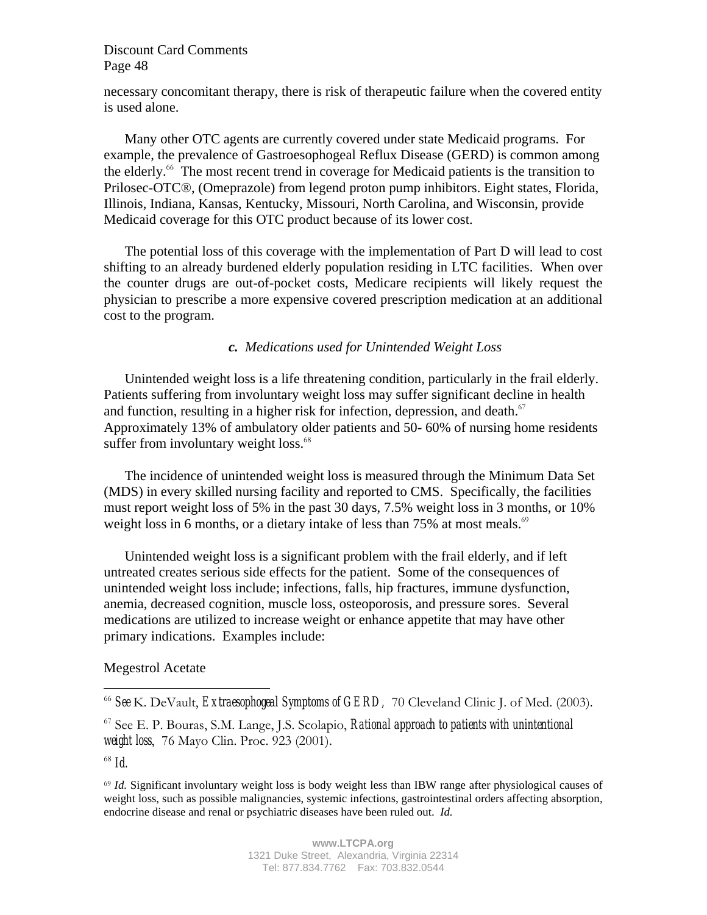necessary concomitant therapy, there is risk of therapeutic failure when the covered entity is used alone.

Many other OTC agents are currently covered under state Medicaid programs. For example, the prevalence of Gastroesophogeal Reflux Disease (GERD) is common among the elderly.[66] The most recent trend in coverage for Medicaid patients is the transition to Prilosec-OTC®, (Omeprazole) from legend proton pump inhibitors. Eight states, Florida, Illinois, Indiana, Kansas, Kentucky, Missouri, North Carolina, and Wisconsin, provide Medicaid coverage for this OTC product because of its lower cost.

The potential loss of this coverage with the implementation of Part D will lead to cost shifting to an already burdened elderly population residing in LTC facilities. When over the counter drugs are out-of-pocket costs, Medicare recipients will likely request the physician to prescribe a more expensive covered prescription medication at an additional cost to the program.

### *c. Medications used for Unintended Weight Loss*

Unintended weight loss is a life threatening condition, particularly in the frail elderly. Patients suffering from involuntary weight loss may suffer significant decline in health and function, resulting in a higher risk for infection, depression, and death.[67] Approximately 13% of ambulatory older patients and 50- 60% of nursing home residents suffer from involuntary weight loss.[68]

The incidence of unintended weight loss is measured through the Minimum Data Set (MDS) in every skilled nursing facility and reported to CMS. Specifically, the facilities must report weight loss of 5% in the past 30 days, 7.5% weight loss in 3 months, or 10% weight loss in 6 months, or a dietary intake of less than 75% at most meals.[69]

Unintended weight loss is a significant problem with the frail elderly, and if left untreated creates serious side effects for the patient. Some of the consequences of unintended weight loss include; infections, falls, hip fractures, immune dysfunction, anemia, decreased cognition, muscle loss, osteoporosis, and pressure sores. Several medications are utilized to increase weight or enhance appetite that may have other primary indications. Examples include:

Megestrol Acetate

---

[66] *See* K. DeVault, *Extraesophogeal Symptoms of GERD*, 70 Cleveland Clinic J. of Med. (2003).

[67] See E. P. Bouras, S.M. Lange, J.S. Scolapio, *Rational approach to patients with unintentional weight loss*, 76 Mayo Clin. Proc. 923 (2001).

[68] *Id.*

[69] *Id.* Significant involuntary weight loss is body weight less than IBW range after physiological causes of weight loss, such as possible malignancies, systemic infections, gastrointestinal orders affecting absorption, endocrine disease and renal or psychiatric diseases have been ruled out. *Id.*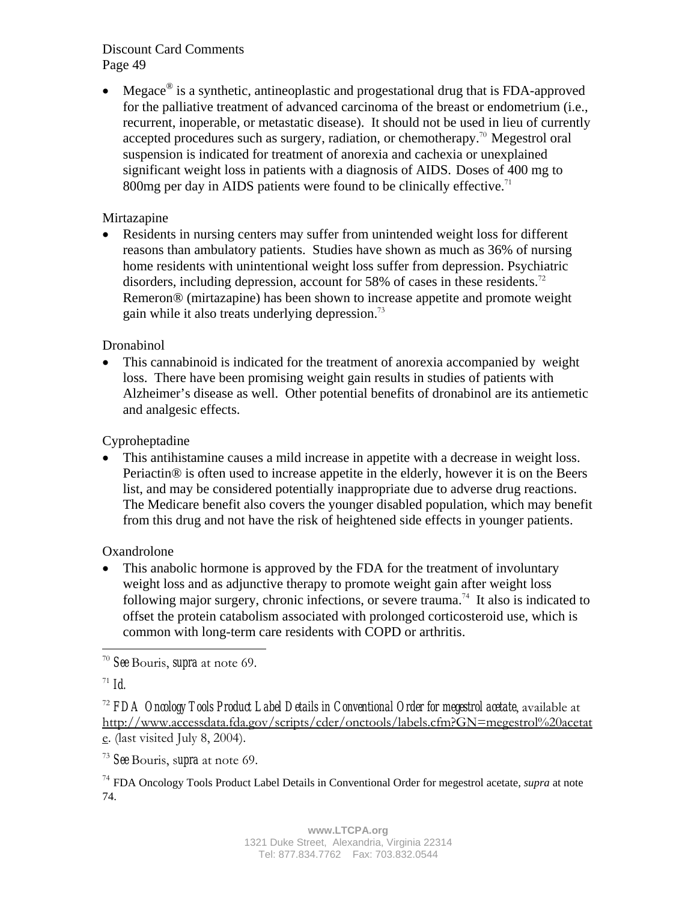- Megace® is a synthetic, antineoplastic and progestational drug that is FDA-approved for the palliative treatment of advanced carcinoma of the breast or endometrium (i.e., recurrent, inoperable, or metastatic disease). It should not be used in lieu of currently accepted procedures such as surgery, radiation, or chemotherapy.[70] Megestrol oral suspension is indicated for treatment of anorexia and cachexia or unexplained significant weight loss in patients with a diagnosis of AIDS. Doses of 400 mg to 800mg per day in AIDS patients were found to be clinically effective.[71]

Mirtazapine

- Residents in nursing centers may suffer from unintended weight loss for different reasons than ambulatory patients. Studies have shown as much as 36% of nursing home residents with unintentional weight loss suffer from depression. Psychiatric disorders, including depression, account for 58% of cases in these residents.[72] Remeron® (mirtazapine) has been shown to increase appetite and promote weight gain while it also treats underlying depression.[73]

Dronabinol

- This cannabinoid is indicated for the treatment of anorexia accompanied by weight loss. There have been promising weight gain results in studies of patients with Alzheimer's disease as well. Other potential benefits of dronabinol are its antiemetic and analgesic effects.

Cyproheptadine

- This antihistamine causes a mild increase in appetite with a decrease in weight loss. Periactin® is often used to increase appetite in the elderly, however it is on the Beers list, and may be considered potentially inappropriate due to adverse drug reactions. The Medicare benefit also covers the younger disabled population, which may benefit from this drug and not have the risk of heightened side effects in younger patients.

Oxandrolone

- This anabolic hormone is approved by the FDA for the treatment of involuntary weight loss and as adjunctive therapy to promote weight gain after weight loss following major surgery, chronic infections, or severe trauma.[74] It also is indicated to offset the protein catabolism associated with prolonged corticosteroid use, which is common with long-term care residents with COPD or arthritis.

---

[70] *See* Bouris, *supra* at note 69.

[71] *Id.*

[72] *FDA Oncology Tools Product Label Details in Conventional Order for megestrol acetate*, available at http://www.accessdata.fda.gov/scripts/cder/onctools/labels.cfm?GN=megestrol%20acetate. (last visited July 8, 2004).

[73] *See* Bouris, *supra* at note 69.

[74] FDA Oncology Tools Product Label Details in Conventional Order for megestrol acetate, *supra* at note 74.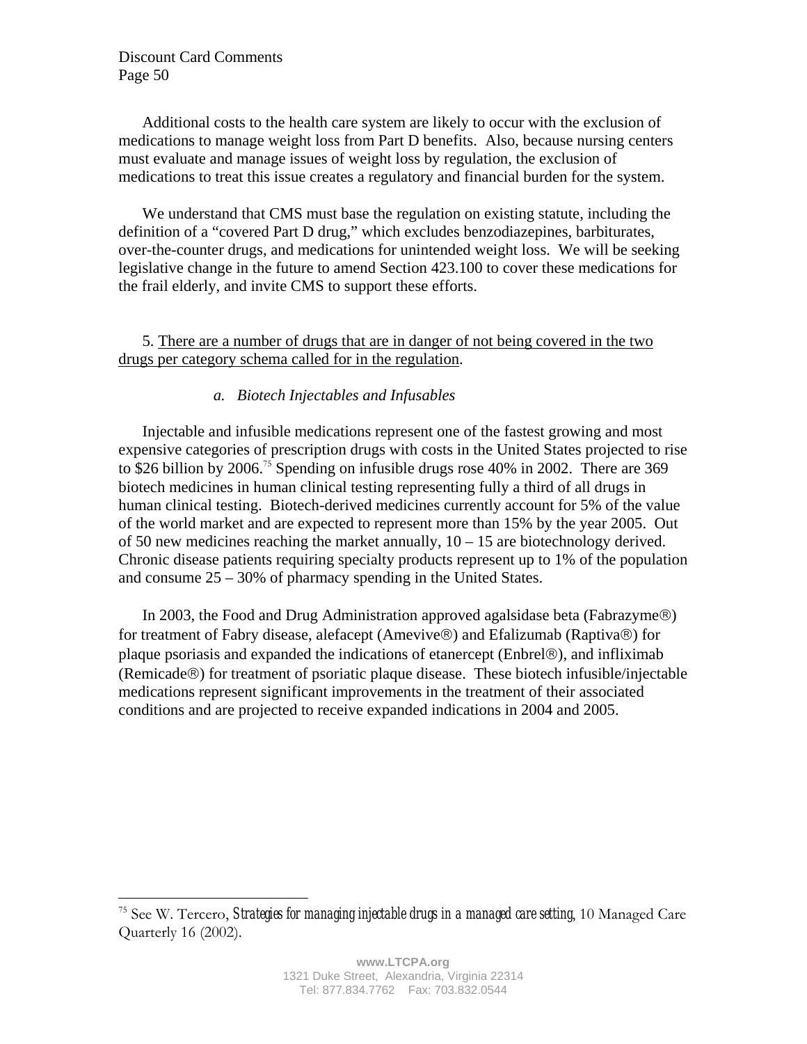Additional costs to the health care system are likely to occur with the exclusion of medications to manage weight loss from Part D benefits. Also, because nursing centers must evaluate and manage issues of weight loss by regulation, the exclusion of medications to treat this issue creates a regulatory and financial burden for the system.

We understand that CMS must base the regulation on existing statute, including the definition of a "covered Part D drug," which excludes benzodiazepines, barbiturates, over-the-counter drugs, and medications for unintended weight loss. We will be seeking legislative change in the future to amend Section 423.100 to cover these medications for the frail elderly, and invite CMS to support these efforts.

5. <u>There are a number of drugs that are in danger of not being covered in the two drugs per category schema called for in the regulation</u>.

*a. Biotech Injectables and Infusables*

Injectable and infusible medications represent one of the fastest growing and most expensive categories of prescription drugs with costs in the United States projected to rise to $26 billion by 2006.[75] Spending on infusible drugs rose 40% in 2002. There are 369 biotech medicines in human clinical testing representing fully a third of all drugs in human clinical testing. Biotech-derived medicines currently account for 5% of the value of the world market and are expected to represent more than 15% by the year 2005. Out of 50 new medicines reaching the market annually, 10 – 15 are biotechnology derived. Chronic disease patients requiring specialty products represent up to 1% of the population and consume 25 – 30% of pharmacy spending in the United States.

In 2003, the Food and Drug Administration approved agalsidase beta (Fabrazyme®) for treatment of Fabry disease, alefacept (Amevive®) and Efalizumab (Raptiva®) for plaque psoriasis and expanded the indications of etanercept (Enbrel®), and infliximab (Remicade®) for treatment of psoriatic plaque disease. These biotech infusible/injectable medications represent significant improvements in the treatment of their associated conditions and are projected to receive expanded indications in 2004 and 2005.

---

[75] See W. Tercero, *Strategies for managing injectable drugs in a managed care setting*, 10 Managed Care Quarterly 16 (2002).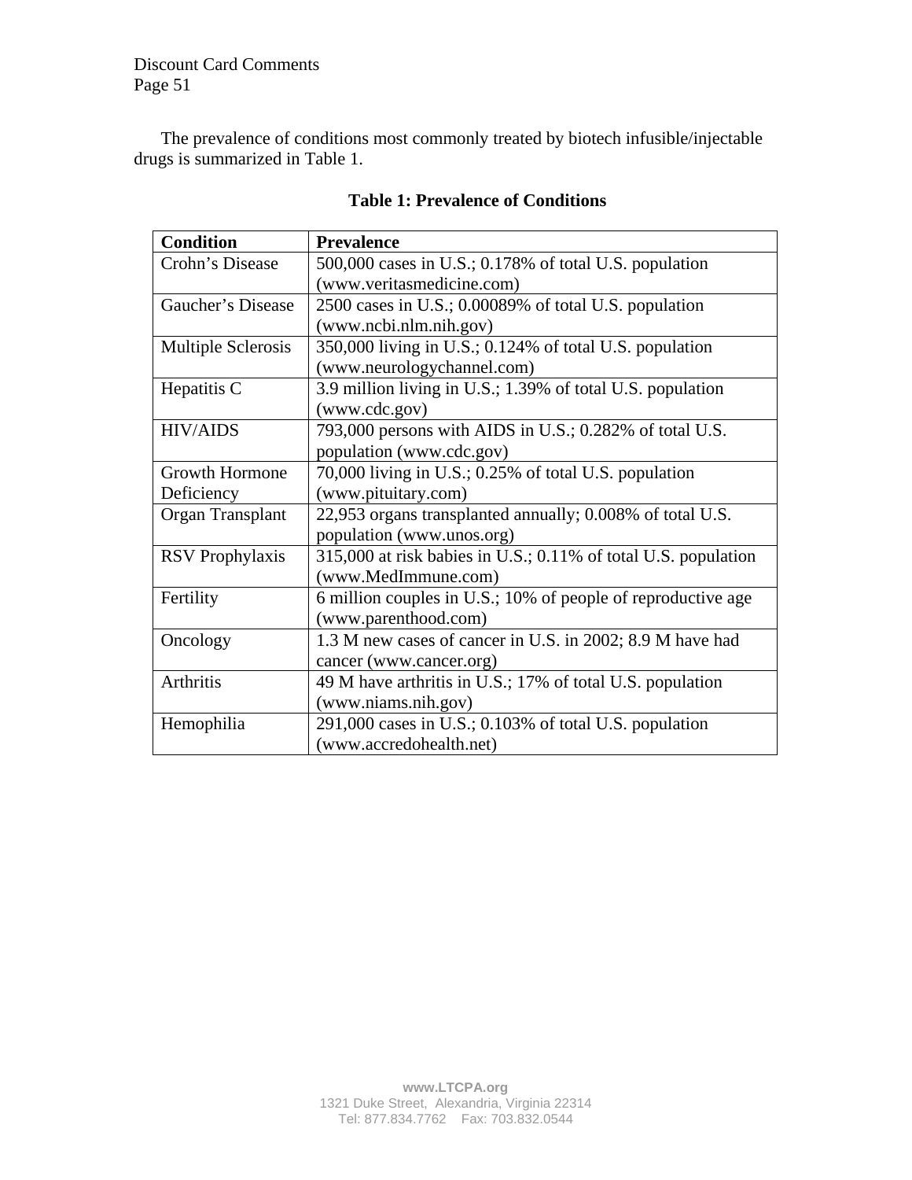The prevalence of conditions most commonly treated by biotech infusible/injectable drugs is summarized in Table 1.

**Table 1: Prevalence of Conditions**

| **Condition** | **Prevalence** |
|---|---|
| Crohn's Disease | 500,000 cases in U.S.; 0.178% of total U.S. population (www.veritasmedicine.com) |
| Gaucher's Disease | 2500 cases in U.S.; 0.00089% of total U.S. population (www.ncbi.nlm.nih.gov) |
| Multiple Sclerosis | 350,000 living in U.S.; 0.124% of total U.S. population (www.neurologychannel.com) |
| Hepatitis C | 3.9 million living in U.S.; 1.39% of total U.S. population (www.cdc.gov) |
| HIV/AIDS | 793,000 persons with AIDS in U.S.; 0.282% of total U.S. population (www.cdc.gov) |
| Growth Hormone Deficiency | 70,000 living in U.S.; 0.25% of total U.S. population (www.pituitary.com) |
| Organ Transplant | 22,953 organs transplanted annually; 0.008% of total U.S. population (www.unos.org) |
| RSV Prophylaxis | 315,000 at risk babies in U.S.; 0.11% of total U.S. population (www.MedImmune.com) |
| Fertility | 6 million couples in U.S.; 10% of people of reproductive age (www.parenthood.com) |
| Oncology | 1.3 M new cases of cancer in U.S. in 2002; 8.9 M have had cancer (www.cancer.org) |
| Arthritis | 49 M have arthritis in U.S.; 17% of total U.S. population (www.niams.nih.gov) |
| Hemophilia | 291,000 cases in U.S.; 0.103% of total U.S. population (www.accredohealth.net) |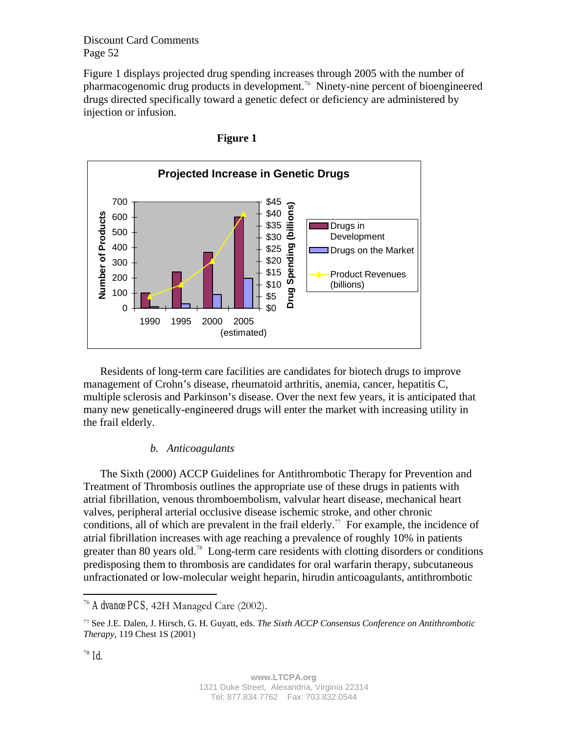Figure 1 displays projected drug spending increases through 2005 with the number of pharmacogenomic drug products in development.[76] Ninety-nine percent of bioengineered drugs directed specifically toward a genetic defect or deficiency are administered by injection or infusion.

**Figure 1**

**Projected Increase in Genetic Drugs**

Residents of long-term care facilities are candidates for biotech drugs to improve management of Crohn's disease, rheumatoid arthritis, anemia, cancer, hepatitis C, multiple sclerosis and Parkinson's disease. Over the next few years, it is anticipated that many new genetically-engineered drugs will enter the market with increasing utility in the frail elderly.

### *b. Anticoagulants*

The Sixth (2000) ACCP Guidelines for Antithrombotic Therapy for Prevention and Treatment of Thrombosis outlines the appropriate use of these drugs in patients with atrial fibrillation, venous thromboembolism, valvular heart disease, mechanical heart valves, peripheral arterial occlusive disease ischemic stroke, and other chronic conditions, all of which are prevalent in the frail elderly.[77] For example, the incidence of atrial fibrillation increases with age reaching a prevalence of roughly 10% in patients greater than 80 years old.[78] Long-term care residents with clotting disorders or conditions predisposing them to thrombosis are candidates for oral warfarin therapy, subcutaneous unfractionated or low-molecular weight heparin, hirudin anticoagulants, antithrombotic

---

[76] *AdvancePCS*, 42H Managed Care (2002).

[77] See J.E. Dalen, J. Hirsch, G. H. Guyatt, eds. *The Sixth ACCP Consensus Conference on Antithrombotic Therapy*, 119 Chest 1S (2001)

[78] *Id.*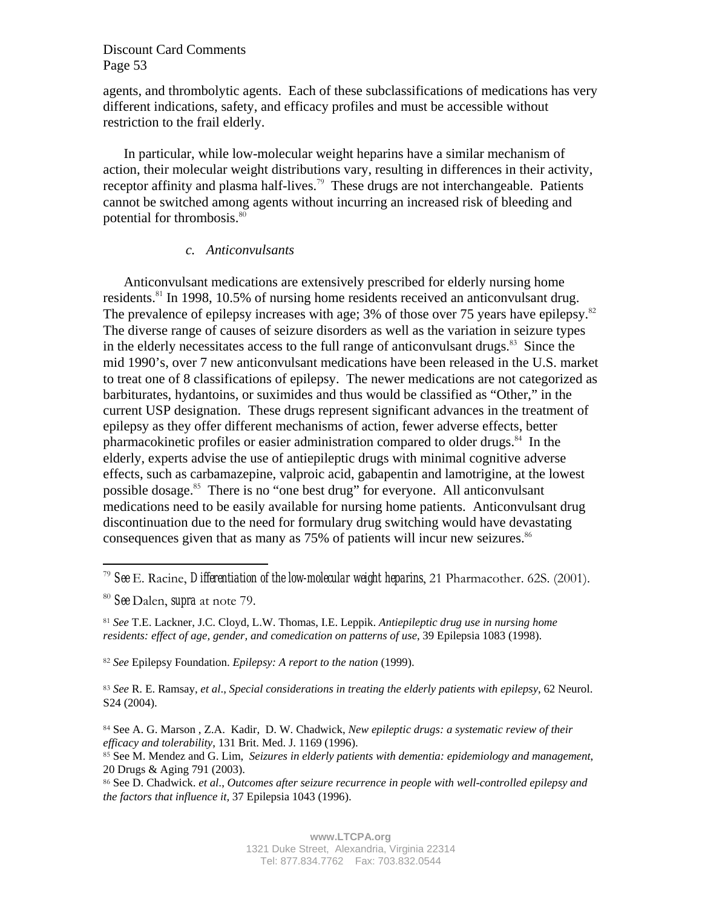agents, and thrombolytic agents. Each of these subclassifications of medications has very different indications, safety, and efficacy profiles and must be accessible without restriction to the frail elderly.

In particular, while low-molecular weight heparins have a similar mechanism of action, their molecular weight distributions vary, resulting in differences in their activity, receptor affinity and plasma half-lives.[79] These drugs are not interchangeable. Patients cannot be switched among agents without incurring an increased risk of bleeding and potential for thrombosis.[80]

*c. Anticonvulsants*

Anticonvulsant medications are extensively prescribed for elderly nursing home residents.[81] In 1998, 10.5% of nursing home residents received an anticonvulsant drug. The prevalence of epilepsy increases with age; 3% of those over 75 years have epilepsy.[82] The diverse range of causes of seizure disorders as well as the variation in seizure types in the elderly necessitates access to the full range of anticonvulsant drugs.[83] Since the mid 1990's, over 7 new anticonvulsant medications have been released in the U.S. market to treat one of 8 classifications of epilepsy. The newer medications are not categorized as barbiturates, hydantoins, or suximides and thus would be classified as "Other," in the current USP designation. These drugs represent significant advances in the treatment of epilepsy as they offer different mechanisms of action, fewer adverse effects, better pharmacokinetic profiles or easier administration compared to older drugs.[84] In the elderly, experts advise the use of antiepileptic drugs with minimal cognitive adverse effects, such as carbamazepine, valproic acid, gabapentin and lamotrigine, at the lowest possible dosage.[85] There is no "one best drug" for everyone. All anticonvulsant medications need to be easily available for nursing home patients. Anticonvulsant drug discontinuation due to the need for formulary drug switching would have devastating consequences given that as many as 75% of patients will incur new seizures.[86]

---

[79] *See* E. Racine, *Differentiation of the low-molecular weight heparins*, 21 Pharmacother. 62S. (2001).

[80] *See* Dalen, *supra* at note 79.

[81] *See* T.E. Lackner, J.C. Cloyd, L.W. Thomas, I.E. Leppik. *Antiepileptic drug use in nursing home residents: effect of age, gender, and comedication on patterns of use*, 39 Epilepsia 1083 (1998).

[82] *See* Epilepsy Foundation. *Epilepsy: A report to the nation* (1999).

[83] *See* R. E. Ramsay, *et al*., *Special considerations in treating the elderly patients with epilepsy*, 62 Neurol. S24 (2004).

[84] See A. G. Marson , Z.A. Kadir, D. W. Chadwick, *New epileptic drugs: a systematic review of their efficacy and tolerability*, 131 Brit. Med. J. 1169 (1996).

[85] See M. Mendez and G. Lim, *Seizures in elderly patients with dementia: epidemiology and management*, 20 Drugs & Aging 791 (2003).

[86] See D. Chadwick. *et al*., *Outcomes after seizure recurrence in people with well-controlled epilepsy and the factors that influence it*, 37 Epilepsia 1043 (1996).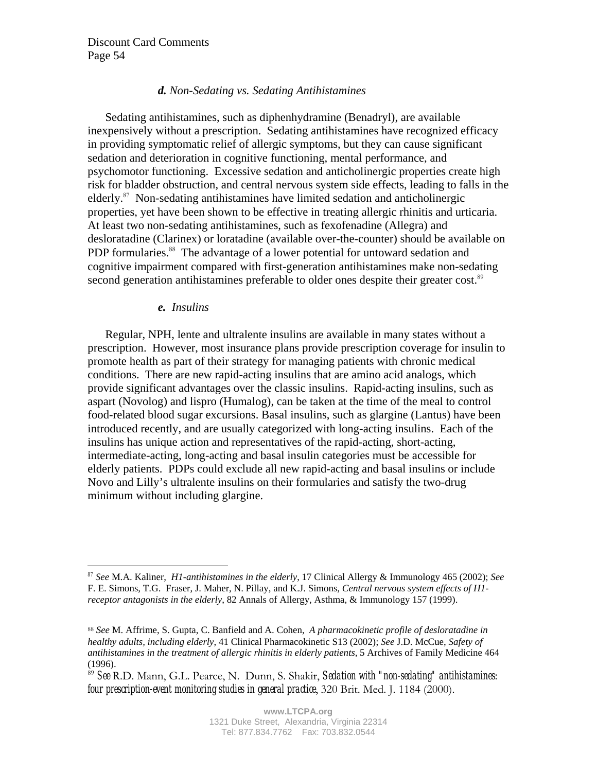### *d. Non-Sedating vs. Sedating Antihistamines*

Sedating antihistamines, such as diphenhydramine (Benadryl), are available inexpensively without a prescription. Sedating antihistamines have recognized efficacy in providing symptomatic relief of allergic symptoms, but they can cause significant sedation and deterioration in cognitive functioning, mental performance, and psychomotor functioning. Excessive sedation and anticholinergic properties create high risk for bladder obstruction, and central nervous system side effects, leading to falls in the elderly.[87] Non-sedating antihistamines have limited sedation and anticholinergic properties, yet have been shown to be effective in treating allergic rhinitis and urticaria. At least two non-sedating antihistamines, such as fexofenadine (Allegra) and desloratadine (Clarinex) or loratadine (available over-the-counter) should be available on PDP formularies.[88] The advantage of a lower potential for untoward sedation and cognitive impairment compared with first-generation antihistamines make non-sedating second generation antihistamines preferable to older ones despite their greater cost.[89]

### *e. Insulins*

Regular, NPH, lente and ultralente insulins are available in many states without a prescription. However, most insurance plans provide prescription coverage for insulin to promote health as part of their strategy for managing patients with chronic medical conditions. There are new rapid-acting insulins that are amino acid analogs, which provide significant advantages over the classic insulins. Rapid-acting insulins, such as aspart (Novolog) and lispro (Humalog), can be taken at the time of the meal to control food-related blood sugar excursions. Basal insulins, such as glargine (Lantus) have been introduced recently, and are usually categorized with long-acting insulins. Each of the insulins has unique action and representatives of the rapid-acting, short-acting, intermediate-acting, long-acting and basal insulin categories must be accessible for elderly patients. PDPs could exclude all new rapid-acting and basal insulins or include Novo and Lilly's ultralente insulins on their formularies and satisfy the two-drug minimum without including glargine.

---

[87] *See* M.A. Kaliner, *H1-antihistamines in the elderly*, 17 Clinical Allergy & Immunology 465 (2002); *See* F. E. Simons, T.G. Fraser, J. Maher, N. Pillay, and K.J. Simons, *Central nervous system effects of H1-receptor antagonists in the elderly*, 82 Annals of Allergy, Asthma, & Immunology 157 (1999).

[88] *See* M. Affrime, S. Gupta, C. Banfield and A. Cohen, *A pharmacokinetic profile of desloratadine in healthy adults, including elderly*, 41 Clinical Pharmacokinetic S13 (2002); *See* J.D. McCue, *Safety of antihistamines in the treatment of allergic rhinitis in elderly patients*, 5 Archives of Family Medicine 464 (1996).

[89] *See* R.D. Mann, G.L. Pearce, N. Dunn, S. Shakir, *Sedation with "non-sedating" antihistamines: four prescription-event monitoring studies in general practice*, 320 Brit. Med. J. 1184 (2000).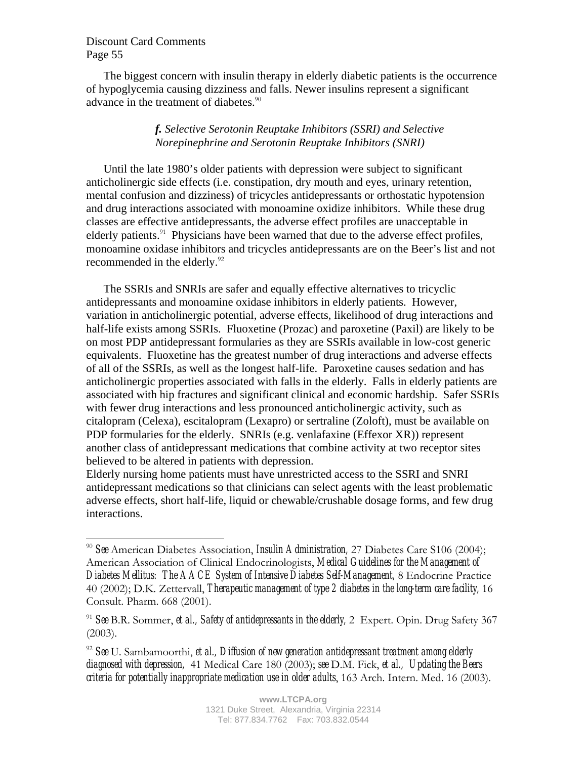The biggest concern with insulin therapy in elderly diabetic patients is the occurrence of hypoglycemia causing dizziness and falls. Newer insulins represent a significant advance in the treatment of diabetes.[90]

### *f. Selective Serotonin Reuptake Inhibitors (SSRI) and Selective Norepinephrine and Serotonin Reuptake Inhibitors (SNRI)*

Until the late 1980's older patients with depression were subject to significant anticholinergic side effects (i.e. constipation, dry mouth and eyes, urinary retention, mental confusion and dizziness) of tricycles antidepressants or orthostatic hypotension and drug interactions associated with monoamine oxidize inhibitors. While these drug classes are effective antidepressants, the adverse effect profiles are unacceptable in elderly patients.[91] Physicians have been warned that due to the adverse effect profiles, monoamine oxidase inhibitors and tricycles antidepressants are on the Beer's list and not recommended in the elderly.[92]

The SSRIs and SNRIs are safer and equally effective alternatives to tricyclic antidepressants and monoamine oxidase inhibitors in elderly patients. However, variation in anticholinergic potential, adverse effects, likelihood of drug interactions and half-life exists among SSRIs. Fluoxetine (Prozac) and paroxetine (Paxil) are likely to be on most PDP antidepressant formularies as they are SSRIs available in low-cost generic equivalents. Fluoxetine has the greatest number of drug interactions and adverse effects of all of the SSRIs, as well as the longest half-life. Paroxetine causes sedation and has anticholinergic properties associated with falls in the elderly. Falls in elderly patients are associated with hip fractures and significant clinical and economic hardship. Safer SSRIs with fewer drug interactions and less pronounced anticholinergic activity, such as citalopram (Celexa), escitalopram (Lexapro) or sertraline (Zoloft), must be available on PDP formularies for the elderly. SNRIs (e.g. venlafaxine (Effexor XR)) represent another class of antidepressant medications that combine activity at two receptor sites believed to be altered in patients with depression.

Elderly nursing home patients must have unrestricted access to the SSRI and SNRI antidepressant medications so that clinicians can select agents with the least problematic adverse effects, short half-life, liquid or chewable/crushable dosage forms, and few drug interactions.

---

[90] *See* American Diabetes Association, *Insulin Administration*, 27 Diabetes Care S106 (2004); American Association of Clinical Endocrinologists, *Medical Guidelines for the Management of Diabetes Mellitus: The AACE System of Intensive Diabetes Self-Management*, 8 Endocrine Practice 40 (2002); D.K. Zettervall, *Therapeutic management of type 2 diabetes in the long-term care facility*, 16 Consult. Pharm. 668 (2001).

[91] *See* B.R. Sommer, *et al.*, *Safety of antidepressants in the elderly*, 2 Expert. Opin. Drug Safety 367 (2003).

[92] *See* U. Sambamoorthi, *et al.*, *Diffusion of new generation antidepressant treatment among elderly diagnosed with depression*, 41 Medical Care 180 (2003); *see* D.M. Fick, *et al.*, *Updating the Beers criteria for potentially inappropriate medication use in older adults*, 163 Arch. Intern. Med. 16 (2003).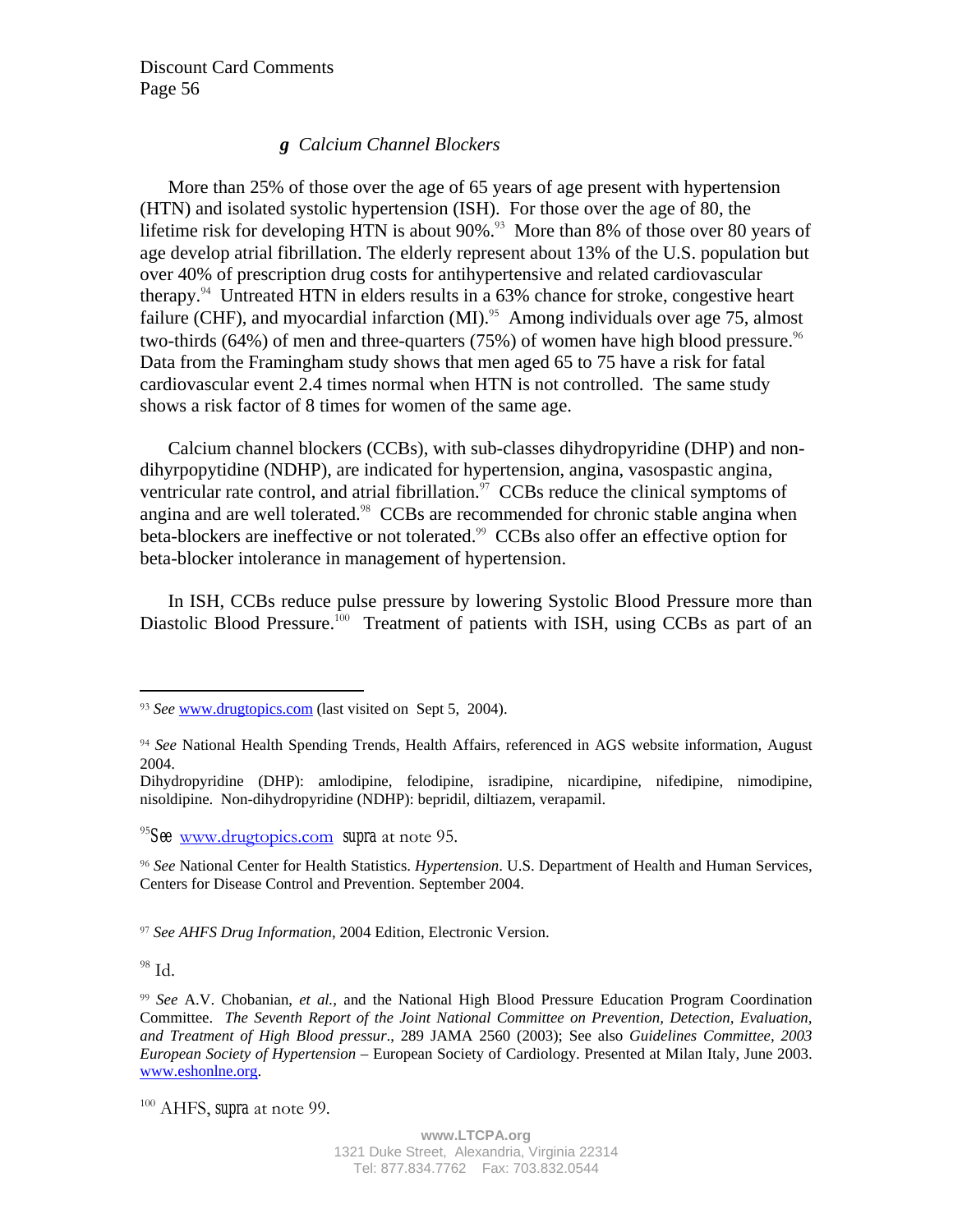### *g Calcium Channel Blockers*

More than 25% of those over the age of 65 years of age present with hypertension (HTN) and isolated systolic hypertension (ISH). For those over the age of 80, the lifetime risk for developing HTN is about 90%.[93] More than 8% of those over 80 years of age develop atrial fibrillation. The elderly represent about 13% of the U.S. population but over 40% of prescription drug costs for antihypertensive and related cardiovascular therapy.[94] Untreated HTN in elders results in a 63% chance for stroke, congestive heart failure (CHF), and myocardial infarction (MI).[95] Among individuals over age 75, almost two-thirds (64%) of men and three-quarters (75%) of women have high blood pressure.[96] Data from the Framingham study shows that men aged 65 to 75 have a risk for fatal cardiovascular event 2.4 times normal when HTN is not controlled. The same study shows a risk factor of 8 times for women of the same age.

Calcium channel blockers (CCBs), with sub-classes dihydropyridine (DHP) and non-dihyrpopytidine (NDHP), are indicated for hypertension, angina, vasospastic angina, ventricular rate control, and atrial fibrillation.[97] CCBs reduce the clinical symptoms of angina and are well tolerated.[98] CCBs are recommended for chronic stable angina when beta-blockers are ineffective or not tolerated.[99] CCBs also offer an effective option for beta-blocker intolerance in management of hypertension.

In ISH, CCBs reduce pulse pressure by lowering Systolic Blood Pressure more than Diastolic Blood Pressure.[100] Treatment of patients with ISH, using CCBs as part of an

---

[93] *See* www.drugtopics.com (last visited on Sept 5, 2004).

[94] *See* National Health Spending Trends, Health Affairs, referenced in AGS website information, August 2004.
Dihydropyridine (DHP): amlodipine, felodipine, isradipine, nicardipine, nifedipine, nimodipine, nisoldipine. Non-dihydropyridine (NDHP): bepridil, diltiazem, verapamil.

[95] *See* www.drugtopics.com *supra* at note 95.

[96] *See* National Center for Health Statistics. *Hypertension*. U.S. Department of Health and Human Services, Centers for Disease Control and Prevention. September 2004.

[97] *See AHFS Drug Information*, 2004 Edition, Electronic Version.

[98] Id.

[99] *See* A.V. Chobanian, *et al.,* and the National High Blood Pressure Education Program Coordination Committee. *The Seventh Report of the Joint National Committee on Prevention, Detection, Evaluation, and Treatment of High Blood pressur*., 289 JAMA 2560 (2003); See also *Guidelines Committee, 2003 European Society of Hypertension* – European Society of Cardiology. Presented at Milan Italy, June 2003. www.eshonlne.org.

[100] AHFS, *supra* at note 99.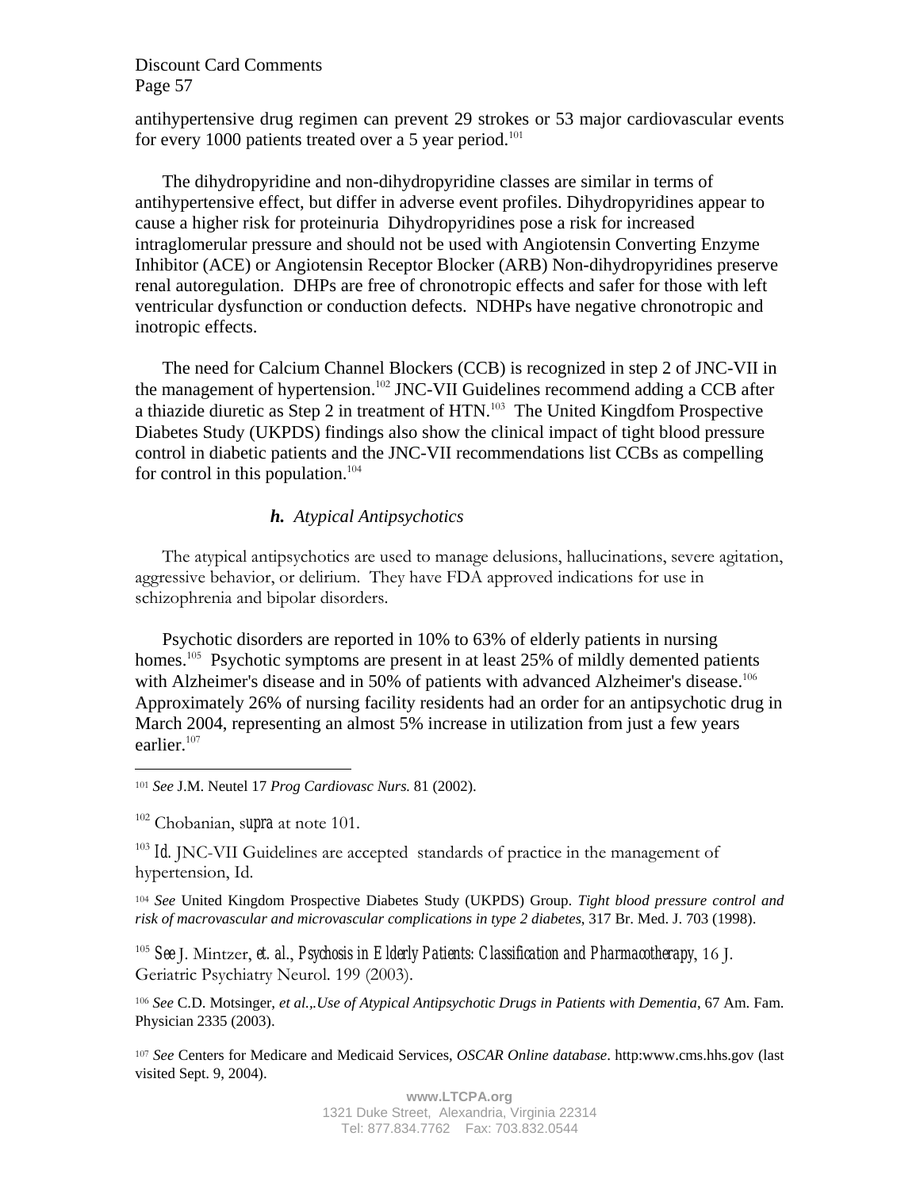antihypertensive drug regimen can prevent 29 strokes or 53 major cardiovascular events for every 1000 patients treated over a 5 year period.[101]

The dihydropyridine and non-dihydropyridine classes are similar in terms of antihypertensive effect, but differ in adverse event profiles. Dihydropyridines appear to cause a higher risk for proteinuria Dihydropyridines pose a risk for increased intraglomerular pressure and should not be used with Angiotensin Converting Enzyme Inhibitor (ACE) or Angiotensin Receptor Blocker (ARB) Non-dihydropyridines preserve renal autoregulation. DHPs are free of chronotropic effects and safer for those with left ventricular dysfunction or conduction defects. NDHPs have negative chronotropic and inotropic effects.

The need for Calcium Channel Blockers (CCB) is recognized in step 2 of JNC-VII in the management of hypertension.[102] JNC-VII Guidelines recommend adding a CCB after a thiazide diuretic as Step 2 in treatment of HTN.[103] The United Kingdfom Prospective Diabetes Study (UKPDS) findings also show the clinical impact of tight blood pressure control in diabetic patients and the JNC-VII recommendations list CCBs as compelling for control in this population.[104]

### *h. Atypical Antipsychotics*

The atypical antipsychotics are used to manage delusions, hallucinations, severe agitation, aggressive behavior, or delirium. They have FDA approved indications for use in schizophrenia and bipolar disorders.

Psychotic disorders are reported in 10% to 63% of elderly patients in nursing homes.[105] Psychotic symptoms are present in at least 25% of mildly demented patients with Alzheimer's disease and in 50% of patients with advanced Alzheimer's disease.[106] Approximately 26% of nursing facility residents had an order for an antipsychotic drug in March 2004, representing an almost 5% increase in utilization from just a few years earlier.[107]

---

[101] *See* J.M. Neutel 17 *Prog Cardiovasc Nurs.* 81 (2002).

[102] Chobanian, *supra* at note 101.

[103] *Id.* JNC-VII Guidelines are accepted standards of practice in the management of hypertension, Id.

[104] *See* United Kingdom Prospective Diabetes Study (UKPDS) Group. *Tight blood pressure control and risk of macrovascular and microvascular complications in type 2 diabetes,* 317 Br. Med. J. 703 (1998).

[105] *See* J. Mintzer, *et. al.*, *Psychosis in Elderly Patients: Classification and Pharmacotherapy*, 16 J. Geriatric Psychiatry Neurol. 199 (2003).

[106] *See* C.D. Motsinger, *et al.,.Use of Atypical Antipsychotic Drugs in Patients with Dementia*, 67 Am. Fam. Physician 2335 (2003).

[107] *See* Centers for Medicare and Medicaid Services, *OSCAR Online database*. http:www.cms.hhs.gov (last visited Sept. 9, 2004).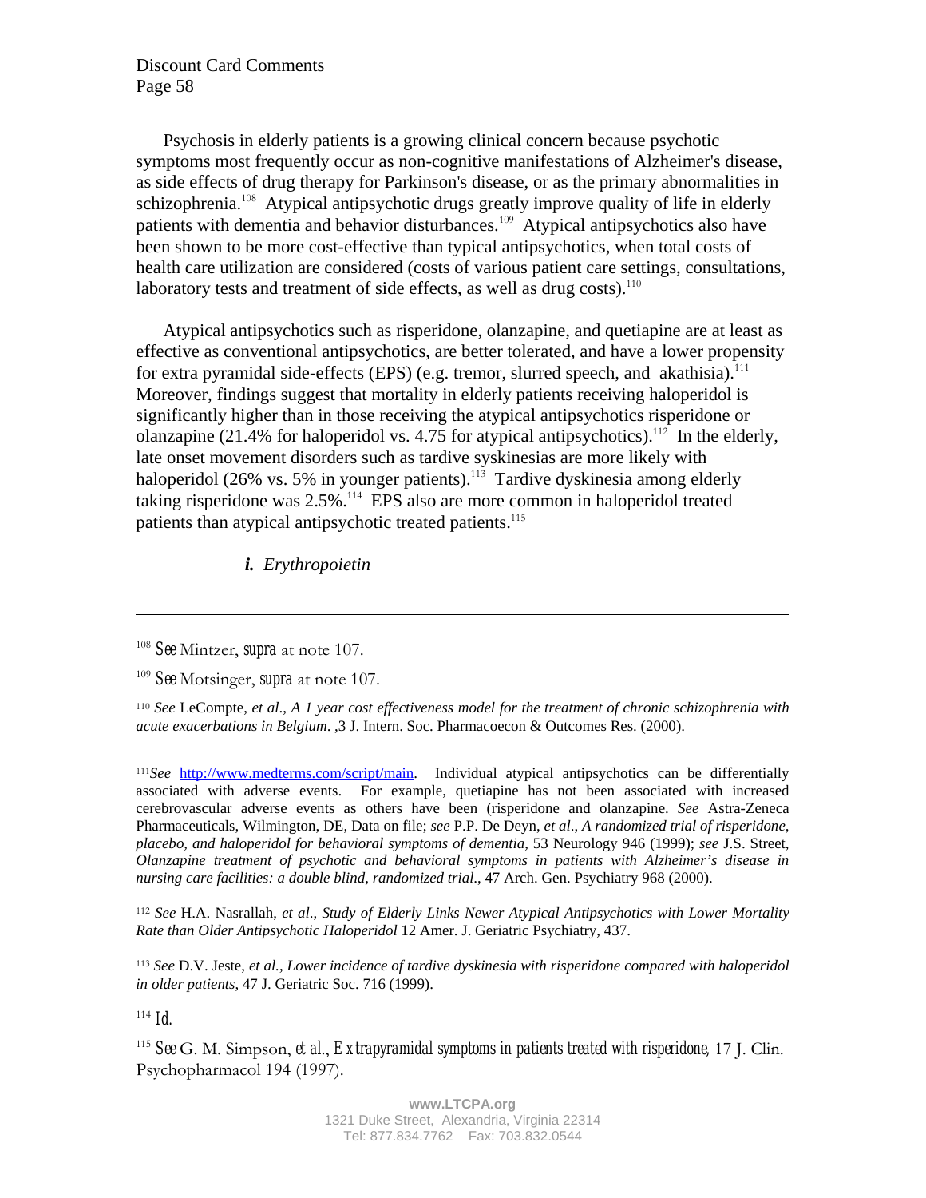Psychosis in elderly patients is a growing clinical concern because psychotic symptoms most frequently occur as non-cognitive manifestations of Alzheimer's disease, as side effects of drug therapy for Parkinson's disease, or as the primary abnormalities in schizophrenia.[108] Atypical antipsychotic drugs greatly improve quality of life in elderly patients with dementia and behavior disturbances.[109] Atypical antipsychotics also have been shown to be more cost-effective than typical antipsychotics, when total costs of health care utilization are considered (costs of various patient care settings, consultations, laboratory tests and treatment of side effects, as well as drug costs).[110]

Atypical antipsychotics such as risperidone, olanzapine, and quetiapine are at least as effective as conventional antipsychotics, are better tolerated, and have a lower propensity for extra pyramidal side-effects (EPS) (e.g. tremor, slurred speech, and akathisia).[111] Moreover, findings suggest that mortality in elderly patients receiving haloperidol is significantly higher than in those receiving the atypical antipsychotics risperidone or olanzapine (21.4% for haloperidol vs. 4.75 for atypical antipsychotics).[112] In the elderly, late onset movement disorders such as tardive syskinesias are more likely with haloperidol (26% vs. 5% in younger patients).[113] Tardive dyskinesia among elderly taking risperidone was 2.5%.[114] EPS also are more common in haloperidol treated patients than atypical antipsychotic treated patients.[115]

### ***i.*** *Erythropoietin*

---

[108] *See* Mintzer, *supra* at note 107.

[109] *See* Motsinger, *supra* at note 107.

[110] *See* LeCompte, *et al*., *A 1 year cost effectiveness model for the treatment of chronic schizophrenia with acute exacerbations in Belgium*. ,3 J. Intern. Soc. Pharmacoecon & Outcomes Res. (2000).

[111] *See* http://www.medterms.com/script/main. Individual atypical antipsychotics can be differentially associated with adverse events. For example, quetiapine has not been associated with increased cerebrovascular adverse events as others have been (risperidone and olanzapine. *See* Astra-Zeneca Pharmaceuticals, Wilmington, DE, Data on file; *see* P.P. De Deyn, *et al*., *A randomized trial of risperidone, placebo, and haloperidol for behavioral symptoms of dementia*, 53 Neurology 946 (1999); *see* J.S. Street, *Olanzapine treatment of psychotic and behavioral symptoms in patients with Alzheimer's disease in nursing care facilities: a double blind, randomized trial*., 47 Arch. Gen. Psychiatry 968 (2000).

[112] *See* H.A. Nasrallah, *et al*., *Study of Elderly Links Newer Atypical Antipsychotics with Lower Mortality Rate than Older Antipsychotic Haloperidol* 12 Amer. J. Geriatric Psychiatry, 437.

[113] *See* D.V. Jeste, *et al.*, *Lower incidence of tardive dyskinesia with risperidone compared with haloperidol in older patients*, 47 J. Geriatric Soc. 716 (1999).

[114] *Id.*

[115] *See* G. M. Simpson, *et al*., *Extrapyramidal symptoms in patients treated with risperidone*, 17 J. Clin. Psychopharmacol 194 (1997).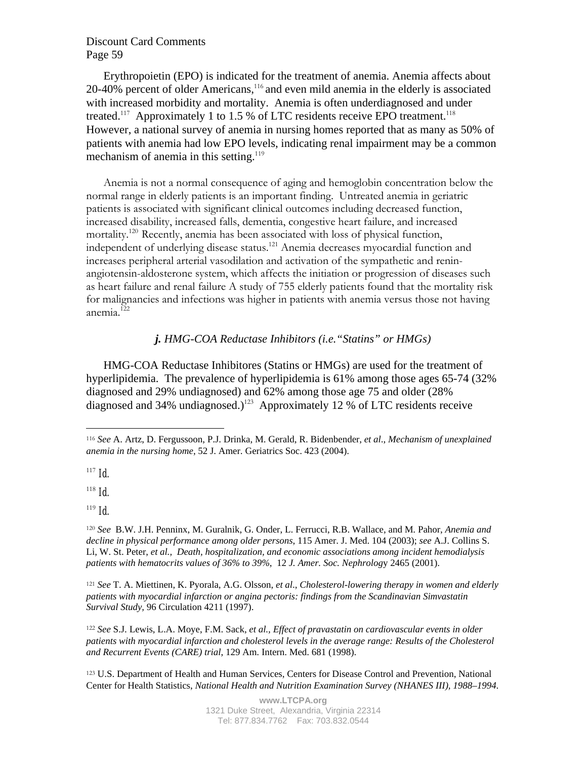Erythropoietin (EPO) is indicated for the treatment of anemia. Anemia affects about 20-40% percent of older Americans,[116] and even mild anemia in the elderly is associated with increased morbidity and mortality. Anemia is often underdiagnosed and under treated.[117] Approximately 1 to 1.5 % of LTC residents receive EPO treatment.[118] However, a national survey of anemia in nursing homes reported that as many as 50% of patients with anemia had low EPO levels, indicating renal impairment may be a common mechanism of anemia in this setting.[119]

Anemia is not a normal consequence of aging and hemoglobin concentration below the normal range in elderly patients is an important finding. Untreated anemia in geriatric patients is associated with significant clinical outcomes including decreased function, increased disability, increased falls, dementia, congestive heart failure, and increased mortality.[120] Recently, anemia has been associated with loss of physical function, independent of underlying disease status.[121] Anemia decreases myocardial function and increases peripheral arterial vasodilation and activation of the sympathetic and renin-angiotensin-aldosterone system, which affects the initiation or progression of diseases such as heart failure and renal failure A study of 755 elderly patients found that the mortality risk for malignancies and infections was higher in patients with anemia versus those not having anemia.[122]

### *j. HMG-COA Reductase Inhibitors (i.e."Statins" or HMGs)*

HMG-COA Reductase Inhibitores (Statins or HMGs) are used for the treatment of hyperlipidemia. The prevalence of hyperlipidemia is 61% among those ages 65-74 (32% diagnosed and 29% undiagnosed) and 62% among those age 75 and older (28% diagnosed and 34% undiagnosed.)[123] Approximately 12 % of LTC residents receive

---

[116] *See* A. Artz, D. Fergussoon, P.J. Drinka, M. Gerald, R. Bidenbender, *et al*., *Mechanism of unexplained anemia in the nursing home*, 52 J. Amer. Geriatrics Soc. 423 (2004).

[117] *Id.*

[118] *Id.*

[119] *Id.*

[120] *See* B.W. J.H. Penninx, M. Guralnik, G. Onder, L. Ferrucci, R.B. Wallace, and M. Pahor, *Anemia and decline in physical performance among older persons*, 115 Amer. J. Med. 104 (2003); *see* A.J. Collins S. Li, W. St. Peter, *et al., Death, hospitalization, and economic associations among incident hemodialysis patients with hematocrits values of 36% to 39%,* 12 *J. Amer. Soc. Nephrolog*y 2465 (2001).

[121] *See* T. A. Miettinen, K. Pyorala, A.G. Olsson, *et al*., *Cholesterol-lowering therapy in women and elderly patients with myocardial infarction or angina pectoris: findings from the Scandinavian Simvastatin Survival Study*, 96 Circulation 4211 (1997).

[122] *See* S.J. Lewis, L.A. Moye, F.M. Sack, *et al., Effect of pravastatin on cardiovascular events in older patients with myocardial infarction and cholesterol levels in the average range: Results of the Cholesterol and Recurrent Events (CARE) trial,* 129 Am. Intern. Med. 681 (1998).

[123] U.S. Department of Health and Human Services, Centers for Disease Control and Prevention, National Center for Health Statistics, *National Health and Nutrition Examination Survey (NHANES III), 1988–1994*.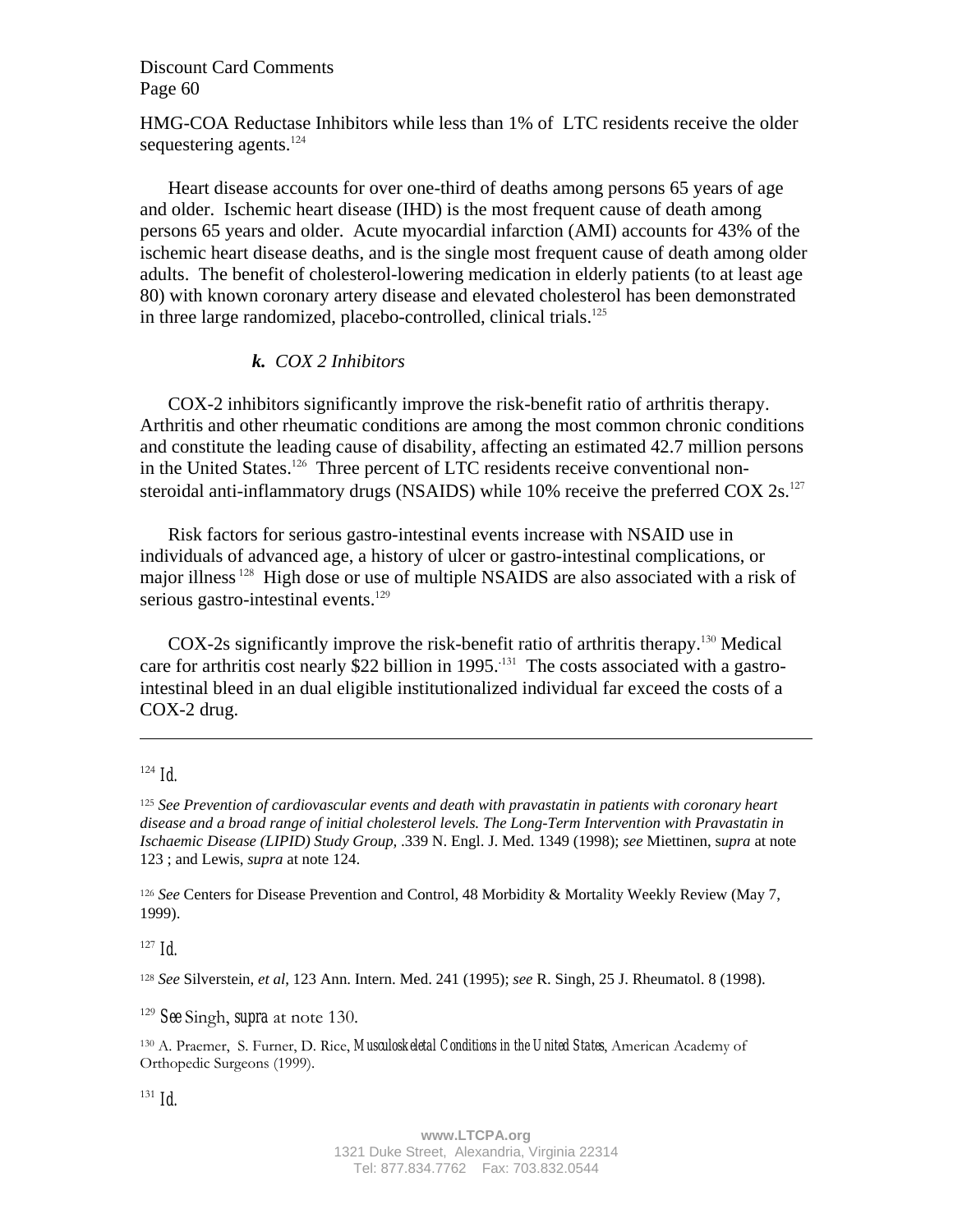HMG-COA Reductase Inhibitors while less than 1% of LTC residents receive the older sequestering agents.[124]

Heart disease accounts for over one-third of deaths among persons 65 years of age and older. Ischemic heart disease (IHD) is the most frequent cause of death among persons 65 years and older. Acute myocardial infarction (AMI) accounts for 43% of the ischemic heart disease deaths, and is the single most frequent cause of death among older adults. The benefit of cholesterol-lowering medication in elderly patients (to at least age 80) with known coronary artery disease and elevated cholesterol has been demonstrated in three large randomized, placebo-controlled, clinical trials.[125]

### ***k.*** *COX 2 Inhibitors*

COX-2 inhibitors significantly improve the risk-benefit ratio of arthritis therapy. Arthritis and other rheumatic conditions are among the most common chronic conditions and constitute the leading cause of disability, affecting an estimated 42.7 million persons in the United States.[126] Three percent of LTC residents receive conventional non-steroidal anti-inflammatory drugs (NSAIDS) while 10% receive the preferred COX 2s.[127]

Risk factors for serious gastro-intestinal events increase with NSAID use in individuals of advanced age, a history of ulcer or gastro-intestinal complications, or major illness[128] High dose or use of multiple NSAIDS are also associated with a risk of serious gastro-intestinal events.[129]

COX-2s significantly improve the risk-benefit ratio of arthritis therapy.[130] Medical care for arthritis cost nearly $22 billion in 1995.[131] The costs associated with a gastro-intestinal bleed in an dual eligible institutionalized individual far exceed the costs of a COX-2 drug.

---

[124] *Id.*

[125] *See Prevention of cardiovascular events and death with pravastatin in patients with coronary heart disease and a broad range of initial cholesterol levels. The Long-Term Intervention with Pravastatin in Ischaemic Disease (LIPID) Study Group,* .339 N. Engl. J. Med. 1349 (1998); *see* Miettinen, s*upra* at note 123 ; and Lewis, *supra* at note 124.

[126] *See* Centers for Disease Prevention and Control, 48 Morbidity & Mortality Weekly Review (May 7, 1999).

[127] *Id.*

[128] *See* Silverstein, *et al*, 123 Ann. Intern. Med. 241 (1995); *see* R. Singh, 25 J. Rheumatol. 8 (1998).

[129] *See* Singh, *supra* at note 130.

[130] A. Praemer, S. Furner, D. Rice, *Musculoskeletal Conditions in the United States*, American Academy of Orthopedic Surgeons (1999).

[131] *Id.*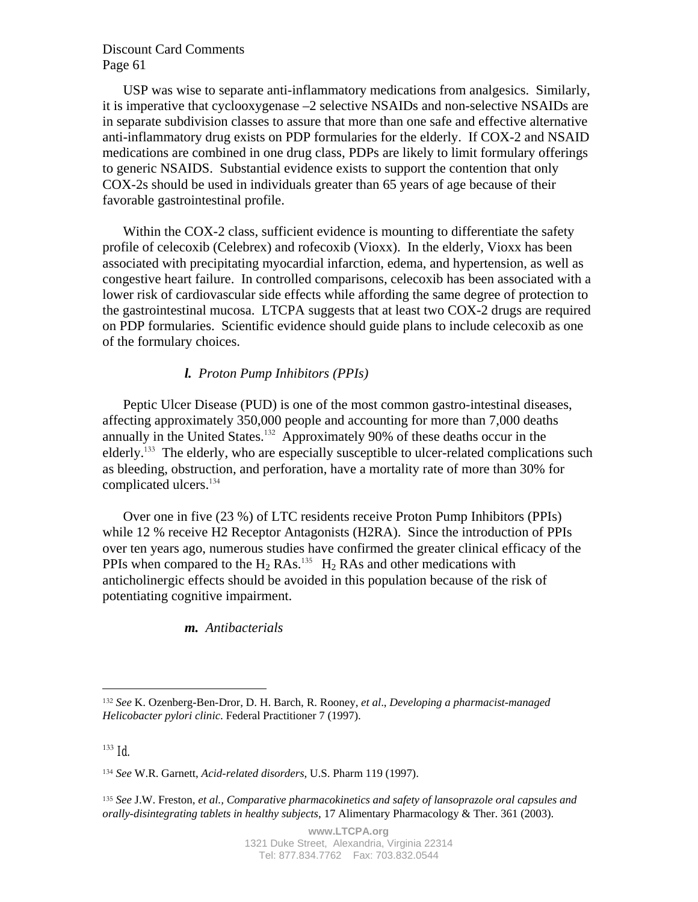USP was wise to separate anti-inflammatory medications from analgesics. Similarly, it is imperative that cyclooxygenase –2 selective NSAIDs and non-selective NSAIDs are in separate subdivision classes to assure that more than one safe and effective alternative anti-inflammatory drug exists on PDP formularies for the elderly. If COX-2 and NSAID medications are combined in one drug class, PDPs are likely to limit formulary offerings to generic NSAIDS. Substantial evidence exists to support the contention that only COX-2s should be used in individuals greater than 65 years of age because of their favorable gastrointestinal profile.

Within the COX-2 class, sufficient evidence is mounting to differentiate the safety profile of celecoxib (Celebrex) and rofecoxib (Vioxx). In the elderly, Vioxx has been associated with precipitating myocardial infarction, edema, and hypertension, as well as congestive heart failure. In controlled comparisons, celecoxib has been associated with a lower risk of cardiovascular side effects while affording the same degree of protection to the gastrointestinal mucosa. LTCPA suggests that at least two COX-2 drugs are required on PDP formularies. Scientific evidence should guide plans to include celecoxib as one of the formulary choices.

***l.*** *Proton Pump Inhibitors (PPIs)*

Peptic Ulcer Disease (PUD) is one of the most common gastro-intestinal diseases, affecting approximately 350,000 people and accounting for more than 7,000 deaths annually in the United States.[132] Approximately 90% of these deaths occur in the elderly.[133] The elderly, who are especially susceptible to ulcer-related complications such as bleeding, obstruction, and perforation, have a mortality rate of more than 30% for complicated ulcers.[134]

Over one in five (23 %) of LTC residents receive Proton Pump Inhibitors (PPIs) while 12 % receive H2 Receptor Antagonists (H2RA). Since the introduction of PPIs over ten years ago, numerous studies have confirmed the greater clinical efficacy of the PPIs when compared to the $H_2$ RAs.[135] $H_2$ RAs and other medications with anticholinergic effects should be avoided in this population because of the risk of potentiating cognitive impairment.

***m.*** *Antibacterials*

---

[132] *See* K. Ozenberg-Ben-Dror, D. H. Barch, R. Rooney, *et al*., *Developing a pharmacist-managed Helicobacter pylori clinic*. Federal Practitioner 7 (1997).

[133] *Id.*

[134] *See* W.R. Garnett, *Acid-related disorders,* U.S. Pharm 119 (1997).

[135] *See* J.W. Freston, *et al., Comparative pharmacokinetics and safety of lansoprazole oral capsules and orally-disintegrating tablets in healthy subjects*, 17 Alimentary Pharmacology & Ther. 361 (2003).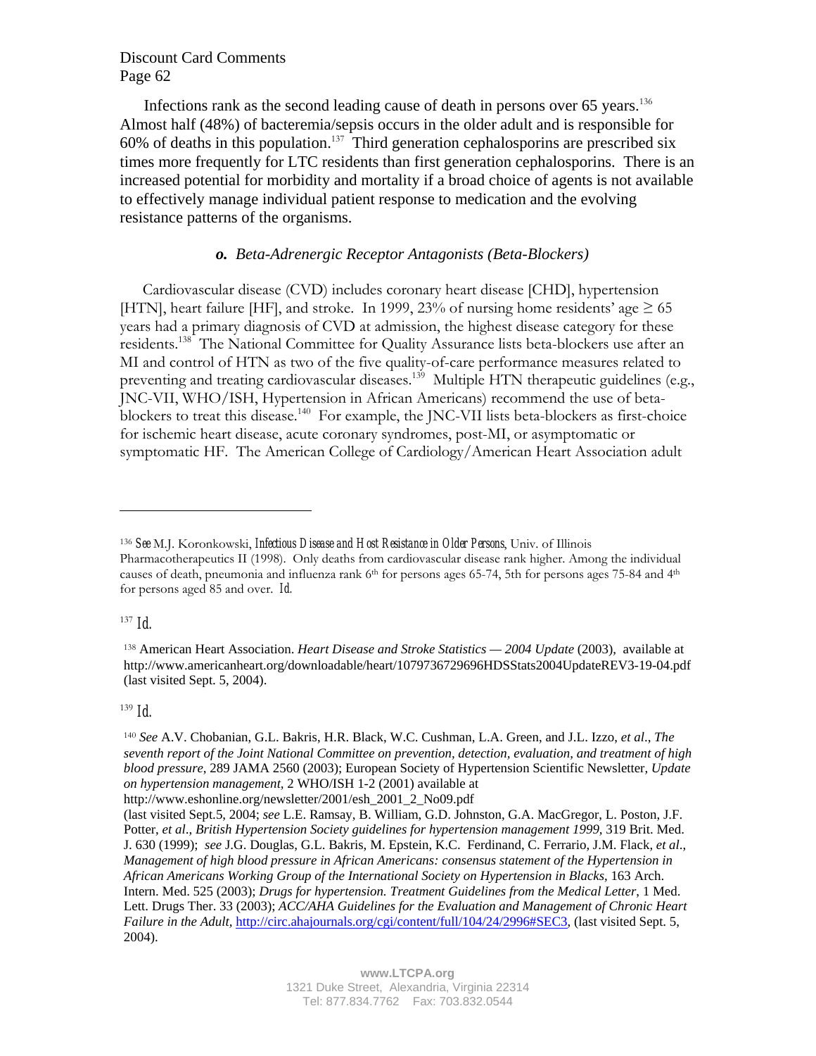Infections rank as the second leading cause of death in persons over 65 years.[136] Almost half (48%) of bacteremia/sepsis occurs in the older adult and is responsible for 60% of deaths in this population.[137] Third generation cephalosporins are prescribed six times more frequently for LTC residents than first generation cephalosporins. There is an increased potential for morbidity and mortality if a broad choice of agents is not available to effectively manage individual patient response to medication and the evolving resistance patterns of the organisms.

### ***o.*** *Beta-Adrenergic Receptor Antagonists (Beta-Blockers)*

Cardiovascular disease (CVD) includes coronary heart disease [CHD], hypertension [HTN], heart failure [HF], and stroke. In 1999, 23% of nursing home residents' age ≥ 65 years had a primary diagnosis of CVD at admission, the highest disease category for these residents.[138] The National Committee for Quality Assurance lists beta-blockers use after an MI and control of HTN as two of the five quality-of-care performance measures related to preventing and treating cardiovascular diseases.[139] Multiple HTN therapeutic guidelines (e.g., JNC-VII, WHO/ISH, Hypertension in African Americans) recommend the use of beta-blockers to treat this disease.[140] For example, the JNC-VII lists beta-blockers as first-choice for ischemic heart disease, acute coronary syndromes, post-MI, or asymptomatic or symptomatic HF. The American College of Cardiology/American Heart Association adult

---

[136] *See* M.J. Koronkowski, *Infectious Disease and Host Resistance in Older Persons*, Univ. of Illinois Pharmacotherapeutics II (1998). Only deaths from cardiovascular disease rank higher. Among the individual causes of death, pneumonia and influenza rank 6th for persons ages 65-74, 5th for persons ages 75-84 and 4th for persons aged 85 and over. *Id.*

[137] *Id.*

[138] American Heart Association. *Heart Disease and Stroke Statistics — 2004 Update* (2003), available at http://www.americanheart.org/downloadable/heart/1079736729696HDSStats2004UpdateREV3-19-04.pdf (last visited Sept. 5, 2004).

[139] *Id.*

[140] *See* A.V. Chobanian, G.L. Bakris, H.R. Black, W.C. Cushman, L.A. Green, and J.L. Izzo, *et al*., *The seventh report of the Joint National Committee on prevention, detection, evaluation, and treatment of high blood pressure*, 289 JAMA 2560 (2003); European Society of Hypertension Scientific Newsletter, *Update on hypertension management,* 2 WHO/ISH 1-2 (2001) available at http://www.eshonline.org/newsletter/2001/esh_2001_2_No09.pdf (last visited Sept.5, 2004; *see* L.E. Ramsay, B. William, G.D. Johnston, G.A. MacGregor, L. Poston, J.F. Potter, *et al*., *British Hypertension Society guidelines for hypertension management 1999*, 319 Brit. Med. J. 630 (1999); *see* J.G. Douglas, G.L. Bakris, M. Epstein, K.C. Ferdinand, C. Ferrario, J.M. Flack, *et al*., *Management of high blood pressure in African Americans: consensus statement of the Hypertension in African Americans Working Group of the International Society on Hypertension in Blacks*, 163 Arch. Intern. Med. 525 (2003); *Drugs for hypertension. Treatment Guidelines from the Medical Letter*, 1 Med. Lett. Drugs Ther. 33 (2003); *ACC/AHA Guidelines for the Evaluation and Management of Chronic Heart Failure in the Adult,* http://circ.ahajournals.org/cgi/content/full/104/24/2996#SEC3, (last visited Sept. 5, 2004).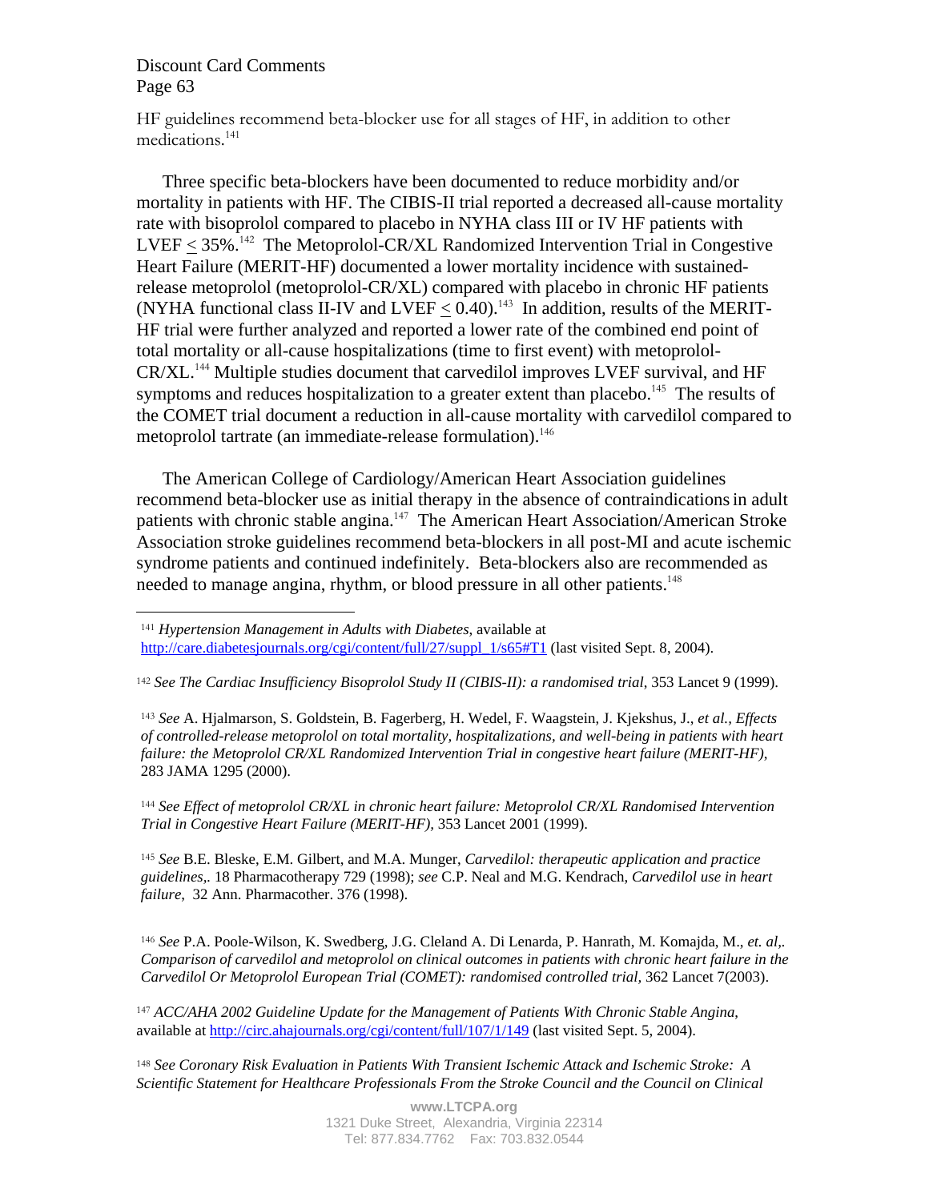HF guidelines recommend beta-blocker use for all stages of HF, in addition to other medications.[141]

Three specific beta-blockers have been documented to reduce morbidity and/or mortality in patients with HF. The CIBIS-II trial reported a decreased all-cause mortality rate with bisoprolol compared to placebo in NYHA class III or IV HF patients with LVEF $\leq$ 35%.[142] The Metoprolol-CR/XL Randomized Intervention Trial in Congestive Heart Failure (MERIT-HF) documented a lower mortality incidence with sustained-release metoprolol (metoprolol-CR/XL) compared with placebo in chronic HF patients (NYHA functional class II-IV and LVEF $\leq$ 0.40).[143] In addition, results of the MERIT-HF trial were further analyzed and reported a lower rate of the combined end point of total mortality or all-cause hospitalizations (time to first event) with metoprolol-CR/XL.[144] Multiple studies document that carvedilol improves LVEF survival, and HF symptoms and reduces hospitalization to a greater extent than placebo.[145] The results of the COMET trial document a reduction in all-cause mortality with carvedilol compared to metoprolol tartrate (an immediate-release formulation).[146]

The American College of Cardiology/American Heart Association guidelines recommend beta-blocker use as initial therapy in the absence of contraindications in adult patients with chronic stable angina.[147] The American Heart Association/American Stroke Association stroke guidelines recommend beta-blockers in all post-MI and acute ischemic syndrome patients and continued indefinitely. Beta-blockers also are recommended as needed to manage angina, rhythm, or blood pressure in all other patients.[148]

---

[141] *Hypertension Management in Adults with Diabetes*, available at http://care.diabetesjournals.org/cgi/content/full/27/suppl_1/s65#T1 (last visited Sept. 8, 2004).

[142] *See The Cardiac Insufficiency Bisoprolol Study II (CIBIS-II): a randomised trial*, 353 Lancet 9 (1999).

[143] *See* A. Hjalmarson, S. Goldstein, B. Fagerberg, H. Wedel, F. Waagstein, J. Kjekshus, J., *et al., Effects of controlled-release metoprolol on total mortality, hospitalizations, and well-being in patients with heart failure: the Metoprolol CR/XL Randomized Intervention Trial in congestive heart failure (MERIT-HF)*, 283 JAMA 1295 (2000).

[144] *See Effect of metoprolol CR/XL in chronic heart failure: Metoprolol CR/XL Randomised Intervention Trial in Congestive Heart Failure (MERIT-HF)*, 353 Lancet 2001 (1999).

[145] *See* B.E. Bleske, E.M. Gilbert, and M.A. Munger, *Carvedilol: therapeutic application and practice guidelines*,. 18 Pharmacotherapy 729 (1998); *see* C.P. Neal and M.G. Kendrach, *Carvedilol use in heart failure*, 32 Ann. Pharmacother. 376 (1998).

[146] *See* P.A. Poole-Wilson, K. Swedberg, J.G. Cleland A. Di Lenarda, P. Hanrath, M. Komajda, M., *et. al,. Comparison of carvedilol and metoprolol on clinical outcomes in patients with chronic heart failure in the Carvedilol Or Metoprolol European Trial (COMET): randomised controlled trial*, 362 Lancet 7(2003).

[147] *ACC/AHA 2002 Guideline Update for the Management of Patients With Chronic Stable Angina*, available at http://circ.ahajournals.org/cgi/content/full/107/1/149 (last visited Sept. 5, 2004).

[148] *See Coronary Risk Evaluation in Patients With Transient Ischemic Attack and Ischemic Stroke: A Scientific Statement for Healthcare Professionals From the Stroke Council and the Council on Clinical*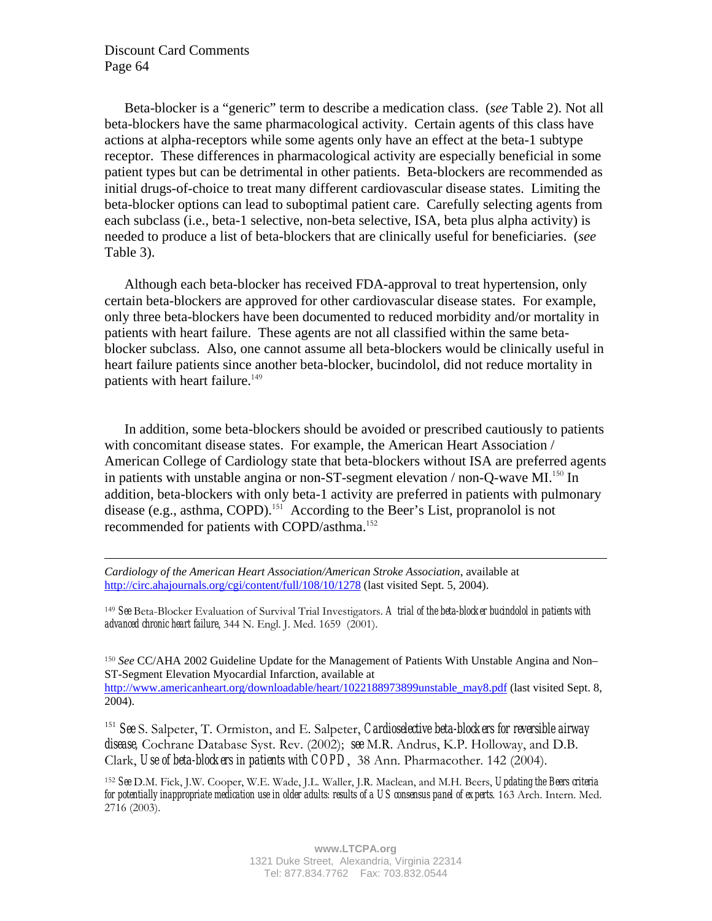Beta-blocker is a "generic" term to describe a medication class. (*see* Table 2). Not all beta-blockers have the same pharmacological activity. Certain agents of this class have actions at alpha-receptors while some agents only have an effect at the beta-1 subtype receptor. These differences in pharmacological activity are especially beneficial in some patient types but can be detrimental in other patients. Beta-blockers are recommended as initial drugs-of-choice to treat many different cardiovascular disease states. Limiting the beta-blocker options can lead to suboptimal patient care. Carefully selecting agents from each subclass (i.e., beta-1 selective, non-beta selective, ISA, beta plus alpha activity) is needed to produce a list of beta-blockers that are clinically useful for beneficiaries. (*see* Table 3).

Although each beta-blocker has received FDA-approval to treat hypertension, only certain beta-blockers are approved for other cardiovascular disease states. For example, only three beta-blockers have been documented to reduced morbidity and/or mortality in patients with heart failure. These agents are not all classified within the same beta-blocker subclass. Also, one cannot assume all beta-blockers would be clinically useful in heart failure patients since another beta-blocker, bucindolol, did not reduce mortality in patients with heart failure.[149]

In addition, some beta-blockers should be avoided or prescribed cautiously to patients with concomitant disease states. For example, the American Heart Association / American College of Cardiology state that beta-blockers without ISA are preferred agents in patients with unstable angina or non-ST-segment elevation / non-Q-wave MI.[150] In addition, beta-blockers with only beta-1 activity are preferred in patients with pulmonary disease (e.g., asthma, COPD).[151] According to the Beer's List, propranolol is not recommended for patients with COPD/asthma.[152]

---

*Cardiology of the American Heart Association/American Stroke Association*, available at http://circ.ahajournals.org/cgi/content/full/108/10/1278 (last visited Sept. 5, 2004).

[149] *See* Beta-Blocker Evaluation of Survival Trial Investigators. *A trial of the beta-blocker bucindolol in patients with advanced chronic heart failure*, 344 N. Engl. J. Med. 1659 (2001).

[150] *See* CC/AHA 2002 Guideline Update for the Management of Patients With Unstable Angina and Non–ST-Segment Elevation Myocardial Infarction, available at http://www.americanheart.org/downloadable/heart/1022188973899unstable_may8.pdf (last visited Sept. 8, 2004).

[151] *See* S. Salpeter, T. Ormiston, and E. Salpeter, *Cardioselective beta-blockers for reversible airway disease,* Cochrane Database Syst. Rev. (2002); *see* M.R. Andrus, K.P. Holloway, and D.B. Clark, *Use of beta-blockers in patients with COPD*, 38 Ann. Pharmacother. 142 (2004).

[152] *See* D.M. Fick, J.W. Cooper, W.E. Wade, J.L. Waller, J.R. Maclean, and M.H. Beers, *Updating the Beers criteria for potentially inappropriate medication use in older adults: results of a US consensus panel of experts.* 163 Arch. Intern. Med. 2716 (2003).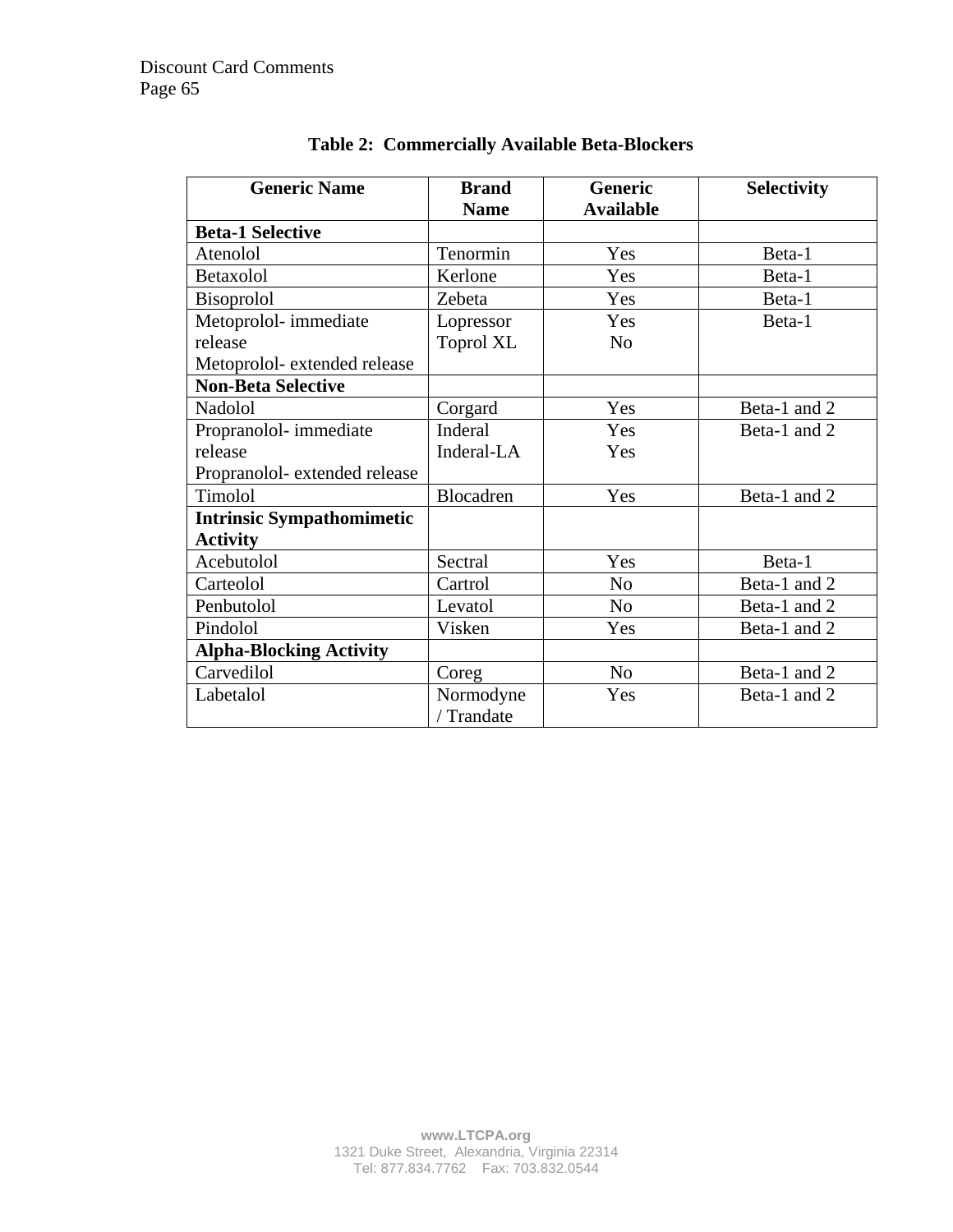**Table 2: Commercially Available Beta-Blockers**

| Generic Name | Brand Name | Generic Available | Selectivity |
|---|---|---|---|
| **Beta-1 Selective** | | | |
| Atenolol | Tenormin | Yes | Beta-1 |
| Betaxolol | Kerlone | Yes | Beta-1 |
| Bisoprolol | Zebeta | Yes | Beta-1 |
| Metoprolol- immediate release<br>Metoprolol- extended release | Lopressor<br>Toprol XL | Yes<br>No | Beta-1 |
| **Non-Beta Selective** | | | |
| Nadolol | Corgard | Yes | Beta-1 and 2 |
| Propranolol- immediate release<br>Propranolol- extended release | Inderal<br>Inderal-LA | Yes<br>Yes | Beta-1 and 2 |
| Timolol | Blocadren | Yes | Beta-1 and 2 |
| **Intrinsic Sympathomimetic Activity** | | | |
| Acebutolol | Sectral | Yes | Beta-1 |
| Carteolol | Cartrol | No | Beta-1 and 2 |
| Penbutolol | Levatol | No | Beta-1 and 2 |
| Pindolol | Visken | Yes | Beta-1 and 2 |
| **Alpha-Blocking Activity** | | | |
| Carvedilol | Coreg | No | Beta-1 and 2 |
| Labetalol | Normodyne / Trandate | Yes | Beta-1 and 2 |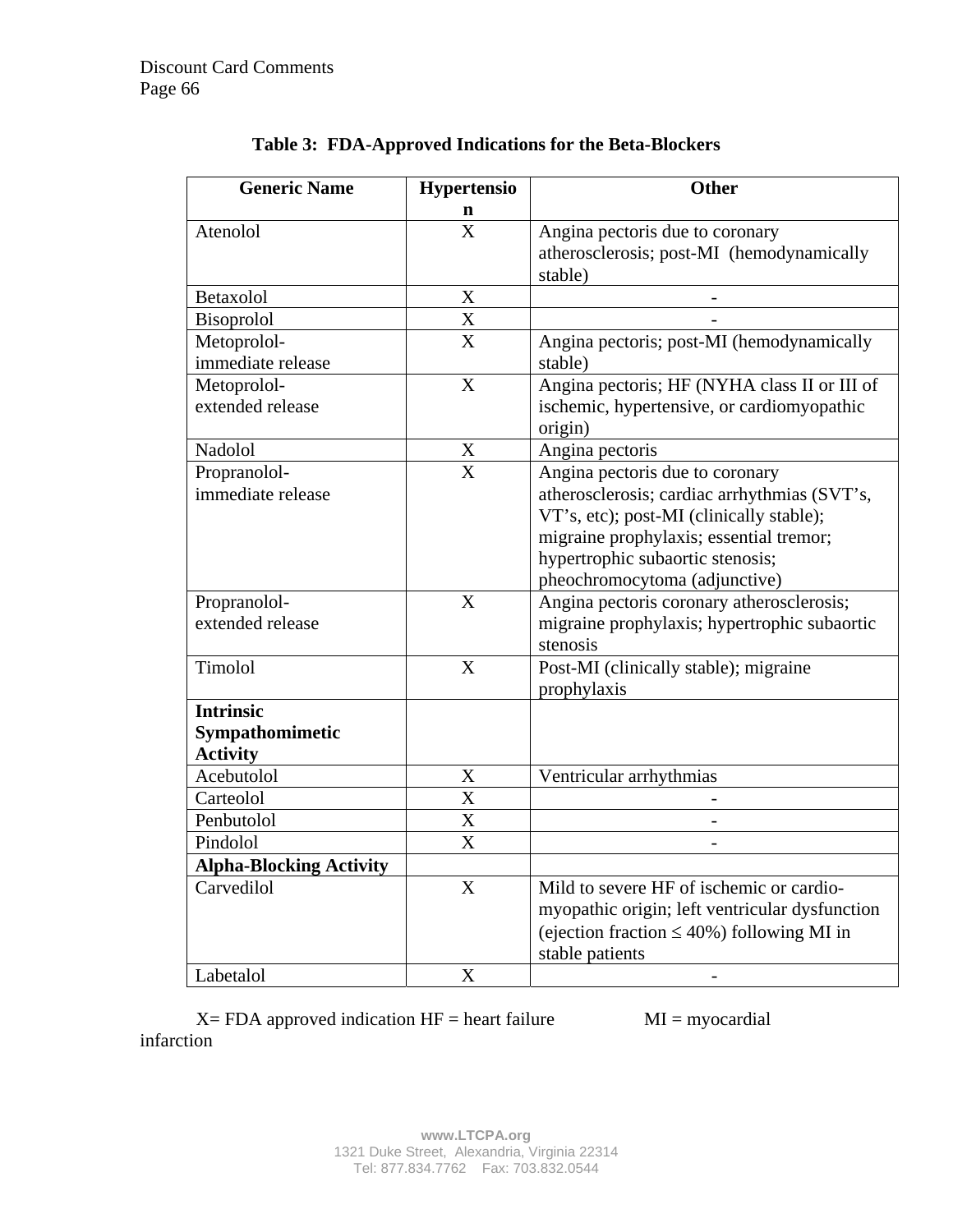**Table 3: FDA-Approved Indications for the Beta-Blockers**

| Generic Name | Hypertension | Other |
|---|---|---|
| Atenolol | X | Angina pectoris due to coronary atherosclerosis; post-MI (hemodynamically stable) |
| Betaxolol | X | - |
| Bisoprolol | X | - |
| Metoprolol-immediate release | X | Angina pectoris; post-MI (hemodynamically stable) |
| Metoprolol-extended release | X | Angina pectoris; HF (NYHA class II or III of ischemic, hypertensive, or cardiomyopathic origin) |
| Nadolol | X | Angina pectoris |
| Propranolol-immediate release | X | Angina pectoris due to coronary atherosclerosis; cardiac arrhythmias (SVT's, VT's, etc); post-MI (clinically stable); migraine prophylaxis; essential tremor; hypertrophic subaortic stenosis; pheochromocytoma (adjunctive) |
| Propranolol-extended release | X | Angina pectoris coronary atherosclerosis; migraine prophylaxis; hypertrophic subaortic stenosis |
| Timolol | X | Post-MI (clinically stable); migraine prophylaxis |
| **Intrinsic Sympathomimetic Activity** | | |
| Acebutolol | X | Ventricular arrhythmias |
| Carteolol | X | - |
| Penbutolol | X | - |
| Pindolol | X | - |
| **Alpha-Blocking Activity** | | |
| Carvedilol | X | Mild to severe HF of ischemic or cardio-myopathic origin; left ventricular dysfunction (ejection fraction ≤ 40%) following MI in stable patients |
| Labetalol | X | - |

X= FDA approved indication HF = heart failure MI = myocardial infarction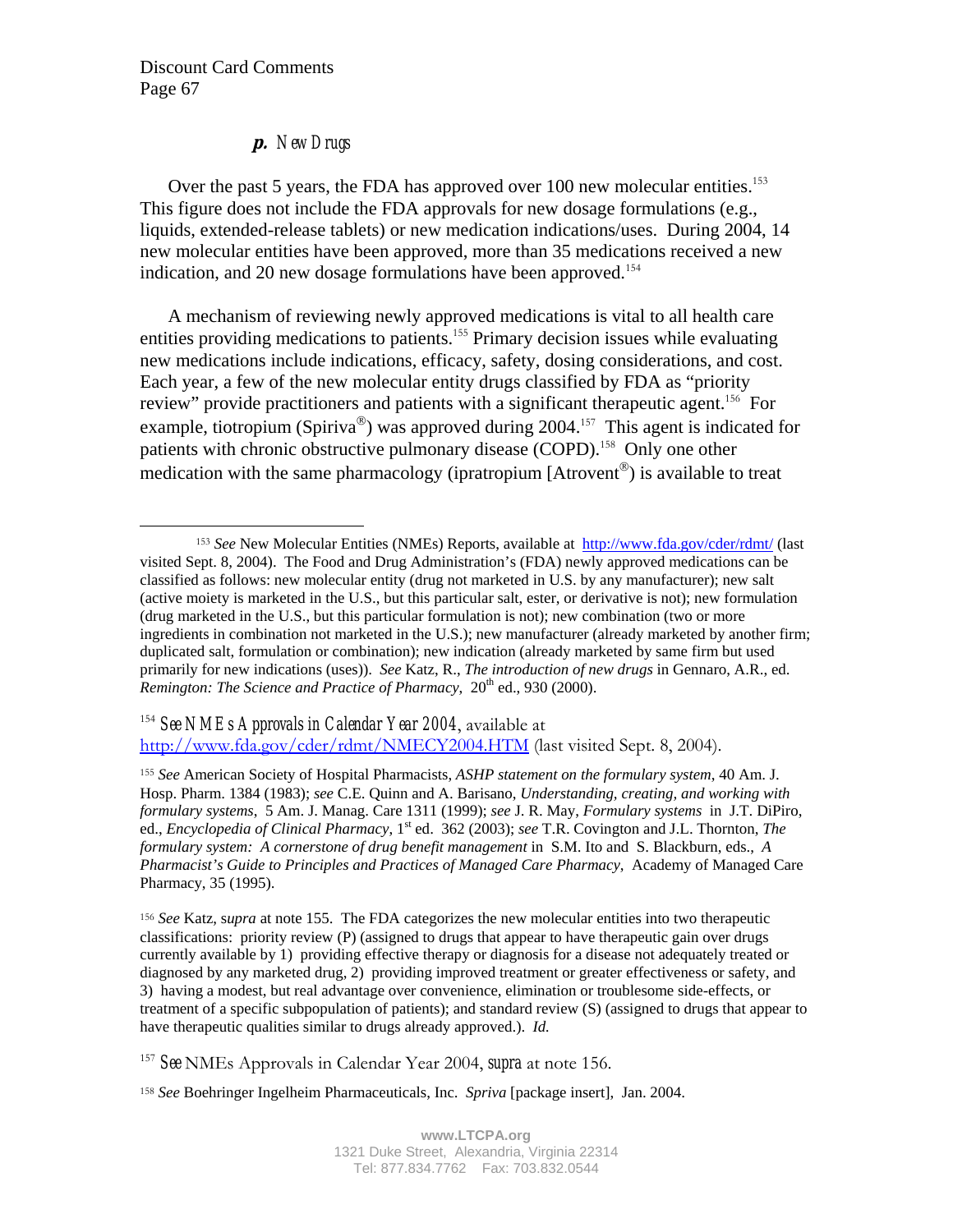### *p. New Drugs*

Over the past 5 years, the FDA has approved over 100 new molecular entities.[153] This figure does not include the FDA approvals for new dosage formulations (e.g., liquids, extended-release tablets) or new medication indications/uses. During 2004, 14 new molecular entities have been approved, more than 35 medications received a new indication, and 20 new dosage formulations have been approved.[154]

A mechanism of reviewing newly approved medications is vital to all health care entities providing medications to patients.[155] Primary decision issues while evaluating new medications include indications, efficacy, safety, dosing considerations, and cost. Each year, a few of the new molecular entity drugs classified by FDA as "priority review" provide practitioners and patients with a significant therapeutic agent.[156] For example, tiotropium (Spiriva®) was approved during 2004.[157] This agent is indicated for patients with chronic obstructive pulmonary disease (COPD).[158] Only one other medication with the same pharmacology (ipratropium [Atrovent®) is available to treat

---

[153] *See* New Molecular Entities (NMEs) Reports, available at http://www.fda.gov/cder/rdmt/ (last visited Sept. 8, 2004). The Food and Drug Administration's (FDA) newly approved medications can be classified as follows: new molecular entity (drug not marketed in U.S. by any manufacturer); new salt (active moiety is marketed in the U.S., but this particular salt, ester, or derivative is not); new formulation (drug marketed in the U.S., but this particular formulation is not); new combination (two or more ingredients in combination not marketed in the U.S.); new manufacturer (already marketed by another firm; duplicated salt, formulation or combination); new indication (already marketed by same firm but used primarily for new indications (uses)). *See* Katz, R., *The introduction of new drugs* in Gennaro, A.R., ed. *Remington: The Science and Practice of Pharmacy*, 20th ed., 930 (2000).

[154] *See NMEs Approvals in Calendar Year 2004*, available at http://www.fda.gov/cder/rdmt/NMECY2004.HTM (last visited Sept. 8, 2004).

[155] *See* American Society of Hospital Pharmacists, *ASHP statement on the formulary system*, 40 Am. J. Hosp. Pharm. 1384 (1983); *see* C.E. Quinn and A. Barisano, *Understanding, creating, and working with formulary systems*, 5 Am. J. Manag. Care 1311 (1999); *see* J. R. May, *Formulary systems* in J.T. DiPiro, ed., *Encyclopedia of Clinical Pharmacy*, 1st ed. 362 (2003); *see* T.R. Covington and J.L. Thornton, *The formulary system: A cornerstone of drug benefit management* in S.M. Ito and S. Blackburn, eds., *A Pharmacist's Guide to Principles and Practices of Managed Care Pharmacy*, Academy of Managed Care Pharmacy, 35 (1995).

[156] *See* Katz, s*upra* at note 155. The FDA categorizes the new molecular entities into two therapeutic classifications: priority review (P) (assigned to drugs that appear to have therapeutic gain over drugs currently available by 1) providing effective therapy or diagnosis for a disease not adequately treated or diagnosed by any marketed drug, 2) providing improved treatment or greater effectiveness or safety, and 3) having a modest, but real advantage over convenience, elimination or troublesome side-effects, or treatment of a specific subpopulation of patients); and standard review (S) (assigned to drugs that appear to have therapeutic qualities similar to drugs already approved.). *Id.*

[157] *See* NMEs Approvals in Calendar Year 2004, *supra* at note 156.

[158] *See* Boehringer Ingelheim Pharmaceuticals, Inc. *Spriva* [package insert], Jan. 2004.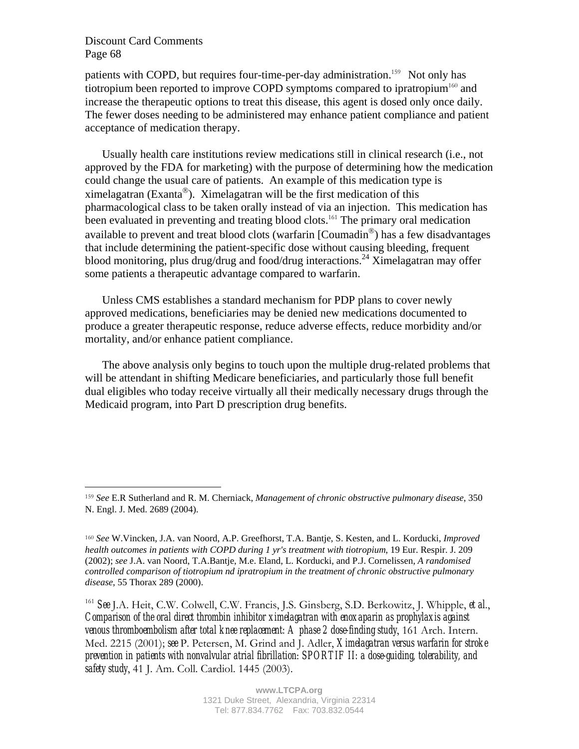patients with COPD, but requires four-time-per-day administration.[159] Not only has tiotropium been reported to improve COPD symptoms compared to ipratropium[160] and increase the therapeutic options to treat this disease, this agent is dosed only once daily. The fewer doses needing to be administered may enhance patient compliance and patient acceptance of medication therapy.

Usually health care institutions review medications still in clinical research (i.e., not approved by the FDA for marketing) with the purpose of determining how the medication could change the usual care of patients. An example of this medication type is ximelagatran (Exanta®). Ximelagatran will be the first medication of this pharmacological class to be taken orally instead of via an injection. This medication has been evaluated in preventing and treating blood clots.[161] The primary oral medication available to prevent and treat blood clots (warfarin [Coumadin®) has a few disadvantages that include determining the patient-specific dose without causing bleeding, frequent blood monitoring, plus drug/drug and food/drug interactions.[24] Ximelagatran may offer some patients a therapeutic advantage compared to warfarin.

Unless CMS establishes a standard mechanism for PDP plans to cover newly approved medications, beneficiaries may be denied new medications documented to produce a greater therapeutic response, reduce adverse effects, reduce morbidity and/or mortality, and/or enhance patient compliance.

The above analysis only begins to touch upon the multiple drug-related problems that will be attendant in shifting Medicare beneficiaries, and particularly those full benefit dual eligibles who today receive virtually all their medically necessary drugs through the Medicaid program, into Part D prescription drug benefits.

---

[159] *See* E.R Sutherland and R. M. Cherniack, *Management of chronic obstructive pulmonary disease*, 350 N. Engl. J. Med. 2689 (2004).

[160] *See* W.Vincken, J.A. van Noord, A.P. Greefhorst, T.A. Bantje, S. Kesten, and L. Korducki, *Improved health outcomes in patients with COPD during 1 yr's treatment with tiotropium*, 19 Eur. Respir. J. 209 (2002); *see* J.A. van Noord, T.A.Bantje, M.e. Eland, L. Korducki, and P.J. Cornelissen, *A randomised controlled comparison of tiotropium nd ipratropium in the treatment of chronic obstructive pulmonary disease*, 55 Thorax 289 (2000).

[161] *See* J.A. Heit, C.W. Colwell, C.W. Francis, J.S. Ginsberg, S.D. Berkowitz, J. Whipple, *et al.*, *Comparison of the oral direct thrombin inhibitor ximelagatran with enoxaparin as prophylaxis against venous thromboembolism after total knee replacement: A phase 2 dose-finding study*, 161 Arch. Intern. Med. 2215 (2001); *see* P. Petersen, M. Grind and J. Adler, *Ximelagatran versus warfarin for stroke prevention in patients with nonvalvular atrial fibrillation: SPORTIF II: a dose-guiding, tolerability, and safety study*, 41 J. Am. Coll. Cardiol. 1445 (2003).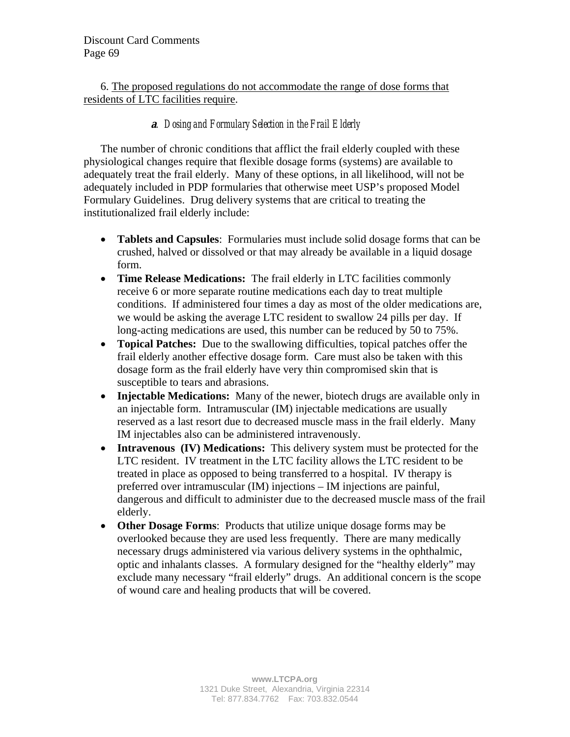6. <u>The proposed regulations do not accommodate the range of dose forms that residents of LTC facilities require</u>.

***a**. Dosing and Formulary Selection in the Frail Elderly*

The number of chronic conditions that afflict the frail elderly coupled with these physiological changes require that flexible dosage forms (systems) are available to adequately treat the frail elderly. Many of these options, in all likelihood, will not be adequately included in PDP formularies that otherwise meet USP's proposed Model Formulary Guidelines. Drug delivery systems that are critical to treating the institutionalized frail elderly include:

- **Tablets and Capsules**: Formularies must include solid dosage forms that can be crushed, halved or dissolved or that may already be available in a liquid dosage form.
- **Time Release Medications:** The frail elderly in LTC facilities commonly receive 6 or more separate routine medications each day to treat multiple conditions. If administered four times a day as most of the older medications are, we would be asking the average LTC resident to swallow 24 pills per day. If long-acting medications are used, this number can be reduced by 50 to 75%.
- **Topical Patches:** Due to the swallowing difficulties, topical patches offer the frail elderly another effective dosage form. Care must also be taken with this dosage form as the frail elderly have very thin compromised skin that is susceptible to tears and abrasions.
- **Injectable Medications:** Many of the newer, biotech drugs are available only in an injectable form. Intramuscular (IM) injectable medications are usually reserved as a last resort due to decreased muscle mass in the frail elderly. Many IM injectables also can be administered intravenously.
- **Intravenous (IV) Medications:** This delivery system must be protected for the LTC resident. IV treatment in the LTC facility allows the LTC resident to be treated in place as opposed to being transferred to a hospital. IV therapy is preferred over intramuscular (IM) injections – IM injections are painful, dangerous and difficult to administer due to the decreased muscle mass of the frail elderly.
- **Other Dosage Forms**: Products that utilize unique dosage forms may be overlooked because they are used less frequently. There are many medically necessary drugs administered via various delivery systems in the ophthalmic, optic and inhalants classes. A formulary designed for the "healthy elderly" may exclude many necessary "frail elderly" drugs. An additional concern is the scope of wound care and healing products that will be covered.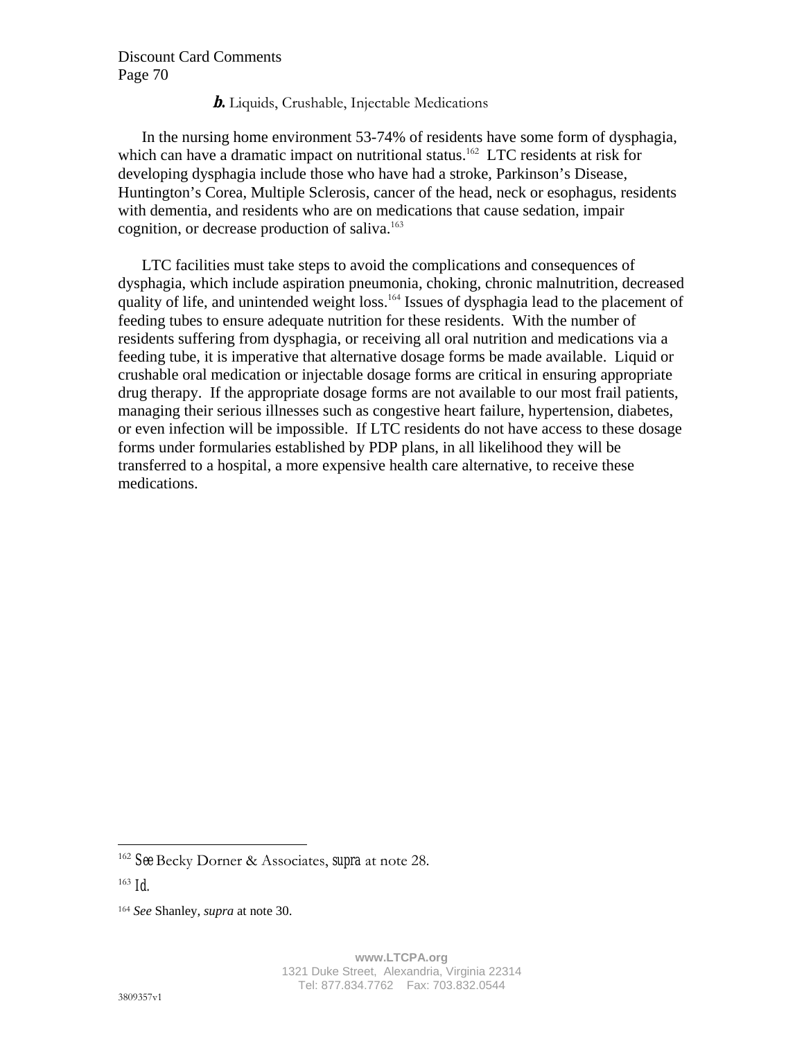### ***b.*** Liquids, Crushable, Injectable Medications

In the nursing home environment 53-74% of residents have some form of dysphagia, which can have a dramatic impact on nutritional status.[162] LTC residents at risk for developing dysphagia include those who have had a stroke, Parkinson's Disease, Huntington's Corea, Multiple Sclerosis, cancer of the head, neck or esophagus, residents with dementia, and residents who are on medications that cause sedation, impair cognition, or decrease production of saliva.[163]

LTC facilities must take steps to avoid the complications and consequences of dysphagia, which include aspiration pneumonia, choking, chronic malnutrition, decreased quality of life, and unintended weight loss.[164] Issues of dysphagia lead to the placement of feeding tubes to ensure adequate nutrition for these residents. With the number of residents suffering from dysphagia, or receiving all oral nutrition and medications via a feeding tube, it is imperative that alternative dosage forms be made available. Liquid or crushable oral medication or injectable dosage forms are critical in ensuring appropriate drug therapy. If the appropriate dosage forms are not available to our most frail patients, managing their serious illnesses such as congestive heart failure, hypertension, diabetes, or even infection will be impossible. If LTC residents do not have access to these dosage forms under formularies established by PDP plans, in all likelihood they will be transferred to a hospital, a more expensive health care alternative, to receive these medications.

---

[162] *See* Becky Dorner & Associates, *supra* at note 28.

[163] *Id.*

[164] *See* Shanley, *supra* at note 30.